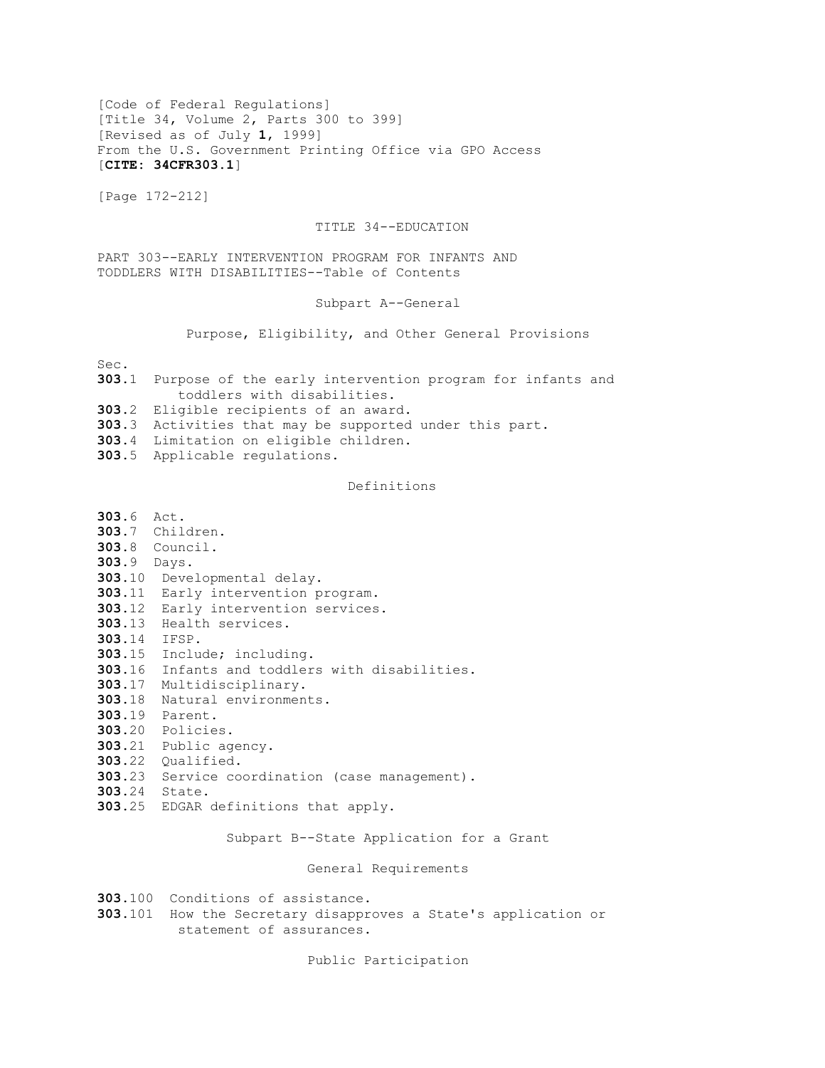[Code of Federal Regulations]
[Title 34, Volume 2, Parts 300 to 399]
[Revised as of July **1**, 1999]
From the U.S. Government Printing Office via GPO Access
[**CITE: 34CFR303.1**]

[Page 172-212]

# TITLE 34--EDUCATION

## PART 303--EARLY INTERVENTION PROGRAM FOR INFANTS AND TODDLERS WITH DISABILITIES--Table of Contents

### Subpart A--General

#### Purpose, Eligibility, and Other General Provisions

Sec.
**303**.1 Purpose of the early intervention program for infants and toddlers with disabilities.
**303**.2 Eligible recipients of an award.
**303**.3 Activities that may be supported under this part.
**303**.4 Limitation on eligible children.
**303**.5 Applicable regulations.

#### Definitions

**303**.6 Act.
**303**.7 Children.
**303**.8 Council.
**303**.9 Days.
**303**.10 Developmental delay.
**303**.11 Early intervention program.
**303**.12 Early intervention services.
**303**.13 Health services.
**303**.14 IFSP.
**303**.15 Include; including.
**303**.16 Infants and toddlers with disabilities.
**303**.17 Multidisciplinary.
**303**.18 Natural environments.
**303**.19 Parent.
**303**.20 Policies.
**303**.21 Public agency.
**303**.22 Qualified.
**303**.23 Service coordination (case management).
**303**.24 State.
**303**.25 EDGAR definitions that apply.

### Subpart B--State Application for a Grant

#### General Requirements

**303**.100 Conditions of assistance.
**303**.101 How the Secretary disapproves a State's application or statement of assurances.

#### Public Participation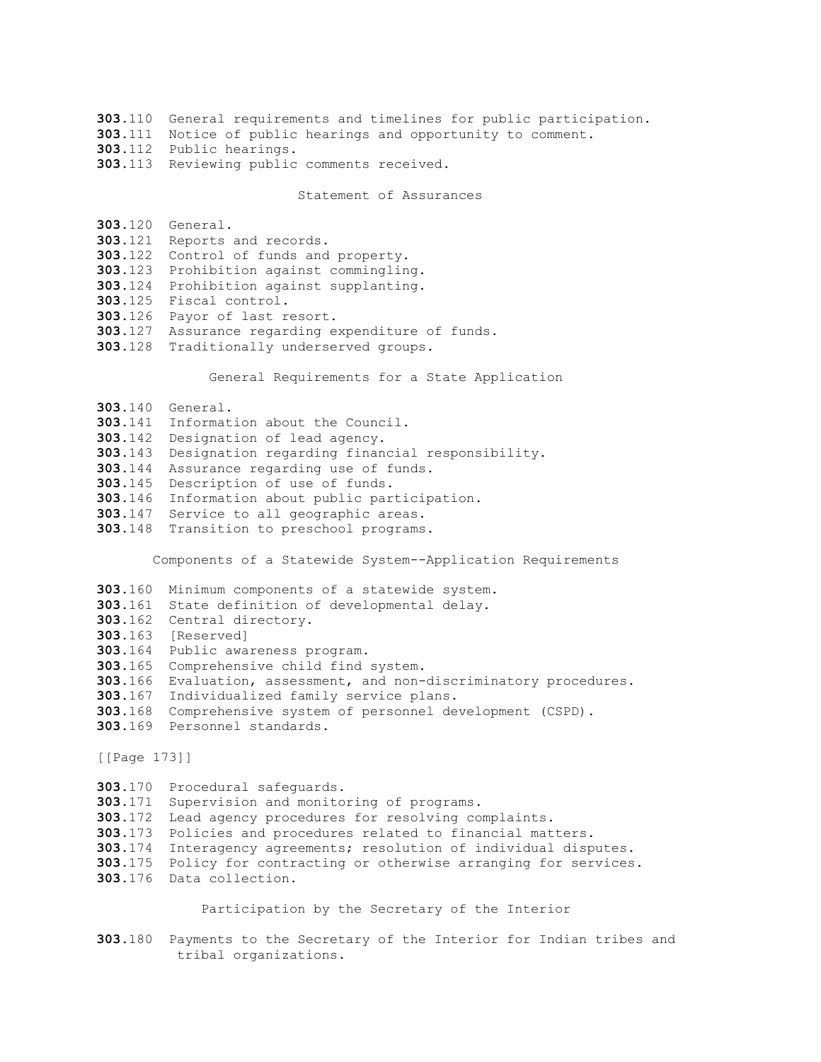**303**.110 General requirements and timelines for public participation.
**303**.111 Notice of public hearings and opportunity to comment.
**303**.112 Public hearings.
**303**.113 Reviewing public comments received.

Statement of Assurances

**303**.120 General.
**303**.121 Reports and records.
**303**.122 Control of funds and property.
**303**.123 Prohibition against commingling.
**303**.124 Prohibition against supplanting.
**303**.125 Fiscal control.
**303**.126 Payor of last resort.
**303**.127 Assurance regarding expenditure of funds.
**303**.128 Traditionally underserved groups.

General Requirements for a State Application

**303**.140 General.
**303**.141 Information about the Council.
**303**.142 Designation of lead agency.
**303**.143 Designation regarding financial responsibility.
**303**.144 Assurance regarding use of funds.
**303**.145 Description of use of funds.
**303**.146 Information about public participation.
**303**.147 Service to all geographic areas.
**303**.148 Transition to preschool programs.

Components of a Statewide System--Application Requirements

**303**.160 Minimum components of a statewide system.
**303**.161 State definition of developmental delay.
**303**.162 Central directory.
**303**.163 [Reserved]
**303**.164 Public awareness program.
**303**.165 Comprehensive child find system.
**303**.166 Evaluation, assessment, and non-discriminatory procedures.
**303**.167 Individualized family service plans.
**303**.168 Comprehensive system of personnel development (CSPD).
**303**.169 Personnel standards.

**303**.170 Procedural safeguards.
**303**.171 Supervision and monitoring of programs.
**303**.172 Lead agency procedures for resolving complaints.
**303**.173 Policies and procedures related to financial matters.
**303**.174 Interagency agreements; resolution of individual disputes.
**303**.175 Policy for contracting or otherwise arranging for services.
**303**.176 Data collection.

Participation by the Secretary of the Interior

**303**.180 Payments to the Secretary of the Interior for Indian tribes and tribal organizations.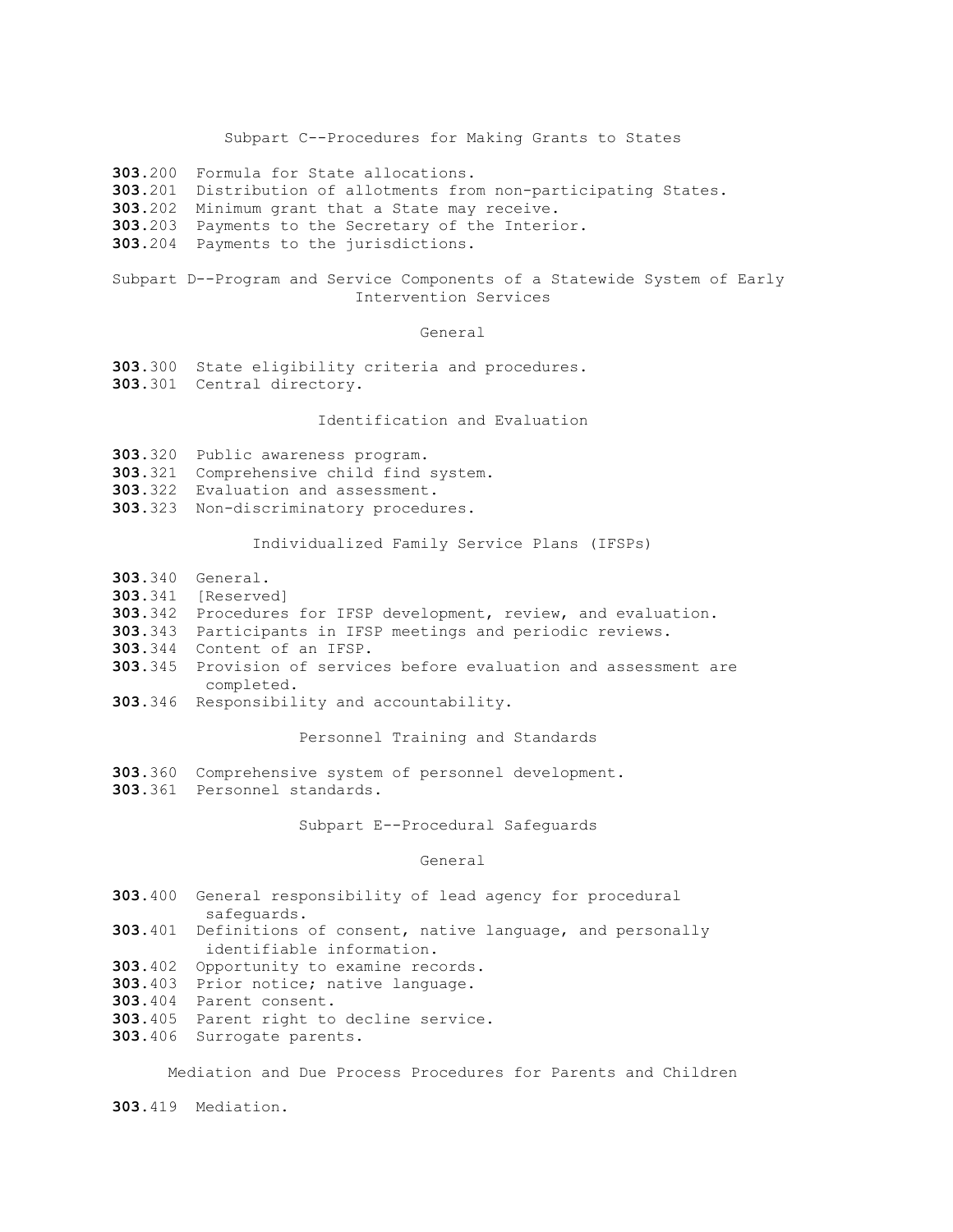## Subpart C--Procedures for Making Grants to States

**303**.200 Formula for State allocations.
**303**.201 Distribution of allotments from non-participating States.
**303**.202 Minimum grant that a State may receive.
**303**.203 Payments to the Secretary of the Interior.
**303**.204 Payments to the jurisdictions.

## Subpart D--Program and Service Components of a Statewide System of Early Intervention Services

### General

**303**.300 State eligibility criteria and procedures.
**303**.301 Central directory.

### Identification and Evaluation

**303**.320 Public awareness program.
**303**.321 Comprehensive child find system.
**303**.322 Evaluation and assessment.
**303**.323 Non-discriminatory procedures.

### Individualized Family Service Plans (IFSPs)

**303**.340 General.
**303**.341 [Reserved]
**303**.342 Procedures for IFSP development, review, and evaluation.
**303**.343 Participants in IFSP meetings and periodic reviews.
**303**.344 Content of an IFSP.
**303**.345 Provision of services before evaluation and assessment are completed.
**303**.346 Responsibility and accountability.

### Personnel Training and Standards

**303**.360 Comprehensive system of personnel development.
**303**.361 Personnel standards.

## Subpart E--Procedural Safeguards

### General

**303**.400 General responsibility of lead agency for procedural safeguards.
**303**.401 Definitions of consent, native language, and personally identifiable information.
**303**.402 Opportunity to examine records.
**303**.403 Prior notice; native language.
**303**.404 Parent consent.
**303**.405 Parent right to decline service.
**303**.406 Surrogate parents.

### Mediation and Due Process Procedures for Parents and Children

**303**.419 Mediation.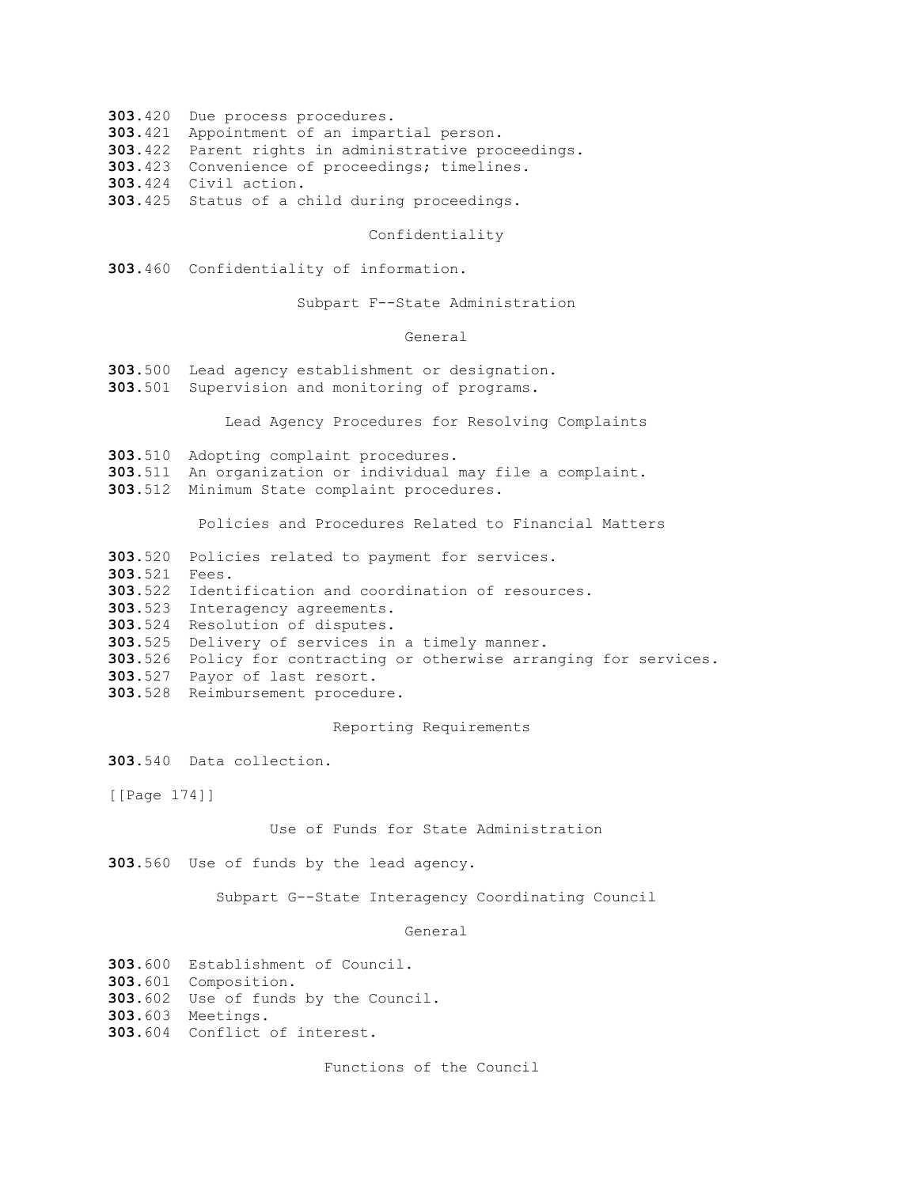**303**.420 Due process procedures.
**303**.421 Appointment of an impartial person.
**303**.422 Parent rights in administrative proceedings.
**303**.423 Convenience of proceedings; timelines.
**303**.424 Civil action.
**303**.425 Status of a child during proceedings.

Confidentiality

**303**.460 Confidentiality of information.

Subpart F--State Administration

General

**303**.500 Lead agency establishment or designation.
**303**.501 Supervision and monitoring of programs.

Lead Agency Procedures for Resolving Complaints

**303**.510 Adopting complaint procedures.
**303**.511 An organization or individual may file a complaint.
**303**.512 Minimum State complaint procedures.

Policies and Procedures Related to Financial Matters

**303**.520 Policies related to payment for services.
**303**.521 Fees.
**303**.522 Identification and coordination of resources.
**303**.523 Interagency agreements.
**303**.524 Resolution of disputes.
**303**.525 Delivery of services in a timely manner.
**303**.526 Policy for contracting or otherwise arranging for services.
**303**.527 Payor of last resort.
**303**.528 Reimbursement procedure.

Reporting Requirements

**303**.540 Data collection.

Use of Funds for State Administration

**303**.560 Use of funds by the lead agency.

Subpart G--State Interagency Coordinating Council

General

**303**.600 Establishment of Council.
**303**.601 Composition.
**303**.602 Use of funds by the Council.
**303**.603 Meetings.
**303**.604 Conflict of interest.

Functions of the Council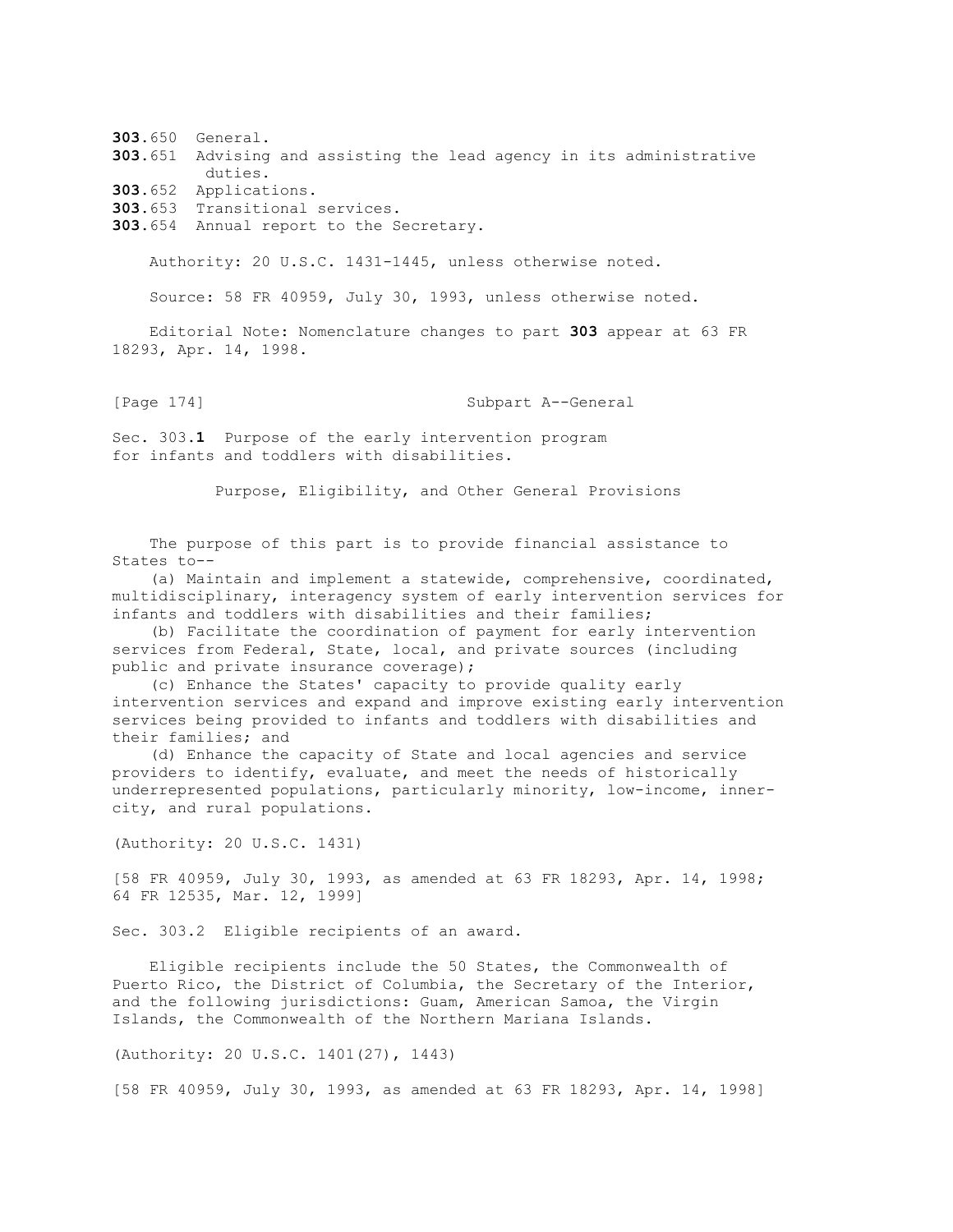**303**.650 General.
**303**.651 Advising and assisting the lead agency in its administrative duties.
**303**.652 Applications.
**303**.653 Transitional services.
**303**.654 Annual report to the Secretary.

Authority: 20 U.S.C. 1431-1445, unless otherwise noted.

Source: 58 FR 40959, July 30, 1993, unless otherwise noted.

Editorial Note: Nomenclature changes to part **303** appear at 63 FR 18293, Apr. 14, 1998.

## Subpart A--General

### Sec. 303.**1** Purpose of the early intervention program for infants and toddlers with disabilities.

Purpose, Eligibility, and Other General Provisions

The purpose of this part is to provide financial assistance to States to--

(a) Maintain and implement a statewide, comprehensive, coordinated, multidisciplinary, interagency system of early intervention services for infants and toddlers with disabilities and their families;

(b) Facilitate the coordination of payment for early intervention services from Federal, State, local, and private sources (including public and private insurance coverage);

(c) Enhance the States' capacity to provide quality early intervention services and expand and improve existing early intervention services being provided to infants and toddlers with disabilities and their families; and

(d) Enhance the capacity of State and local agencies and service providers to identify, evaluate, and meet the needs of historically underrepresented populations, particularly minority, low-income, inner-city, and rural populations.

(Authority: 20 U.S.C. 1431)

[58 FR 40959, July 30, 1993, as amended at 63 FR 18293, Apr. 14, 1998; 64 FR 12535, Mar. 12, 1999]

### Sec. 303.2 Eligible recipients of an award.

Eligible recipients include the 50 States, the Commonwealth of Puerto Rico, the District of Columbia, the Secretary of the Interior, and the following jurisdictions: Guam, American Samoa, the Virgin Islands, the Commonwealth of the Northern Mariana Islands.

(Authority: 20 U.S.C. 1401(27), 1443)

[58 FR 40959, July 30, 1993, as amended at 63 FR 18293, Apr. 14, 1998]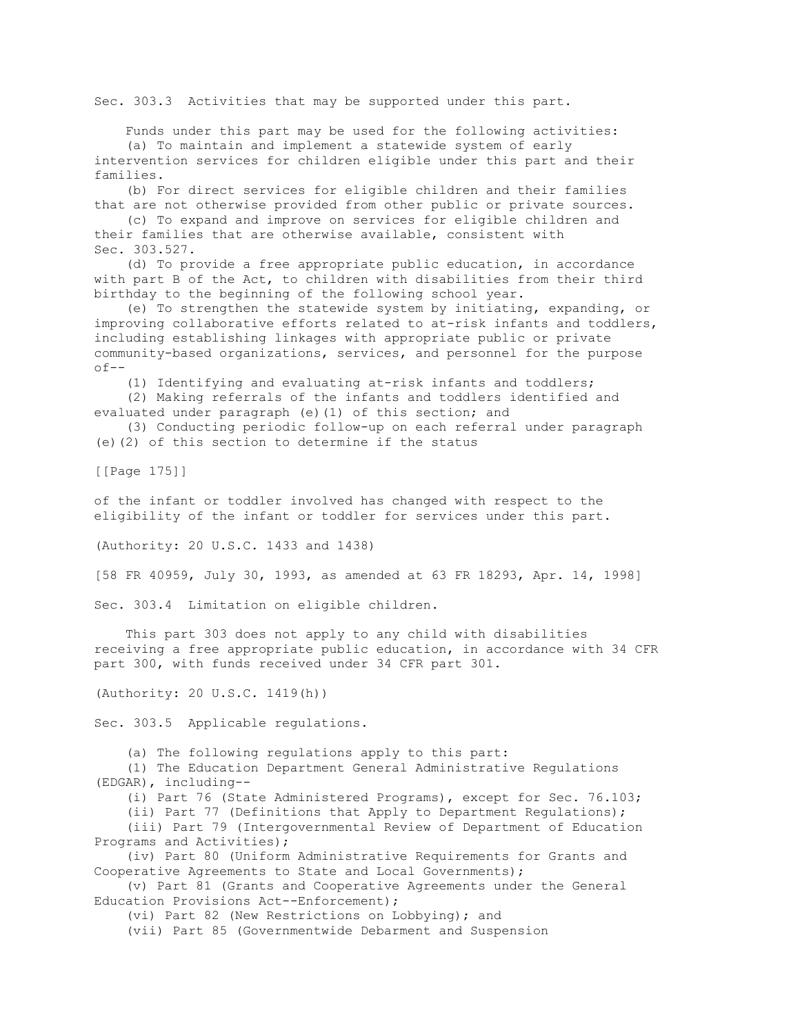## Sec. 303.3 Activities that may be supported under this part.

Funds under this part may be used for the following activities:

(a) To maintain and implement a statewide system of early intervention services for children eligible under this part and their families.

(b) For direct services for eligible children and their families that are not otherwise provided from other public or private sources.

(c) To expand and improve on services for eligible children and their families that are otherwise available, consistent with Sec. 303.527.

(d) To provide a free appropriate public education, in accordance with part B of the Act, to children with disabilities from their third birthday to the beginning of the following school year.

(e) To strengthen the statewide system by initiating, expanding, or improving collaborative efforts related to at-risk infants and toddlers, including establishing linkages with appropriate public or private community-based organizations, services, and personnel for the purpose of--

(1) Identifying and evaluating at-risk infants and toddlers;

(2) Making referrals of the infants and toddlers identified and evaluated under paragraph (e)(1) of this section; and

(3) Conducting periodic follow-up on each referral under paragraph (e)(2) of this section to determine if the status of the infant or toddler involved has changed with respect to the eligibility of the infant or toddler for services under this part.

(Authority: 20 U.S.C. 1433 and 1438)

[58 FR 40959, July 30, 1993, as amended at 63 FR 18293, Apr. 14, 1998]

## Sec. 303.4 Limitation on eligible children.

This part 303 does not apply to any child with disabilities receiving a free appropriate public education, in accordance with 34 CFR part 300, with funds received under 34 CFR part 301.

(Authority: 20 U.S.C. 1419(h))

## Sec. 303.5 Applicable regulations.

(a) The following regulations apply to this part:

(1) The Education Department General Administrative Regulations (EDGAR), including--

(i) Part 76 (State Administered Programs), except for Sec. 76.103;

(ii) Part 77 (Definitions that Apply to Department Regulations);

(iii) Part 79 (Intergovernmental Review of Department of Education Programs and Activities);

(iv) Part 80 (Uniform Administrative Requirements for Grants and Cooperative Agreements to State and Local Governments);

(v) Part 81 (Grants and Cooperative Agreements under the General Education Provisions Act--Enforcement);

(vi) Part 82 (New Restrictions on Lobbying); and

(vii) Part 85 (Governmentwide Debarment and Suspension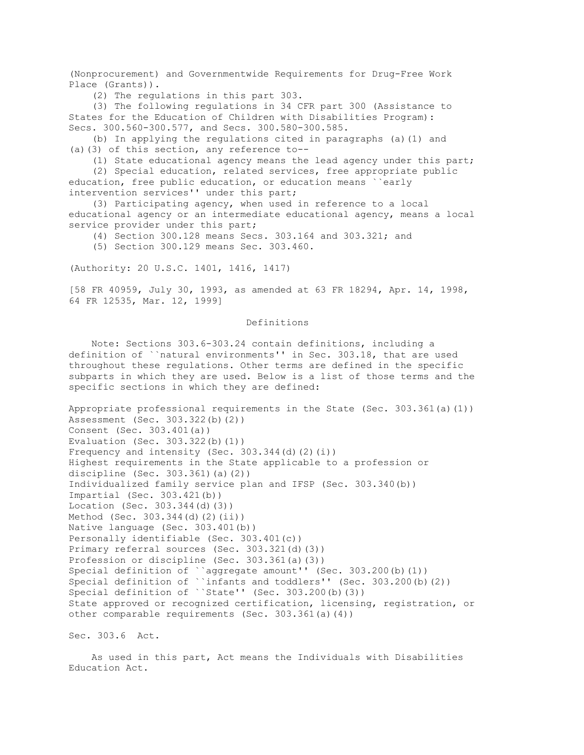(Nonprocurement) and Governmentwide Requirements for Drug-Free Work Place (Grants)).

(2) The regulations in this part 303.

(3) The following regulations in 34 CFR part 300 (Assistance to States for the Education of Children with Disabilities Program): Secs. 300.560-300.577, and Secs. 300.580-300.585.

(b) In applying the regulations cited in paragraphs (a)(1) and (a)(3) of this section, any reference to--

(1) State educational agency means the lead agency under this part;

(2) Special education, related services, free appropriate public education, free public education, or education means ``early intervention services'' under this part;

(3) Participating agency, when used in reference to a local educational agency or an intermediate educational agency, means a local service provider under this part;

(4) Section 300.128 means Secs. 303.164 and 303.321; and

(5) Section 300.129 means Sec. 303.460.

(Authority: 20 U.S.C. 1401, 1416, 1417)

[58 FR 40959, July 30, 1993, as amended at 63 FR 18294, Apr. 14, 1998, 64 FR 12535, Mar. 12, 1999]

## Definitions

Note: Sections 303.6-303.24 contain definitions, including a definition of ``natural environments'' in Sec. 303.18, that are used throughout these regulations. Other terms are defined in the specific subparts in which they are used. Below is a list of those terms and the specific sections in which they are defined:

Appropriate professional requirements in the State (Sec. 303.361(a)(1))
Assessment (Sec. 303.322(b)(2))
Consent (Sec. 303.401(a))
Evaluation (Sec. 303.322(b)(1))
Frequency and intensity (Sec. 303.344(d)(2)(i))
Highest requirements in the State applicable to a profession or discipline (Sec. 303.361)(a)(2))
Individualized family service plan and IFSP (Sec. 303.340(b))
Impartial (Sec. 303.421(b))
Location (Sec. 303.344(d)(3))
Method (Sec. 303.344(d)(2)(ii))
Native language (Sec. 303.401(b))
Personally identifiable (Sec. 303.401(c))
Primary referral sources (Sec. 303.321(d)(3))
Profession or discipline (Sec. 303.361(a)(3))
Special definition of ``aggregate amount'' (Sec. 303.200(b)(1))
Special definition of ``infants and toddlers'' (Sec. 303.200(b)(2))
Special definition of ``State'' (Sec. 303.200(b)(3))
State approved or recognized certification, licensing, registration, or other comparable requirements (Sec. 303.361(a)(4))

### Sec. 303.6 Act.

As used in this part, Act means the Individuals with Disabilities Education Act.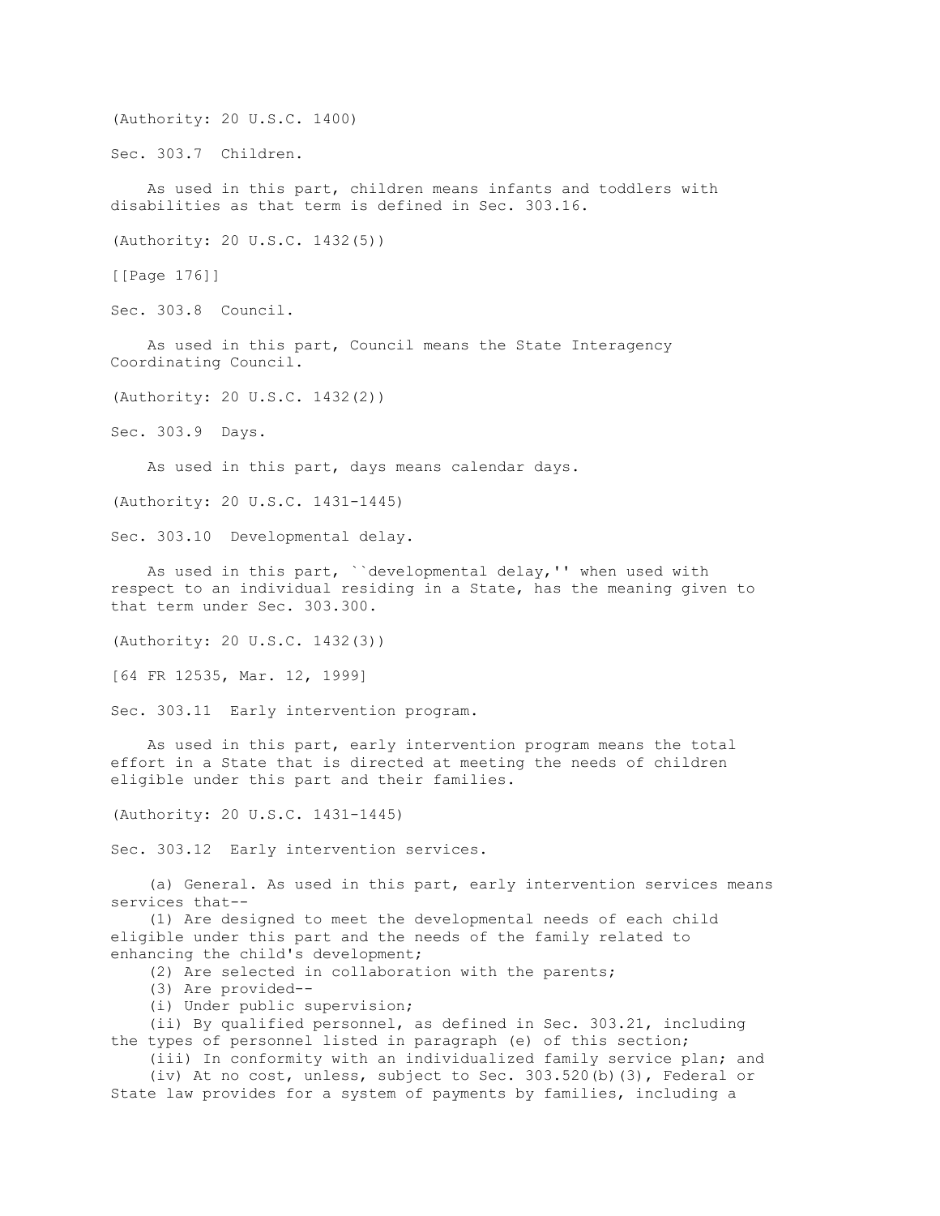(Authority: 20 U.S.C. 1400)

Sec. 303.7 Children.

As used in this part, children means infants and toddlers with disabilities as that term is defined in Sec. 303.16.

(Authority: 20 U.S.C. 1432(5))

[[Page 176]]

Sec. 303.8 Council.

As used in this part, Council means the State Interagency Coordinating Council.

(Authority: 20 U.S.C. 1432(2))

Sec. 303.9 Days.

As used in this part, days means calendar days.

(Authority: 20 U.S.C. 1431-1445)

Sec. 303.10 Developmental delay.

As used in this part, ``developmental delay,'' when used with respect to an individual residing in a State, has the meaning given to that term under Sec. 303.300.

(Authority: 20 U.S.C. 1432(3))

[64 FR 12535, Mar. 12, 1999]

Sec. 303.11 Early intervention program.

As used in this part, early intervention program means the total effort in a State that is directed at meeting the needs of children eligible under this part and their families.

(Authority: 20 U.S.C. 1431-1445)

Sec. 303.12 Early intervention services.

(a) General. As used in this part, early intervention services means services that--

(1) Are designed to meet the developmental needs of each child eligible under this part and the needs of the family related to enhancing the child's development;

(2) Are selected in collaboration with the parents;

(3) Are provided--

(i) Under public supervision;

(ii) By qualified personnel, as defined in Sec. 303.21, including the types of personnel listed in paragraph (e) of this section;

(iii) In conformity with an individualized family service plan; and

(iv) At no cost, unless, subject to Sec. 303.520(b)(3), Federal or State law provides for a system of payments by families, including a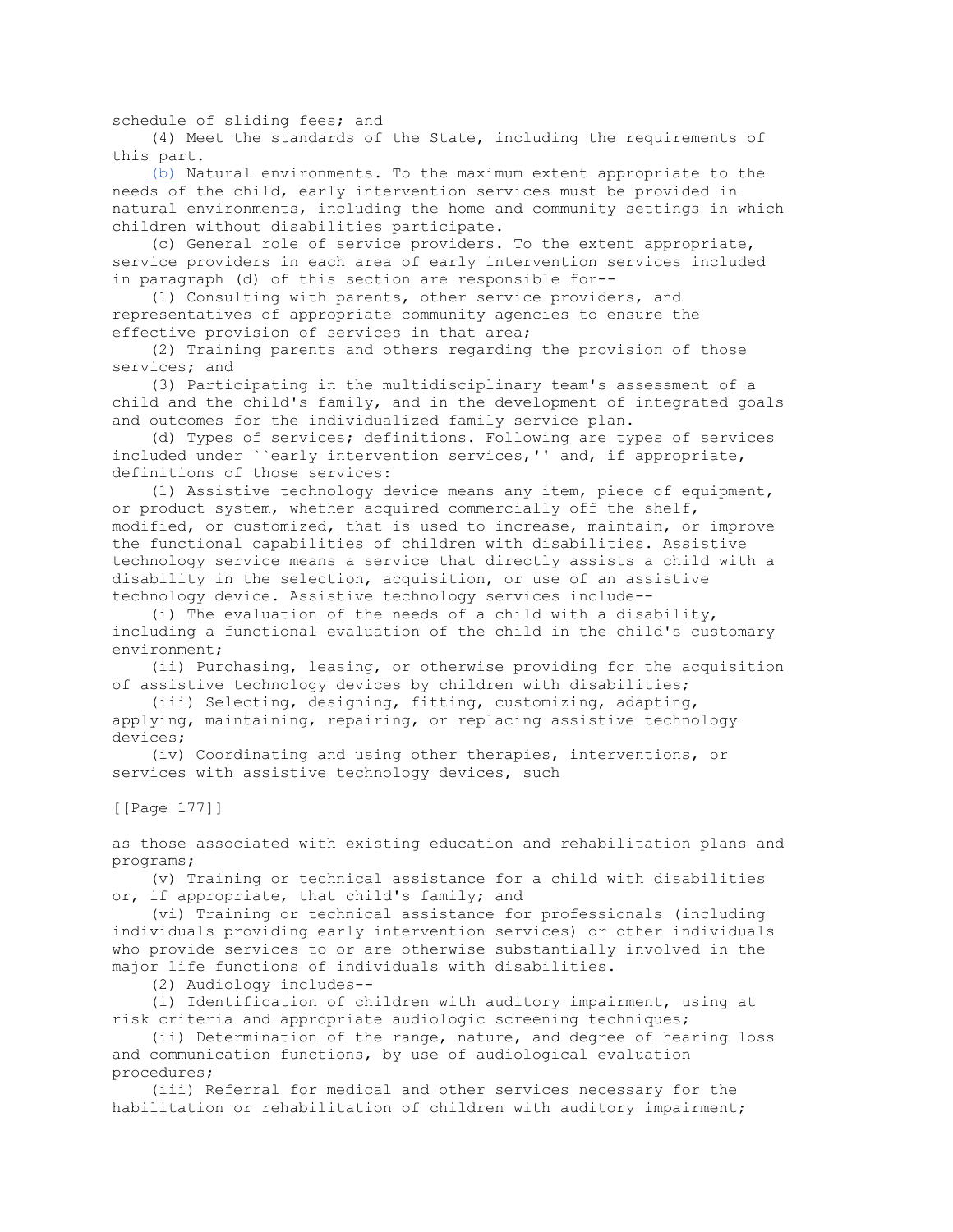schedule of sliding fees; and

(4) Meet the standards of the State, including the requirements of this part.

(b) Natural environments. To the maximum extent appropriate to the needs of the child, early intervention services must be provided in natural environments, including the home and community settings in which children without disabilities participate.

(c) General role of service providers. To the extent appropriate, service providers in each area of early intervention services included in paragraph (d) of this section are responsible for--

(1) Consulting with parents, other service providers, and representatives of appropriate community agencies to ensure the effective provision of services in that area;

(2) Training parents and others regarding the provision of those services; and

(3) Participating in the multidisciplinary team's assessment of a child and the child's family, and in the development of integrated goals and outcomes for the individualized family service plan.

(d) Types of services; definitions. Following are types of services included under ``early intervention services,'' and, if appropriate, definitions of those services:

(1) Assistive technology device means any item, piece of equipment, or product system, whether acquired commercially off the shelf, modified, or customized, that is used to increase, maintain, or improve the functional capabilities of children with disabilities. Assistive technology service means a service that directly assists a child with a disability in the selection, acquisition, or use of an assistive technology device. Assistive technology services include--

(i) The evaluation of the needs of a child with a disability, including a functional evaluation of the child in the child's customary environment;

(ii) Purchasing, leasing, or otherwise providing for the acquisition of assistive technology devices by children with disabilities;

(iii) Selecting, designing, fitting, customizing, adapting, applying, maintaining, repairing, or replacing assistive technology devices;

(iv) Coordinating and using other therapies, interventions, or services with assistive technology devices, such as those associated with existing education and rehabilitation plans and programs;

(v) Training or technical assistance for a child with disabilities or, if appropriate, that child's family; and

(vi) Training or technical assistance for professionals (including individuals providing early intervention services) or other individuals who provide services to or are otherwise substantially involved in the major life functions of individuals with disabilities.

(2) Audiology includes--

(i) Identification of children with auditory impairment, using at risk criteria and appropriate audiologic screening techniques;

(ii) Determination of the range, nature, and degree of hearing loss and communication functions, by use of audiological evaluation procedures;

(iii) Referral for medical and other services necessary for the habilitation or rehabilitation of children with auditory impairment;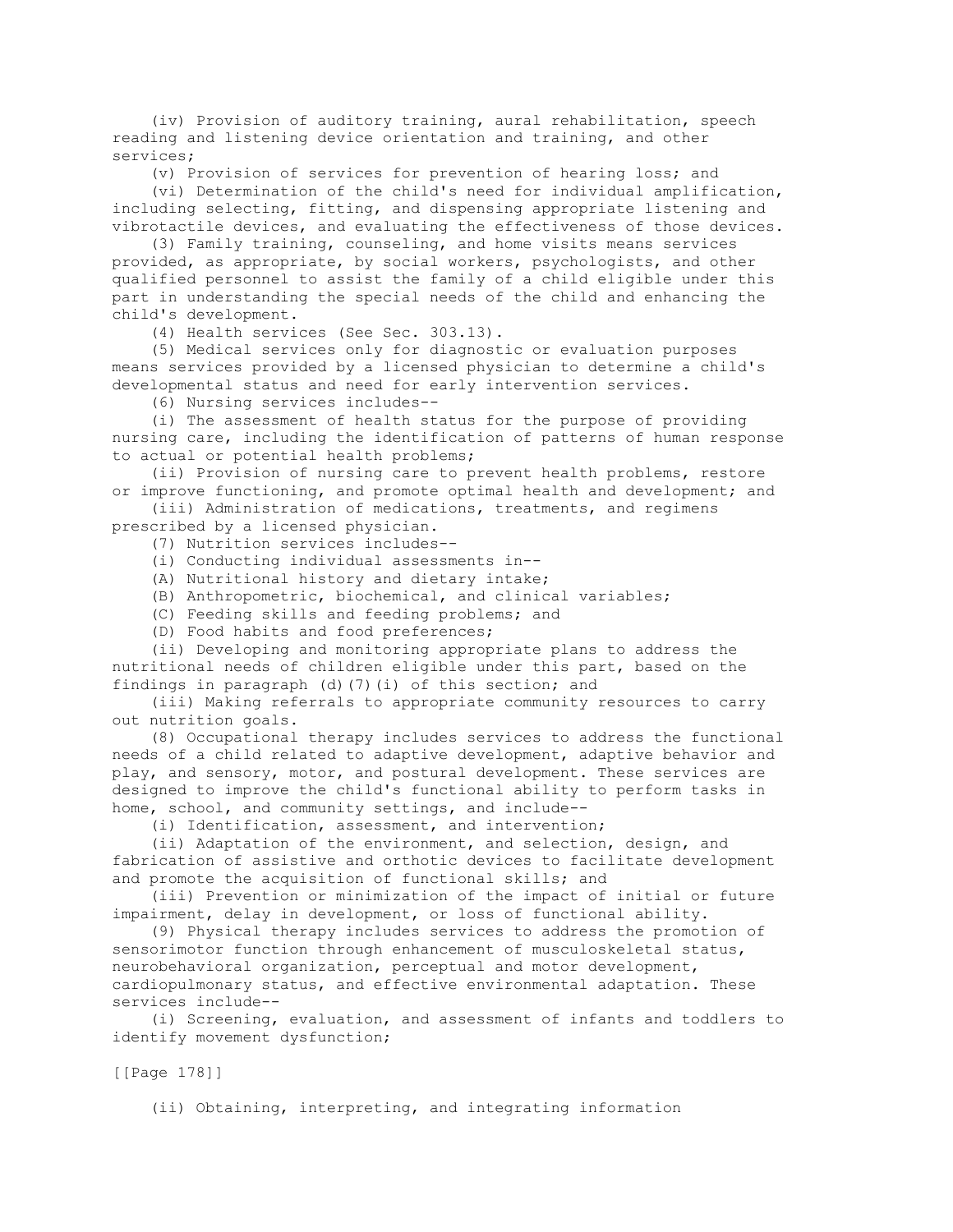(iv) Provision of auditory training, aural rehabilitation, speech reading and listening device orientation and training, and other services;

(v) Provision of services for prevention of hearing loss; and

(vi) Determination of the child's need for individual amplification, including selecting, fitting, and dispensing appropriate listening and vibrotactile devices, and evaluating the effectiveness of those devices.

(3) Family training, counseling, and home visits means services provided, as appropriate, by social workers, psychologists, and other qualified personnel to assist the family of a child eligible under this part in understanding the special needs of the child and enhancing the child's development.

(4) Health services (See Sec. 303.13).

(5) Medical services only for diagnostic or evaluation purposes means services provided by a licensed physician to determine a child's developmental status and need for early intervention services.

(6) Nursing services includes--

(i) The assessment of health status for the purpose of providing nursing care, including the identification of patterns of human response to actual or potential health problems;

(ii) Provision of nursing care to prevent health problems, restore or improve functioning, and promote optimal health and development; and

(iii) Administration of medications, treatments, and regimens prescribed by a licensed physician.

(7) Nutrition services includes--

(i) Conducting individual assessments in--

(A) Nutritional history and dietary intake;

(B) Anthropometric, biochemical, and clinical variables;

(C) Feeding skills and feeding problems; and

(D) Food habits and food preferences;

(ii) Developing and monitoring appropriate plans to address the nutritional needs of children eligible under this part, based on the findings in paragraph (d)(7)(i) of this section; and

(iii) Making referrals to appropriate community resources to carry out nutrition goals.

(8) Occupational therapy includes services to address the functional needs of a child related to adaptive development, adaptive behavior and play, and sensory, motor, and postural development. These services are designed to improve the child's functional ability to perform tasks in home, school, and community settings, and include--

(i) Identification, assessment, and intervention;

(ii) Adaptation of the environment, and selection, design, and fabrication of assistive and orthotic devices to facilitate development and promote the acquisition of functional skills; and

(iii) Prevention or minimization of the impact of initial or future impairment, delay in development, or loss of functional ability.

(9) Physical therapy includes services to address the promotion of sensorimotor function through enhancement of musculoskeletal status, neurobehavioral organization, perceptual and motor development, cardiopulmonary status, and effective environmental adaptation. These services include--

(i) Screening, evaluation, and assessment of infants and toddlers to identify movement dysfunction;

(ii) Obtaining, interpreting, and integrating information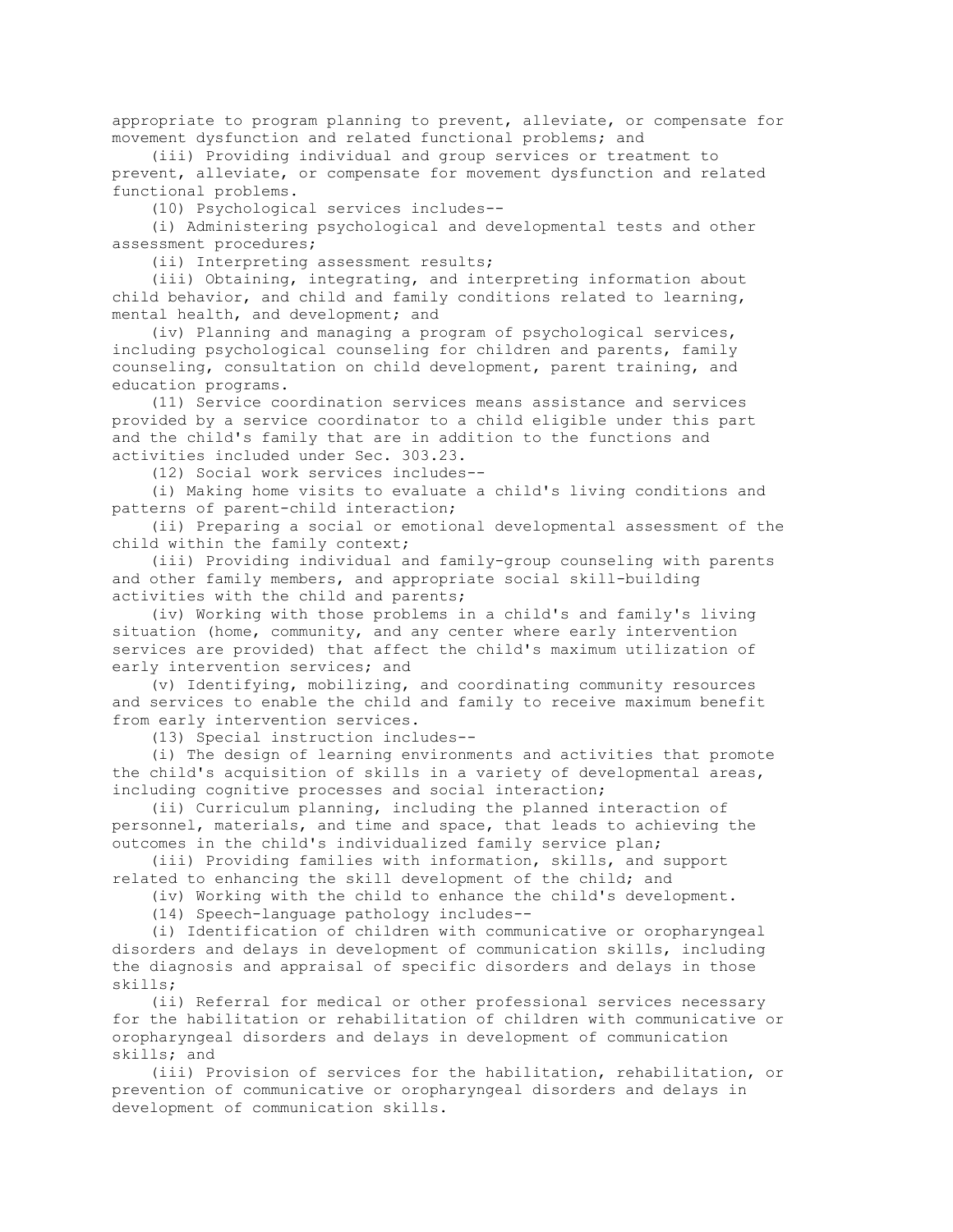appropriate to program planning to prevent, alleviate, or compensate for movement dysfunction and related functional problems; and

(iii) Providing individual and group services or treatment to prevent, alleviate, or compensate for movement dysfunction and related functional problems.

(10) Psychological services includes--

(i) Administering psychological and developmental tests and other assessment procedures;

(ii) Interpreting assessment results;

(iii) Obtaining, integrating, and interpreting information about child behavior, and child and family conditions related to learning, mental health, and development; and

(iv) Planning and managing a program of psychological services, including psychological counseling for children and parents, family counseling, consultation on child development, parent training, and education programs.

(11) Service coordination services means assistance and services provided by a service coordinator to a child eligible under this part and the child's family that are in addition to the functions and activities included under Sec. 303.23.

(12) Social work services includes--

(i) Making home visits to evaluate a child's living conditions and patterns of parent-child interaction;

(ii) Preparing a social or emotional developmental assessment of the child within the family context;

(iii) Providing individual and family-group counseling with parents and other family members, and appropriate social skill-building activities with the child and parents;

(iv) Working with those problems in a child's and family's living situation (home, community, and any center where early intervention services are provided) that affect the child's maximum utilization of early intervention services; and

(v) Identifying, mobilizing, and coordinating community resources and services to enable the child and family to receive maximum benefit from early intervention services.

(13) Special instruction includes--

(i) The design of learning environments and activities that promote the child's acquisition of skills in a variety of developmental areas, including cognitive processes and social interaction;

(ii) Curriculum planning, including the planned interaction of personnel, materials, and time and space, that leads to achieving the outcomes in the child's individualized family service plan;

(iii) Providing families with information, skills, and support related to enhancing the skill development of the child; and

(iv) Working with the child to enhance the child's development.

(14) Speech-language pathology includes--

(i) Identification of children with communicative or oropharyngeal disorders and delays in development of communication skills, including the diagnosis and appraisal of specific disorders and delays in those skills;

(ii) Referral for medical or other professional services necessary for the habilitation or rehabilitation of children with communicative or oropharyngeal disorders and delays in development of communication skills; and

(iii) Provision of services for the habilitation, rehabilitation, or prevention of communicative or oropharyngeal disorders and delays in development of communication skills.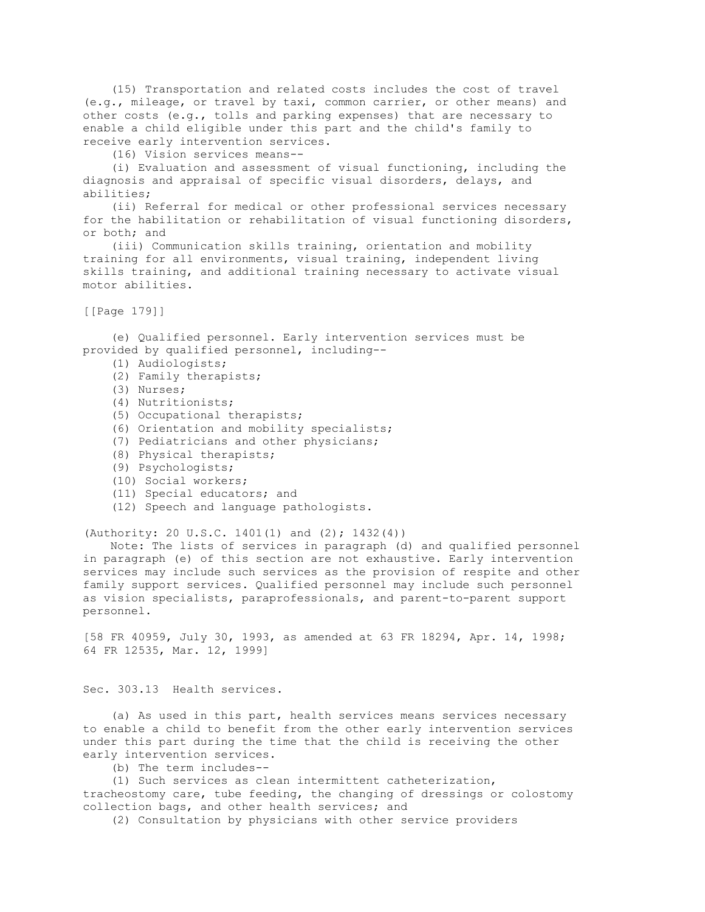(15) Transportation and related costs includes the cost of travel (e.g., mileage, or travel by taxi, common carrier, or other means) and other costs (e.g., tolls and parking expenses) that are necessary to enable a child eligible under this part and the child's family to receive early intervention services.

(16) Vision services means--

(i) Evaluation and assessment of visual functioning, including the diagnosis and appraisal of specific visual disorders, delays, and abilities;

(ii) Referral for medical or other professional services necessary for the habilitation or rehabilitation of visual functioning disorders, or both; and

(iii) Communication skills training, orientation and mobility training for all environments, visual training, independent living skills training, and additional training necessary to activate visual motor abilities.

(e) Qualified personnel. Early intervention services must be provided by qualified personnel, including--

(1) Audiologists;
(2) Family therapists;
(3) Nurses;
(4) Nutritionists;
(5) Occupational therapists;
(6) Orientation and mobility specialists;
(7) Pediatricians and other physicians;
(8) Physical therapists;
(9) Psychologists;
(10) Social workers;
(11) Special educators; and
(12) Speech and language pathologists.

(Authority: 20 U.S.C. 1401(1) and (2); 1432(4))

Note: The lists of services in paragraph (d) and qualified personnel in paragraph (e) of this section are not exhaustive. Early intervention services may include such services as the provision of respite and other family support services. Qualified personnel may include such personnel as vision specialists, paraprofessionals, and parent-to-parent support personnel.

[58 FR 40959, July 30, 1993, as amended at 63 FR 18294, Apr. 14, 1998; 64 FR 12535, Mar. 12, 1999]

## Sec. 303.13 Health services.

(a) As used in this part, health services means services necessary to enable a child to benefit from the other early intervention services under this part during the time that the child is receiving the other early intervention services.

(b) The term includes--

(1) Such services as clean intermittent catheterization, tracheostomy care, tube feeding, the changing of dressings or colostomy collection bags, and other health services; and

(2) Consultation by physicians with other service providers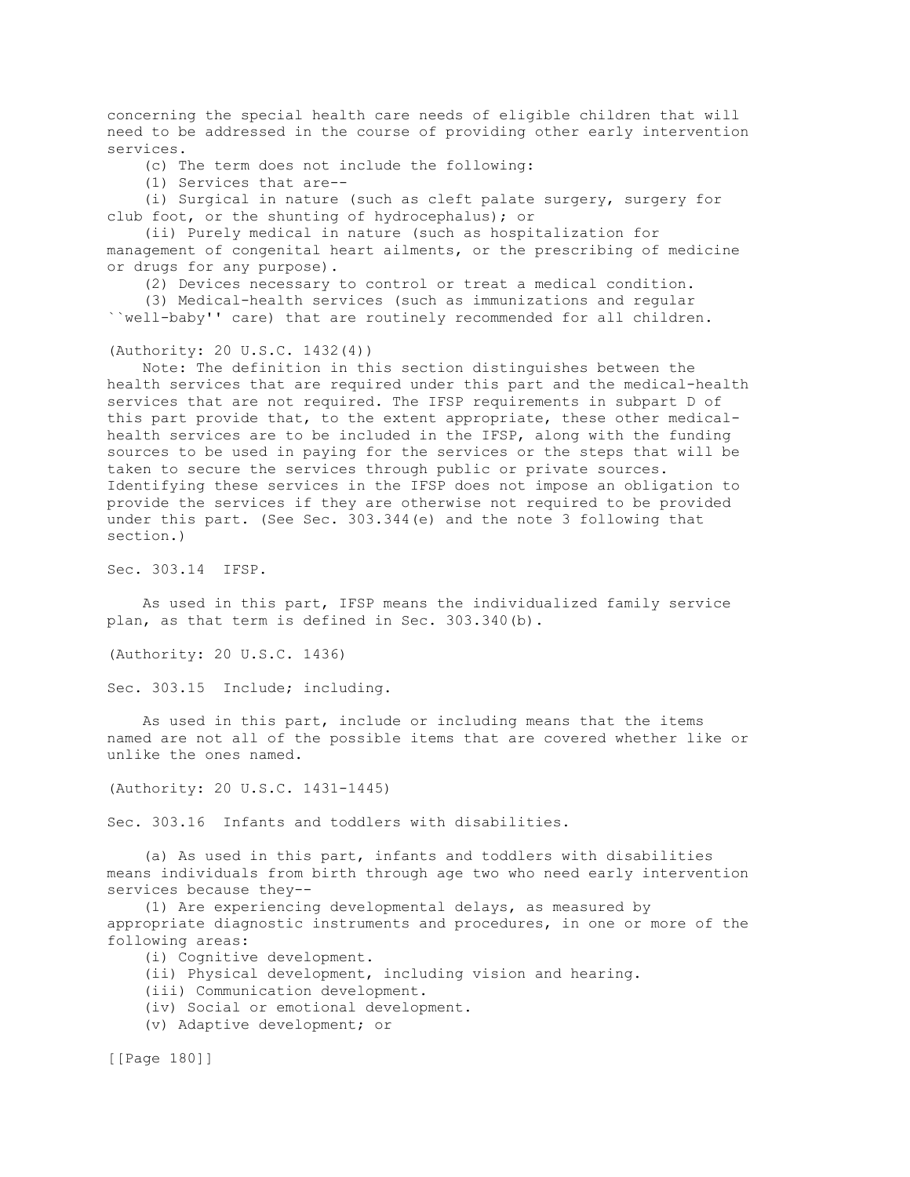concerning the special health care needs of eligible children that will need to be addressed in the course of providing other early intervention services.

(c) The term does not include the following:

(1) Services that are--

(i) Surgical in nature (such as cleft palate surgery, surgery for club foot, or the shunting of hydrocephalus); or

(ii) Purely medical in nature (such as hospitalization for management of congenital heart ailments, or the prescribing of medicine or drugs for any purpose).

(2) Devices necessary to control or treat a medical condition.

(3) Medical-health services (such as immunizations and regular ``well-baby'' care) that are routinely recommended for all children.

(Authority: 20 U.S.C. 1432(4))

Note: The definition in this section distinguishes between the health services that are required under this part and the medical-health services that are not required. The IFSP requirements in subpart D of this part provide that, to the extent appropriate, these other medical-health services are to be included in the IFSP, along with the funding sources to be used in paying for the services or the steps that will be taken to secure the services through public or private sources. Identifying these services in the IFSP does not impose an obligation to provide the services if they are otherwise not required to be provided under this part. (See Sec. 303.344(e) and the note 3 following that section.)

Sec. 303.14 IFSP.

As used in this part, IFSP means the individualized family service plan, as that term is defined in Sec. 303.340(b).

(Authority: 20 U.S.C. 1436)

Sec. 303.15 Include; including.

As used in this part, include or including means that the items named are not all of the possible items that are covered whether like or unlike the ones named.

(Authority: 20 U.S.C. 1431-1445)

Sec. 303.16 Infants and toddlers with disabilities.

(a) As used in this part, infants and toddlers with disabilities means individuals from birth through age two who need early intervention services because they--

(1) Are experiencing developmental delays, as measured by appropriate diagnostic instruments and procedures, in one or more of the following areas:

(i) Cognitive development.

(ii) Physical development, including vision and hearing.

(iii) Communication development.

(iv) Social or emotional development.

(v) Adaptive development; or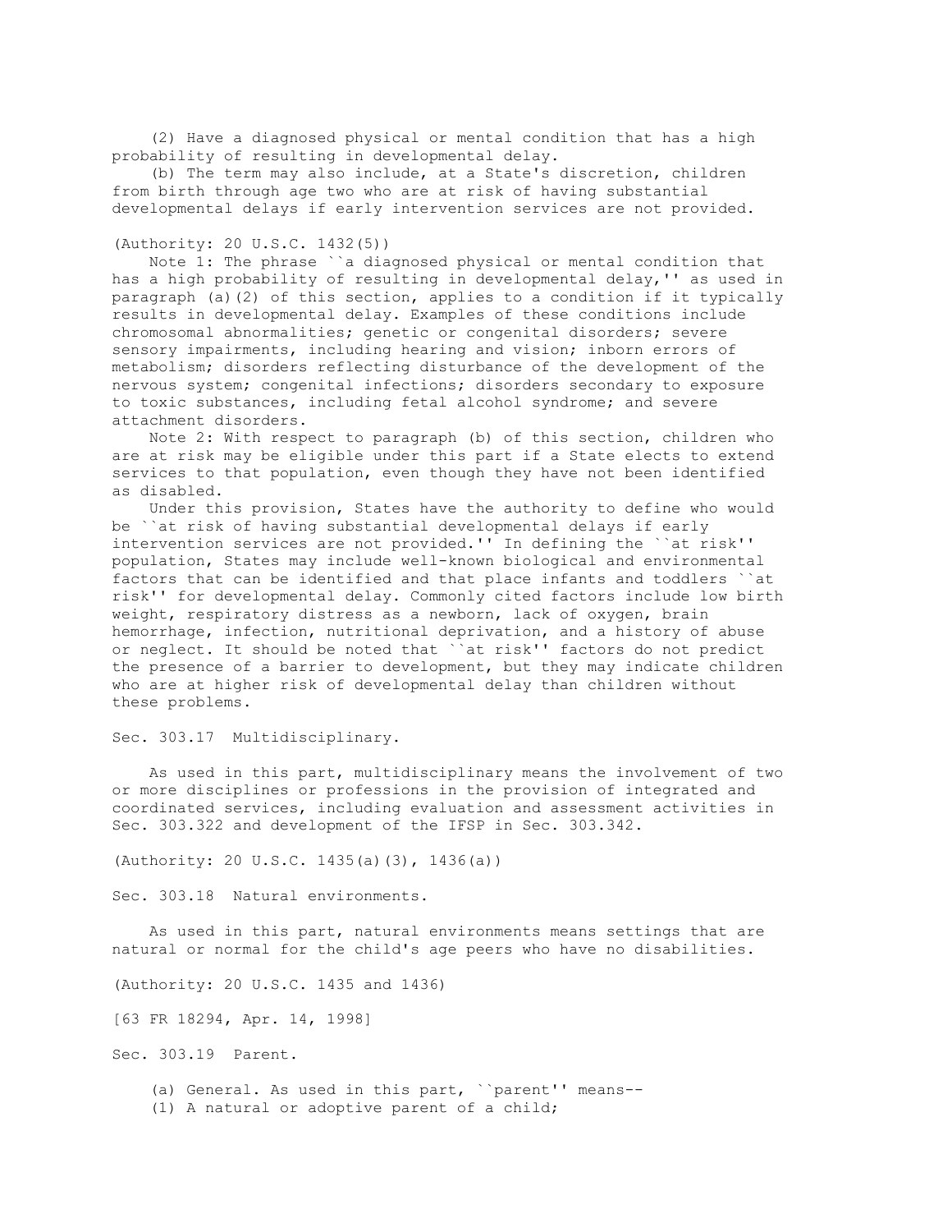(2) Have a diagnosed physical or mental condition that has a high probability of resulting in developmental delay.

(b) The term may also include, at a State's discretion, children from birth through age two who are at risk of having substantial developmental delays if early intervention services are not provided.

(Authority: 20 U.S.C. 1432(5))

Note 1: The phrase ``a diagnosed physical or mental condition that has a high probability of resulting in developmental delay,'' as used in paragraph (a)(2) of this section, applies to a condition if it typically results in developmental delay. Examples of these conditions include chromosomal abnormalities; genetic or congenital disorders; severe sensory impairments, including hearing and vision; inborn errors of metabolism; disorders reflecting disturbance of the development of the nervous system; congenital infections; disorders secondary to exposure to toxic substances, including fetal alcohol syndrome; and severe attachment disorders.

Note 2: With respect to paragraph (b) of this section, children who are at risk may be eligible under this part if a State elects to extend services to that population, even though they have not been identified as disabled.

Under this provision, States have the authority to define who would be ``at risk of having substantial developmental delays if early intervention services are not provided.'' In defining the ``at risk'' population, States may include well-known biological and environmental factors that can be identified and that place infants and toddlers ``at risk'' for developmental delay. Commonly cited factors include low birth weight, respiratory distress as a newborn, lack of oxygen, brain hemorrhage, infection, nutritional deprivation, and a history of abuse or neglect. It should be noted that ``at risk'' factors do not predict the presence of a barrier to development, but they may indicate children who are at higher risk of developmental delay than children without these problems.

Sec. 303.17 Multidisciplinary.

As used in this part, multidisciplinary means the involvement of two or more disciplines or professions in the provision of integrated and coordinated services, including evaluation and assessment activities in Sec. 303.322 and development of the IFSP in Sec. 303.342.

(Authority: 20 U.S.C. 1435(a)(3), 1436(a))

Sec. 303.18 Natural environments.

As used in this part, natural environments means settings that are natural or normal for the child's age peers who have no disabilities.

(Authority: 20 U.S.C. 1435 and 1436)

[63 FR 18294, Apr. 14, 1998]

Sec. 303.19 Parent.

(a) General. As used in this part, ``parent'' means--

(1) A natural or adoptive parent of a child;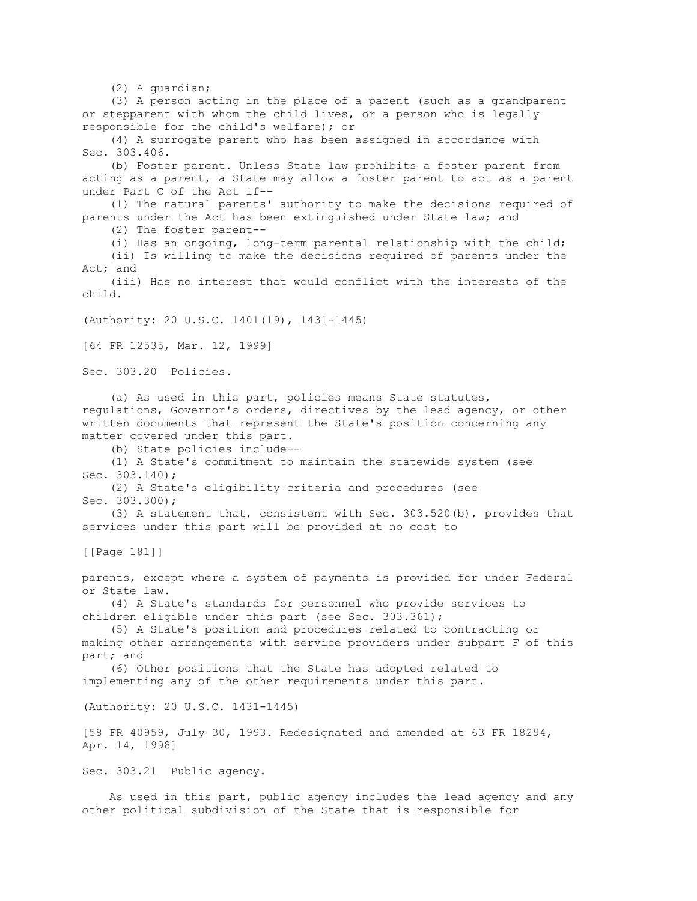(2) A guardian;

(3) A person acting in the place of a parent (such as a grandparent or stepparent with whom the child lives, or a person who is legally responsible for the child's welfare); or

(4) A surrogate parent who has been assigned in accordance with Sec. 303.406.

(b) Foster parent. Unless State law prohibits a foster parent from acting as a parent, a State may allow a foster parent to act as a parent under Part C of the Act if--

(1) The natural parents' authority to make the decisions required of parents under the Act has been extinguished under State law; and

(2) The foster parent--

(i) Has an ongoing, long-term parental relationship with the child;

(ii) Is willing to make the decisions required of parents under the Act; and

(iii) Has no interest that would conflict with the interests of the child.

(Authority: 20 U.S.C. 1401(19), 1431-1445)

[64 FR 12535, Mar. 12, 1999]

## Sec. 303.20 Policies.

(a) As used in this part, policies means State statutes, regulations, Governor's orders, directives by the lead agency, or other written documents that represent the State's position concerning any matter covered under this part.

(b) State policies include--

(1) A State's commitment to maintain the statewide system (see Sec. 303.140);

(2) A State's eligibility criteria and procedures (see Sec. 303.300);

(3) A statement that, consistent with Sec. 303.520(b), provides that services under this part will be provided at no cost to

[[Page 181]]

parents, except where a system of payments is provided for under Federal or State law.

(4) A State's standards for personnel who provide services to children eligible under this part (see Sec. 303.361);

(5) A State's position and procedures related to contracting or making other arrangements with service providers under subpart F of this part; and

(6) Other positions that the State has adopted related to implementing any of the other requirements under this part.

(Authority: 20 U.S.C. 1431-1445)

[58 FR 40959, July 30, 1993. Redesignated and amended at 63 FR 18294, Apr. 14, 1998]

## Sec. 303.21 Public agency.

As used in this part, public agency includes the lead agency and any other political subdivision of the State that is responsible for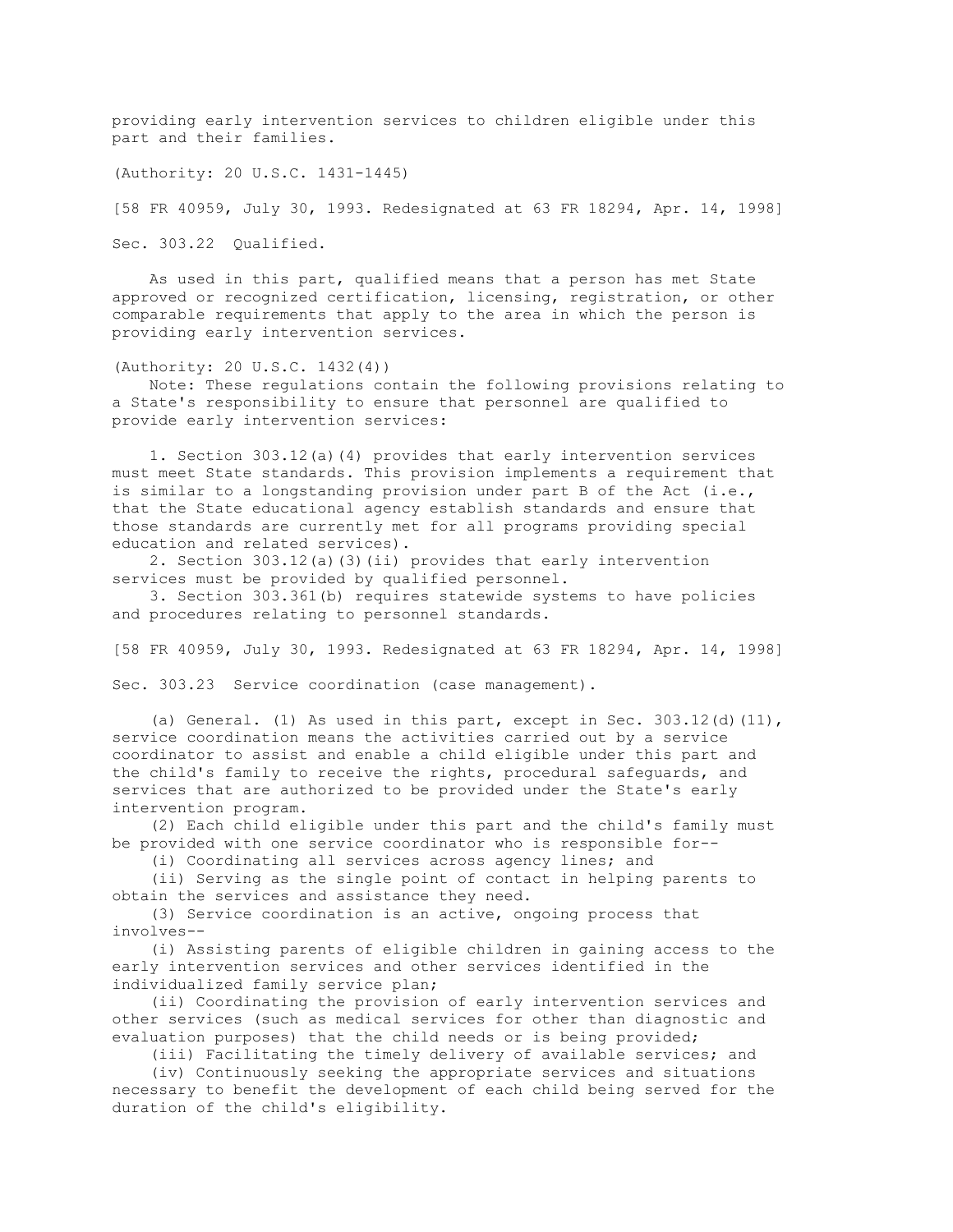providing early intervention services to children eligible under this part and their families.

(Authority: 20 U.S.C. 1431-1445)

[58 FR 40959, July 30, 1993. Redesignated at 63 FR 18294, Apr. 14, 1998]

## Sec. 303.22 Qualified.

As used in this part, qualified means that a person has met State approved or recognized certification, licensing, registration, or other comparable requirements that apply to the area in which the person is providing early intervention services.

(Authority: 20 U.S.C. 1432(4))

Note: These regulations contain the following provisions relating to a State's responsibility to ensure that personnel are qualified to provide early intervention services:

1. Section 303.12(a)(4) provides that early intervention services must meet State standards. This provision implements a requirement that is similar to a longstanding provision under part B of the Act (i.e., that the State educational agency establish standards and ensure that those standards are currently met for all programs providing special education and related services).
2. Section 303.12(a)(3)(ii) provides that early intervention services must be provided by qualified personnel.
3. Section 303.361(b) requires statewide systems to have policies and procedures relating to personnel standards.

[58 FR 40959, July 30, 1993. Redesignated at 63 FR 18294, Apr. 14, 1998]

## Sec. 303.23 Service coordination (case management).

(a) General. (1) As used in this part, except in Sec. 303.12(d)(11), service coordination means the activities carried out by a service coordinator to assist and enable a child eligible under this part and the child's family to receive the rights, procedural safeguards, and services that are authorized to be provided under the State's early intervention program.

(2) Each child eligible under this part and the child's family must be provided with one service coordinator who is responsible for--

(i) Coordinating all services across agency lines; and

(ii) Serving as the single point of contact in helping parents to obtain the services and assistance they need.

(3) Service coordination is an active, ongoing process that involves--

(i) Assisting parents of eligible children in gaining access to the early intervention services and other services identified in the individualized family service plan;

(ii) Coordinating the provision of early intervention services and other services (such as medical services for other than diagnostic and evaluation purposes) that the child needs or is being provided;

(iii) Facilitating the timely delivery of available services; and

(iv) Continuously seeking the appropriate services and situations necessary to benefit the development of each child being served for the duration of the child's eligibility.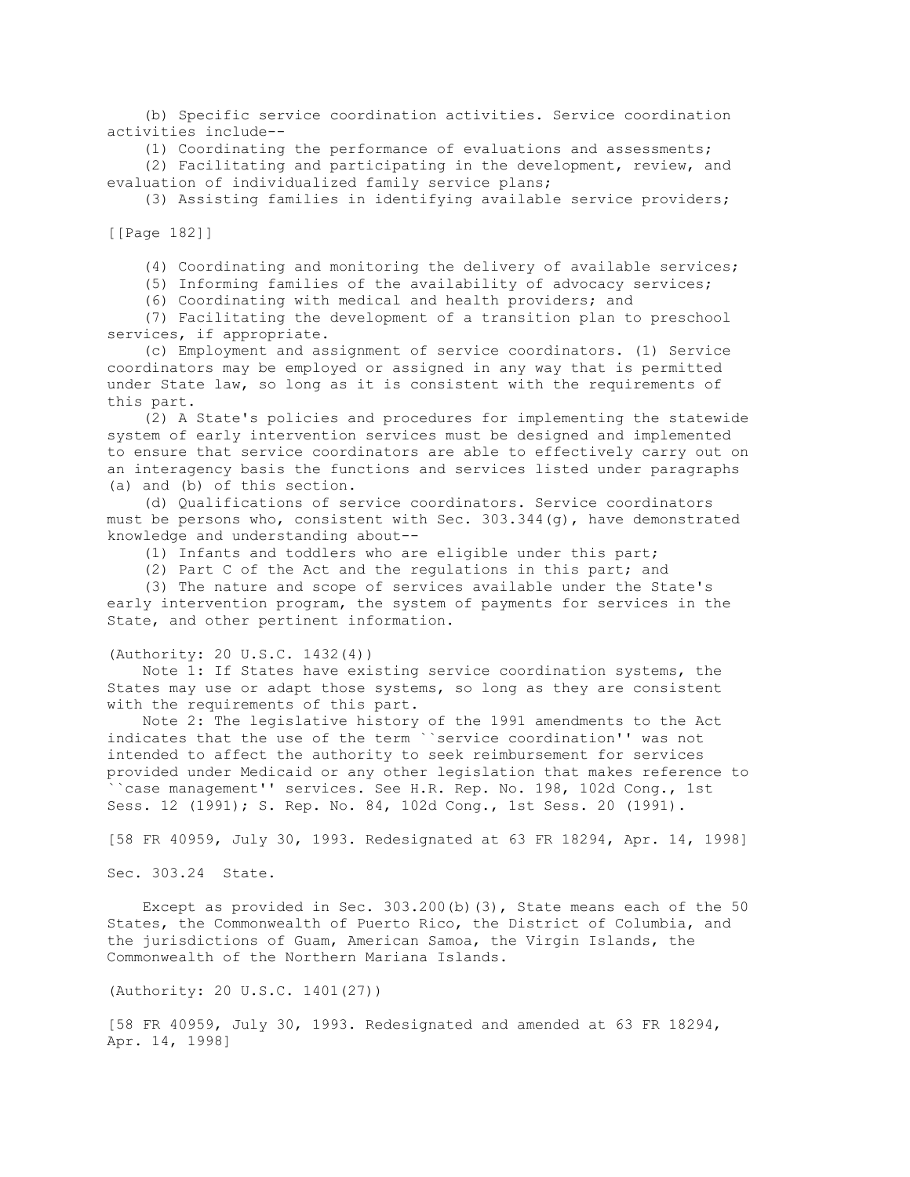(b) Specific service coordination activities. Service coordination activities include--

(1) Coordinating the performance of evaluations and assessments;

(2) Facilitating and participating in the development, review, and evaluation of individualized family service plans;

(3) Assisting families in identifying available service providers;

(4) Coordinating and monitoring the delivery of available services;

(5) Informing families of the availability of advocacy services;

(6) Coordinating with medical and health providers; and

(7) Facilitating the development of a transition plan to preschool services, if appropriate.

(c) Employment and assignment of service coordinators. (1) Service coordinators may be employed or assigned in any way that is permitted under State law, so long as it is consistent with the requirements of this part.

(2) A State's policies and procedures for implementing the statewide system of early intervention services must be designed and implemented to ensure that service coordinators are able to effectively carry out on an interagency basis the functions and services listed under paragraphs (a) and (b) of this section.

(d) Qualifications of service coordinators. Service coordinators must be persons who, consistent with Sec. 303.344(g), have demonstrated knowledge and understanding about--

(1) Infants and toddlers who are eligible under this part;

(2) Part C of the Act and the regulations in this part; and

(3) The nature and scope of services available under the State's early intervention program, the system of payments for services in the State, and other pertinent information.

(Authority: 20 U.S.C. 1432(4))

Note 1: If States have existing service coordination systems, the States may use or adapt those systems, so long as they are consistent with the requirements of this part.

Note 2: The legislative history of the 1991 amendments to the Act indicates that the use of the term ``service coordination'' was not intended to affect the authority to seek reimbursement for services provided under Medicaid or any other legislation that makes reference to ``case management'' services. See H.R. Rep. No. 198, 102d Cong., 1st Sess. 12 (1991); S. Rep. No. 84, 102d Cong., 1st Sess. 20 (1991).

[58 FR 40959, July 30, 1993. Redesignated at 63 FR 18294, Apr. 14, 1998]

Sec. 303.24 State.

Except as provided in Sec. 303.200(b)(3), State means each of the 50 States, the Commonwealth of Puerto Rico, the District of Columbia, and the jurisdictions of Guam, American Samoa, the Virgin Islands, the Commonwealth of the Northern Mariana Islands.

(Authority: 20 U.S.C. 1401(27))

[58 FR 40959, July 30, 1993. Redesignated and amended at 63 FR 18294, Apr. 14, 1998]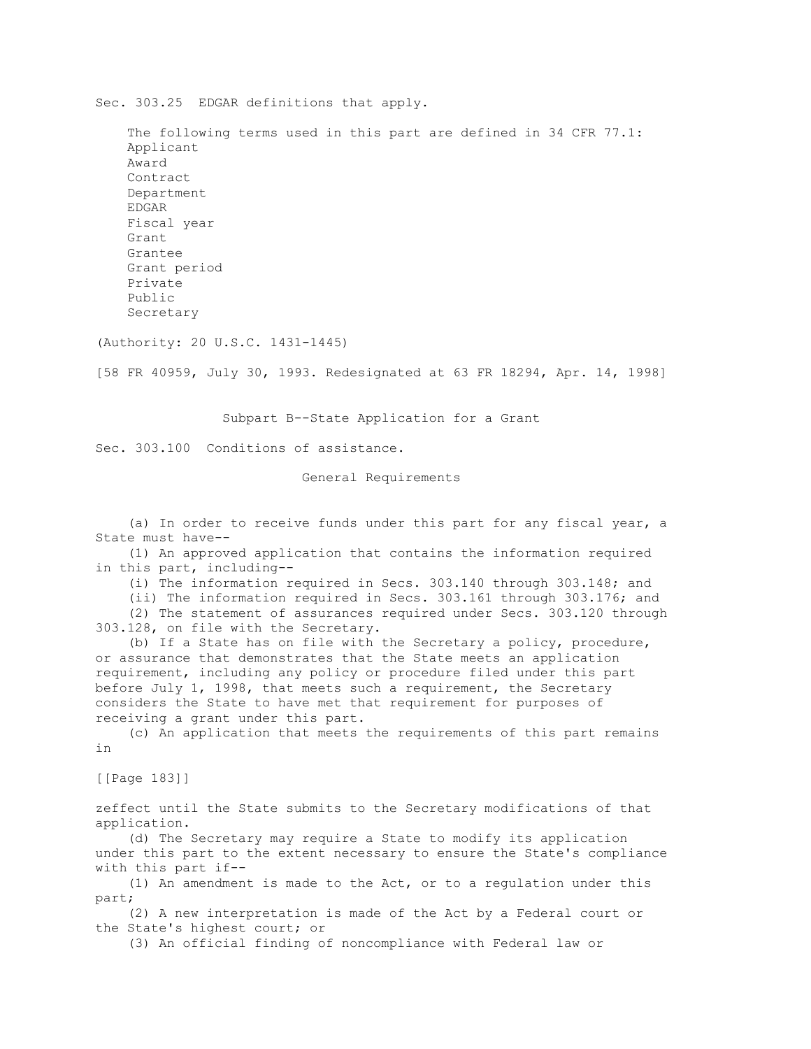Sec. 303.25 EDGAR definitions that apply.

The following terms used in this part are defined in 34 CFR 77.1:

- Applicant
- Award
- Contract
- Department
- EDGAR
- Fiscal year
- Grant
- Grantee
- Grant period
- Private
- Public
- Secretary

(Authority: 20 U.S.C. 1431-1445)

[58 FR 40959, July 30, 1993. Redesignated at 63 FR 18294, Apr. 14, 1998]

## Subpart B--State Application for a Grant

Sec. 303.100 Conditions of assistance.

### General Requirements

(a) In order to receive funds under this part for any fiscal year, a State must have--

(1) An approved application that contains the information required in this part, including--

(i) The information required in Secs. 303.140 through 303.148; and

(ii) The information required in Secs. 303.161 through 303.176; and

(2) The statement of assurances required under Secs. 303.120 through 303.128, on file with the Secretary.

(b) If a State has on file with the Secretary a policy, procedure, or assurance that demonstrates that the State meets an application requirement, including any policy or procedure filed under this part before July 1, 1998, that meets such a requirement, the Secretary considers the State to have met that requirement for purposes of receiving a grant under this part.

(c) An application that meets the requirements of this part remains in

zeffect until the State submits to the Secretary modifications of that application.

(d) The Secretary may require a State to modify its application under this part to the extent necessary to ensure the State's compliance with this part if--

(1) An amendment is made to the Act, or to a regulation under this part;

(2) A new interpretation is made of the Act by a Federal court or the State's highest court; or

(3) An official finding of noncompliance with Federal law or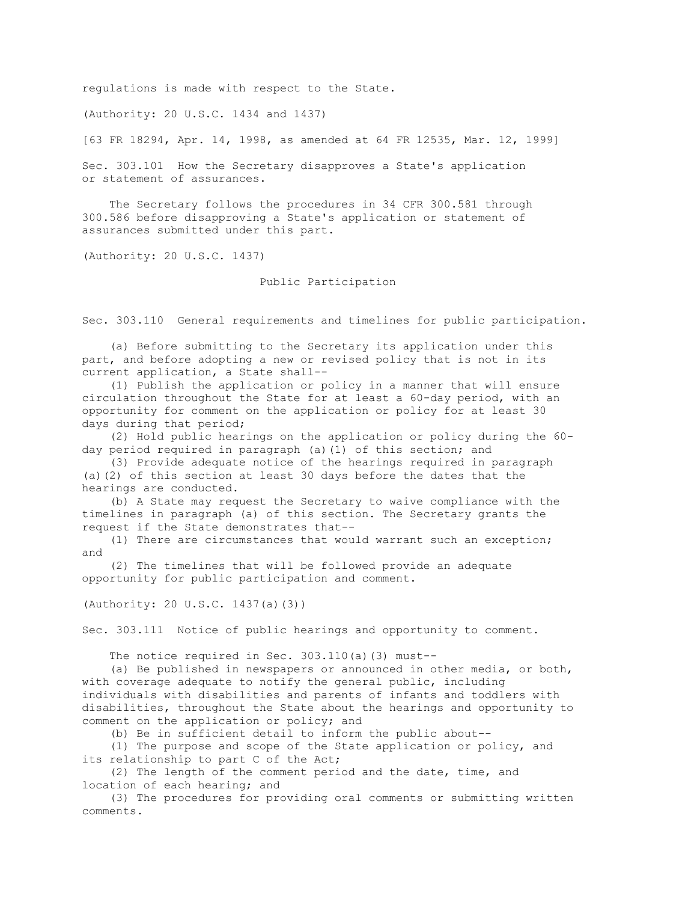regulations is made with respect to the State.

(Authority: 20 U.S.C. 1434 and 1437)

[63 FR 18294, Apr. 14, 1998, as amended at 64 FR 12535, Mar. 12, 1999]

Sec. 303.101 How the Secretary disapproves a State's application or statement of assurances.

The Secretary follows the procedures in 34 CFR 300.581 through 300.586 before disapproving a State's application or statement of assurances submitted under this part.

(Authority: 20 U.S.C. 1437)

## Public Participation

Sec. 303.110 General requirements and timelines for public participation.

(a) Before submitting to the Secretary its application under this part, and before adopting a new or revised policy that is not in its current application, a State shall--

(1) Publish the application or policy in a manner that will ensure circulation throughout the State for at least a 60-day period, with an opportunity for comment on the application or policy for at least 30 days during that period;

(2) Hold public hearings on the application or policy during the 60-day period required in paragraph (a)(1) of this section; and

(3) Provide adequate notice of the hearings required in paragraph (a)(2) of this section at least 30 days before the dates that the hearings are conducted.

(b) A State may request the Secretary to waive compliance with the timelines in paragraph (a) of this section. The Secretary grants the request if the State demonstrates that--

(1) There are circumstances that would warrant such an exception; and

(2) The timelines that will be followed provide an adequate opportunity for public participation and comment.

(Authority: 20 U.S.C. 1437(a)(3))

Sec. 303.111 Notice of public hearings and opportunity to comment.

The notice required in Sec. 303.110(a)(3) must--

(a) Be published in newspapers or announced in other media, or both, with coverage adequate to notify the general public, including individuals with disabilities and parents of infants and toddlers with disabilities, throughout the State about the hearings and opportunity to comment on the application or policy; and

(b) Be in sufficient detail to inform the public about--

(1) The purpose and scope of the State application or policy, and its relationship to part C of the Act;

(2) The length of the comment period and the date, time, and location of each hearing; and

(3) The procedures for providing oral comments or submitting written comments.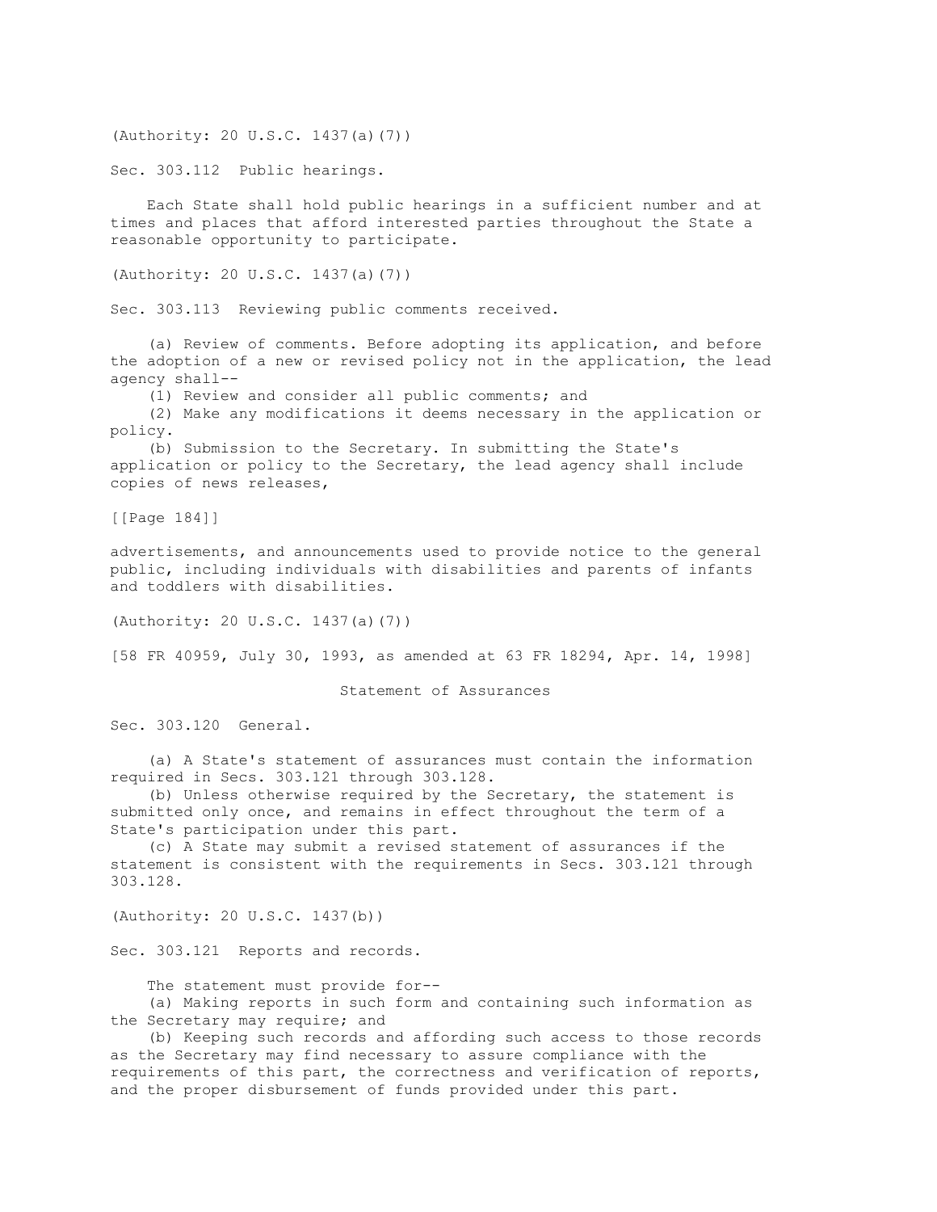(Authority: 20 U.S.C. 1437(a)(7))

Sec. 303.112 Public hearings.

Each State shall hold public hearings in a sufficient number and at times and places that afford interested parties throughout the State a reasonable opportunity to participate.

(Authority: 20 U.S.C. 1437(a)(7))

Sec. 303.113 Reviewing public comments received.

(a) Review of comments. Before adopting its application, and before the adoption of a new or revised policy not in the application, the lead agency shall--

(1) Review and consider all public comments; and

(2) Make any modifications it deems necessary in the application or policy.

(b) Submission to the Secretary. In submitting the State's application or policy to the Secretary, the lead agency shall include copies of news releases,

[[Page 184]]

advertisements, and announcements used to provide notice to the general public, including individuals with disabilities and parents of infants and toddlers with disabilities.

(Authority: 20 U.S.C. 1437(a)(7))

[58 FR 40959, July 30, 1993, as amended at 63 FR 18294, Apr. 14, 1998]

## Statement of Assurances

Sec. 303.120 General.

(a) A State's statement of assurances must contain the information required in Secs. 303.121 through 303.128.

(b) Unless otherwise required by the Secretary, the statement is submitted only once, and remains in effect throughout the term of a State's participation under this part.

(c) A State may submit a revised statement of assurances if the statement is consistent with the requirements in Secs. 303.121 through 303.128.

(Authority: 20 U.S.C. 1437(b))

Sec. 303.121 Reports and records.

The statement must provide for--

(a) Making reports in such form and containing such information as the Secretary may require; and

(b) Keeping such records and affording such access to those records as the Secretary may find necessary to assure compliance with the requirements of this part, the correctness and verification of reports, and the proper disbursement of funds provided under this part.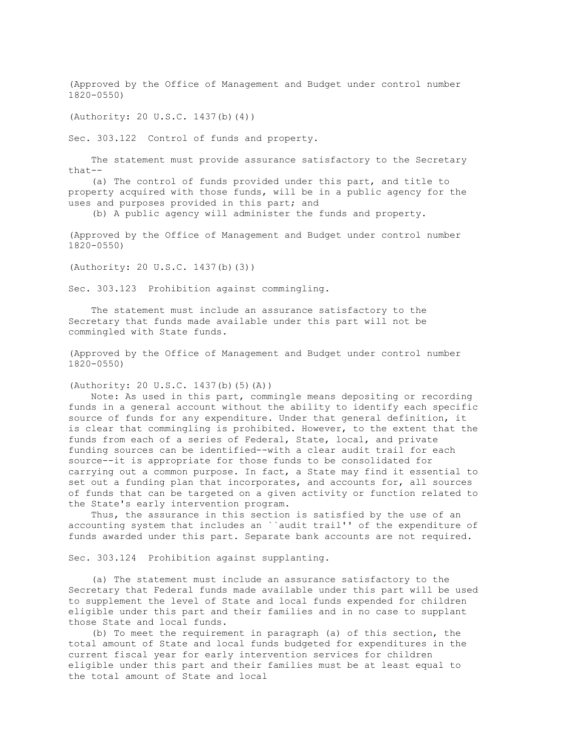(Approved by the Office of Management and Budget under control number 1820-0550)

(Authority: 20 U.S.C. 1437(b)(4))

Sec. 303.122 Control of funds and property.

The statement must provide assurance satisfactory to the Secretary that--

(a) The control of funds provided under this part, and title to property acquired with those funds, will be in a public agency for the uses and purposes provided in this part; and

(b) A public agency will administer the funds and property.

(Approved by the Office of Management and Budget under control number 1820-0550)

(Authority: 20 U.S.C. 1437(b)(3))

Sec. 303.123 Prohibition against commingling.

The statement must include an assurance satisfactory to the Secretary that funds made available under this part will not be commingled with State funds.

(Approved by the Office of Management and Budget under control number 1820-0550)

(Authority: 20 U.S.C. 1437(b)(5)(A))

Note: As used in this part, commingle means depositing or recording funds in a general account without the ability to identify each specific source of funds for any expenditure. Under that general definition, it is clear that commingling is prohibited. However, to the extent that the funds from each of a series of Federal, State, local, and private funding sources can be identified--with a clear audit trail for each source--it is appropriate for those funds to be consolidated for carrying out a common purpose. In fact, a State may find it essential to set out a funding plan that incorporates, and accounts for, all sources of funds that can be targeted on a given activity or function related to the State's early intervention program.

Thus, the assurance in this section is satisfied by the use of an accounting system that includes an ``audit trail'' of the expenditure of funds awarded under this part. Separate bank accounts are not required.

Sec. 303.124 Prohibition against supplanting.

(a) The statement must include an assurance satisfactory to the Secretary that Federal funds made available under this part will be used to supplement the level of State and local funds expended for children eligible under this part and their families and in no case to supplant those State and local funds.

(b) To meet the requirement in paragraph (a) of this section, the total amount of State and local funds budgeted for expenditures in the current fiscal year for early intervention services for children eligible under this part and their families must be at least equal to the total amount of State and local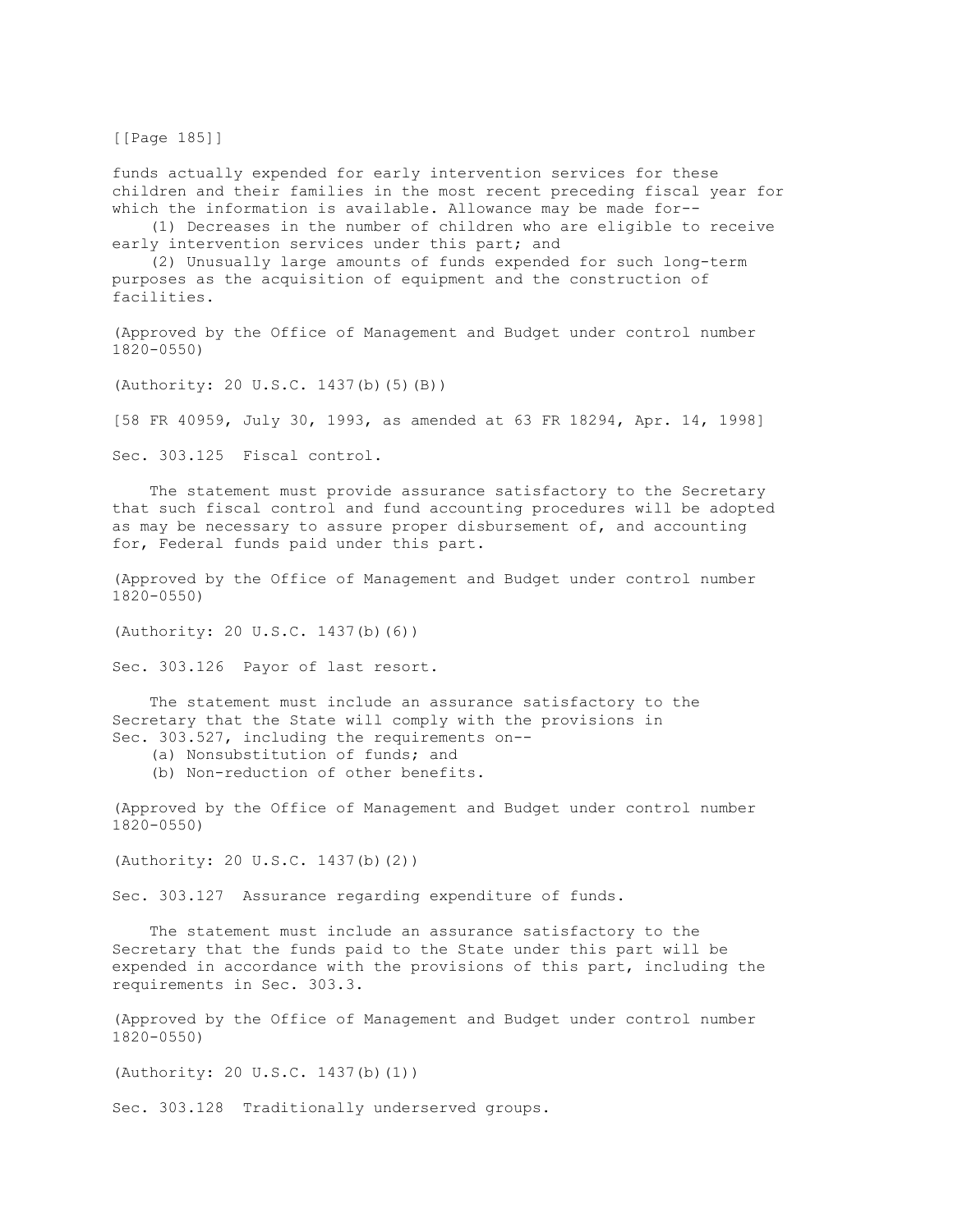funds actually expended for early intervention services for these children and their families in the most recent preceding fiscal year for which the information is available. Allowance may be made for--

(1) Decreases in the number of children who are eligible to receive early intervention services under this part; and

(2) Unusually large amounts of funds expended for such long-term purposes as the acquisition of equipment and the construction of facilities.

(Approved by the Office of Management and Budget under control number 1820-0550)

(Authority: 20 U.S.C. 1437(b)(5)(B))

[58 FR 40959, July 30, 1993, as amended at 63 FR 18294, Apr. 14, 1998]

### Sec. 303.125 Fiscal control.

The statement must provide assurance satisfactory to the Secretary that such fiscal control and fund accounting procedures will be adopted as may be necessary to assure proper disbursement of, and accounting for, Federal funds paid under this part.

(Approved by the Office of Management and Budget under control number 1820-0550)

(Authority: 20 U.S.C. 1437(b)(6))

### Sec. 303.126 Payor of last resort.

The statement must include an assurance satisfactory to the Secretary that the State will comply with the provisions in Sec. 303.527, including the requirements on--

(a) Nonsubstitution of funds; and

(b) Non-reduction of other benefits.

(Approved by the Office of Management and Budget under control number 1820-0550)

(Authority: 20 U.S.C. 1437(b)(2))

### Sec. 303.127 Assurance regarding expenditure of funds.

The statement must include an assurance satisfactory to the Secretary that the funds paid to the State under this part will be expended in accordance with the provisions of this part, including the requirements in Sec. 303.3.

(Approved by the Office of Management and Budget under control number 1820-0550)

(Authority: 20 U.S.C. 1437(b)(1))

### Sec. 303.128 Traditionally underserved groups.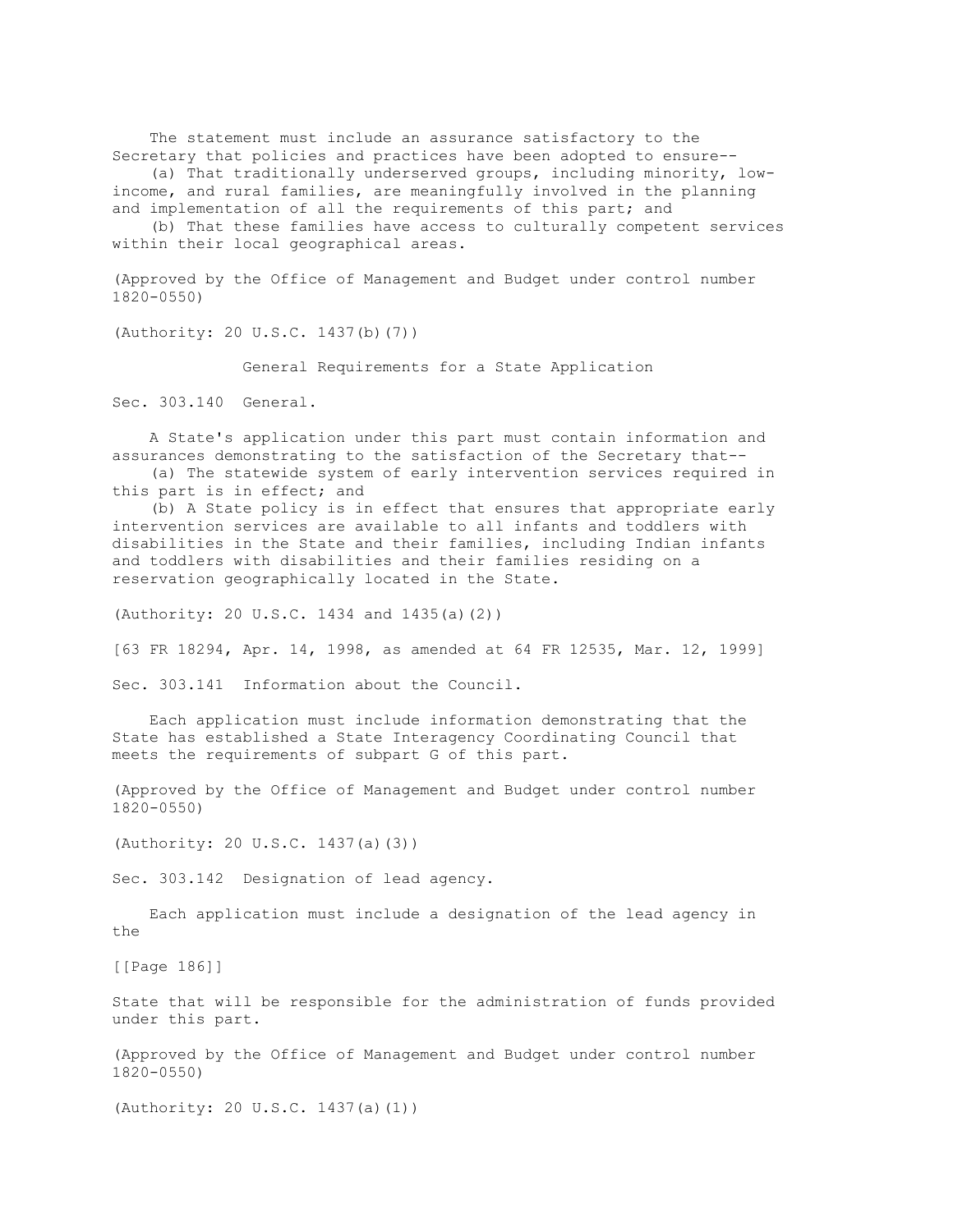The statement must include an assurance satisfactory to the Secretary that policies and practices have been adopted to ensure--

(a) That traditionally underserved groups, including minority, low-income, and rural families, are meaningfully involved in the planning and implementation of all the requirements of this part; and

(b) That these families have access to culturally competent services within their local geographical areas.

(Approved by the Office of Management and Budget under control number 1820-0550)

(Authority: 20 U.S.C. 1437(b)(7))

## General Requirements for a State Application

### Sec. 303.140 General.

A State's application under this part must contain information and assurances demonstrating to the satisfaction of the Secretary that--

(a) The statewide system of early intervention services required in this part is in effect; and

(b) A State policy is in effect that ensures that appropriate early intervention services are available to all infants and toddlers with disabilities in the State and their families, including Indian infants and toddlers with disabilities and their families residing on a reservation geographically located in the State.

(Authority: 20 U.S.C. 1434 and 1435(a)(2))

[63 FR 18294, Apr. 14, 1998, as amended at 64 FR 12535, Mar. 12, 1999]

### Sec. 303.141 Information about the Council.

Each application must include information demonstrating that the State has established a State Interagency Coordinating Council that meets the requirements of subpart G of this part.

(Approved by the Office of Management and Budget under control number 1820-0550)

(Authority: 20 U.S.C. 1437(a)(3))

### Sec. 303.142 Designation of lead agency.

Each application must include a designation of the lead agency in the State that will be responsible for the administration of funds provided under this part.

(Approved by the Office of Management and Budget under control number 1820-0550)

(Authority: 20 U.S.C. 1437(a)(1))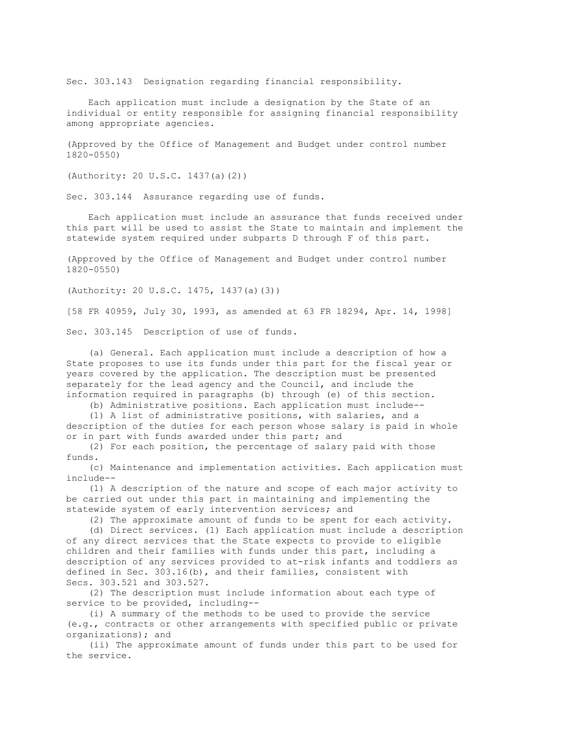Sec. 303.143 Designation regarding financial responsibility.

Each application must include a designation by the State of an individual or entity responsible for assigning financial responsibility among appropriate agencies.

(Approved by the Office of Management and Budget under control number 1820-0550)

(Authority: 20 U.S.C. 1437(a)(2))

Sec. 303.144 Assurance regarding use of funds.

Each application must include an assurance that funds received under this part will be used to assist the State to maintain and implement the statewide system required under subparts D through F of this part.

(Approved by the Office of Management and Budget under control number 1820-0550)

(Authority: 20 U.S.C. 1475, 1437(a)(3))

[58 FR 40959, July 30, 1993, as amended at 63 FR 18294, Apr. 14, 1998]

Sec. 303.145 Description of use of funds.

(a) General. Each application must include a description of how a State proposes to use its funds under this part for the fiscal year or years covered by the application. The description must be presented separately for the lead agency and the Council, and include the information required in paragraphs (b) through (e) of this section.

(b) Administrative positions. Each application must include--

(1) A list of administrative positions, with salaries, and a description of the duties for each person whose salary is paid in whole or in part with funds awarded under this part; and

(2) For each position, the percentage of salary paid with those funds.

(c) Maintenance and implementation activities. Each application must include--

(1) A description of the nature and scope of each major activity to be carried out under this part in maintaining and implementing the statewide system of early intervention services; and

(2) The approximate amount of funds to be spent for each activity.

(d) Direct services. (1) Each application must include a description of any direct services that the State expects to provide to eligible children and their families with funds under this part, including a description of any services provided to at-risk infants and toddlers as defined in Sec. 303.16(b), and their families, consistent with Secs. 303.521 and 303.527.

(2) The description must include information about each type of service to be provided, including--

(i) A summary of the methods to be used to provide the service (e.g., contracts or other arrangements with specified public or private organizations); and

(ii) The approximate amount of funds under this part to be used for the service.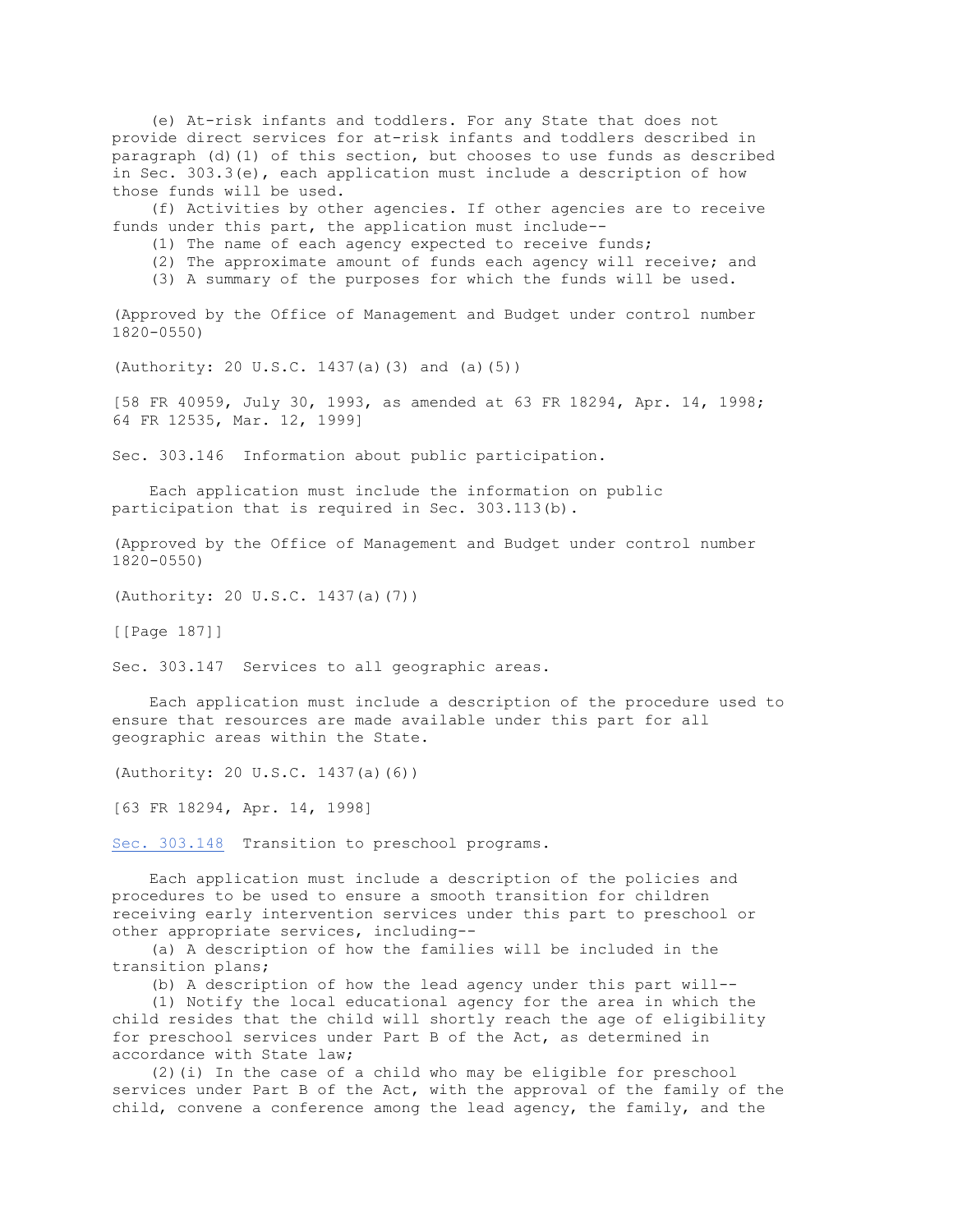(e) At-risk infants and toddlers. For any State that does not provide direct services for at-risk infants and toddlers described in paragraph (d)(1) of this section, but chooses to use funds as described in Sec. 303.3(e), each application must include a description of how those funds will be used.

(f) Activities by other agencies. If other agencies are to receive funds under this part, the application must include--

(1) The name of each agency expected to receive funds;

(2) The approximate amount of funds each agency will receive; and

(3) A summary of the purposes for which the funds will be used.

(Approved by the Office of Management and Budget under control number 1820-0550)

(Authority: 20 U.S.C. 1437(a)(3) and (a)(5))

[58 FR 40959, July 30, 1993, as amended at 63 FR 18294, Apr. 14, 1998; 64 FR 12535, Mar. 12, 1999]

## Sec. 303.146 Information about public participation.

Each application must include the information on public participation that is required in Sec. 303.113(b).

(Approved by the Office of Management and Budget under control number 1820-0550)

(Authority: 20 U.S.C. 1437(a)(7))

## Sec. 303.147 Services to all geographic areas.

Each application must include a description of the procedure used to ensure that resources are made available under this part for all geographic areas within the State.

(Authority: 20 U.S.C. 1437(a)(6))

[63 FR 18294, Apr. 14, 1998]

## Sec. 303.148 Transition to preschool programs.

Each application must include a description of the policies and procedures to be used to ensure a smooth transition for children receiving early intervention services under this part to preschool or other appropriate services, including--

(a) A description of how the families will be included in the transition plans;

(b) A description of how the lead agency under this part will--

(1) Notify the local educational agency for the area in which the child resides that the child will shortly reach the age of eligibility for preschool services under Part B of the Act, as determined in accordance with State law;

(2)(i) In the case of a child who may be eligible for preschool services under Part B of the Act, with the approval of the family of the child, convene a conference among the lead agency, the family, and the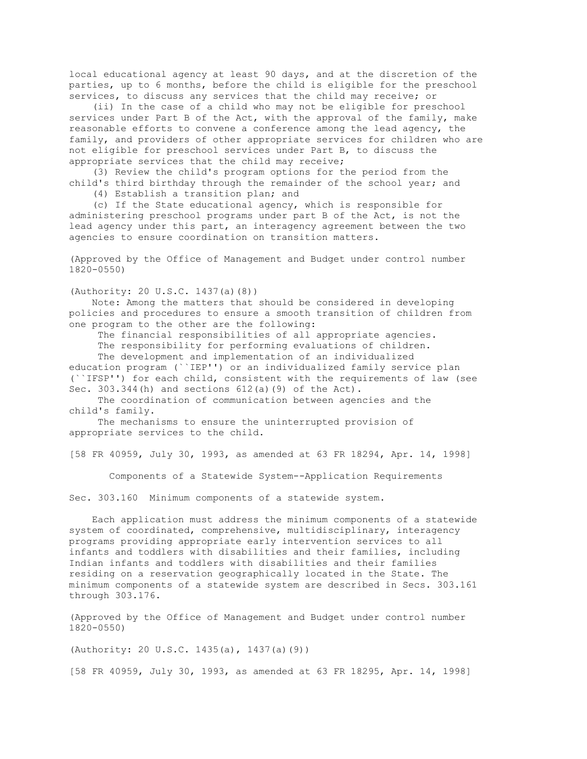local educational agency at least 90 days, and at the discretion of the parties, up to 6 months, before the child is eligible for the preschool services, to discuss any services that the child may receive; or

(ii) In the case of a child who may not be eligible for preschool services under Part B of the Act, with the approval of the family, make reasonable efforts to convene a conference among the lead agency, the family, and providers of other appropriate services for children who are not eligible for preschool services under Part B, to discuss the appropriate services that the child may receive;

(3) Review the child's program options for the period from the child's third birthday through the remainder of the school year; and

(4) Establish a transition plan; and

(c) If the State educational agency, which is responsible for administering preschool programs under part B of the Act, is not the lead agency under this part, an interagency agreement between the two agencies to ensure coordination on transition matters.

(Approved by the Office of Management and Budget under control number 1820-0550)

(Authority: 20 U.S.C. 1437(a)(8))

Note: Among the matters that should be considered in developing policies and procedures to ensure a smooth transition of children from one program to the other are the following:

The financial responsibilities of all appropriate agencies.

The responsibility for performing evaluations of children.

The development and implementation of an individualized education program (``IEP'') or an individualized family service plan (``IFSP'') for each child, consistent with the requirements of law (see Sec. 303.344(h) and sections 612(a)(9) of the Act).

The coordination of communication between agencies and the child's family.

The mechanisms to ensure the uninterrupted provision of appropriate services to the child.

[58 FR 40959, July 30, 1993, as amended at 63 FR 18294, Apr. 14, 1998]

## Components of a Statewide System--Application Requirements

### Sec. 303.160 Minimum components of a statewide system.

Each application must address the minimum components of a statewide system of coordinated, comprehensive, multidisciplinary, interagency programs providing appropriate early intervention services to all infants and toddlers with disabilities and their families, including Indian infants and toddlers with disabilities and their families residing on a reservation geographically located in the State. The minimum components of a statewide system are described in Secs. 303.161 through 303.176.

(Approved by the Office of Management and Budget under control number 1820-0550)

(Authority: 20 U.S.C. 1435(a), 1437(a)(9))

[58 FR 40959, July 30, 1993, as amended at 63 FR 18295, Apr. 14, 1998]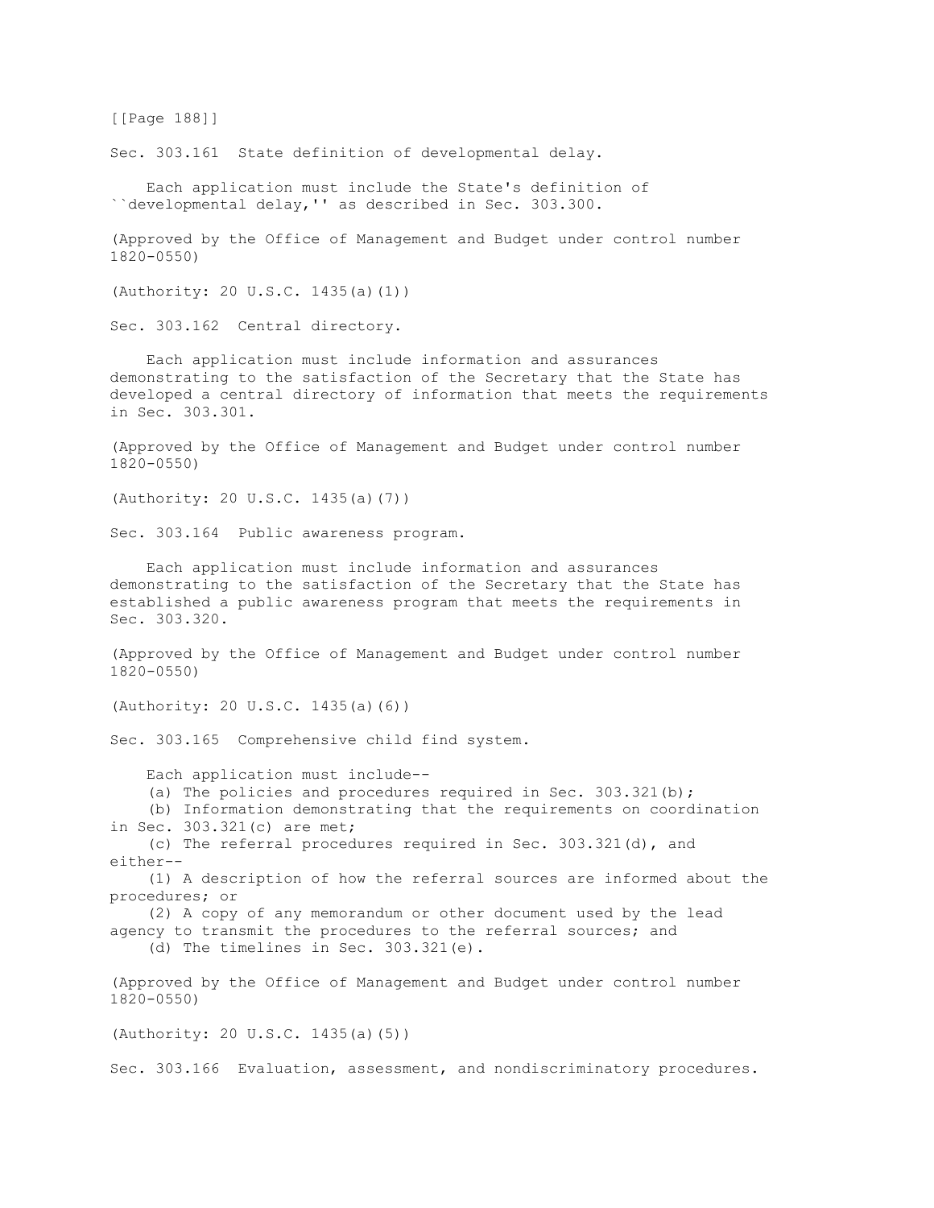Sec. 303.161 State definition of developmental delay.

Each application must include the State's definition of ``developmental delay,'' as described in Sec. 303.300.

(Approved by the Office of Management and Budget under control number 1820-0550)

(Authority: 20 U.S.C. 1435(a)(1))

Sec. 303.162 Central directory.

Each application must include information and assurances demonstrating to the satisfaction of the Secretary that the State has developed a central directory of information that meets the requirements in Sec. 303.301.

(Approved by the Office of Management and Budget under control number 1820-0550)

(Authority: 20 U.S.C. 1435(a)(7))

Sec. 303.164 Public awareness program.

Each application must include information and assurances demonstrating to the satisfaction of the Secretary that the State has established a public awareness program that meets the requirements in Sec. 303.320.

(Approved by the Office of Management and Budget under control number 1820-0550)

(Authority: 20 U.S.C. 1435(a)(6))

Sec. 303.165 Comprehensive child find system.

Each application must include--

(a) The policies and procedures required in Sec. 303.321(b);
(b) Information demonstrating that the requirements on coordination in Sec. 303.321(c) are met;
(c) The referral procedures required in Sec. 303.321(d), and either--
(1) A description of how the referral sources are informed about the procedures; or
(2) A copy of any memorandum or other document used by the lead agency to transmit the procedures to the referral sources; and
(d) The timelines in Sec. 303.321(e).

(Approved by the Office of Management and Budget under control number 1820-0550)

(Authority: 20 U.S.C. 1435(a)(5))

Sec. 303.166 Evaluation, assessment, and nondiscriminatory procedures.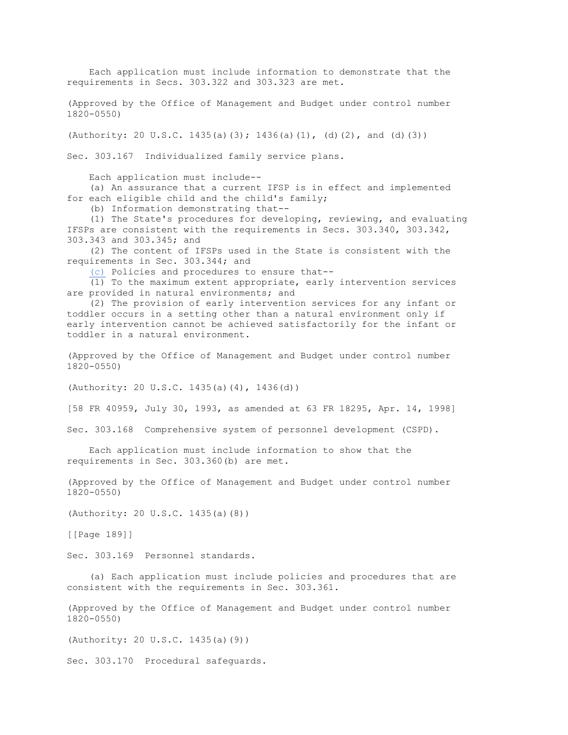Each application must include information to demonstrate that the requirements in Secs. 303.322 and 303.323 are met.

(Approved by the Office of Management and Budget under control number 1820-0550)

(Authority: 20 U.S.C. 1435(a)(3); 1436(a)(1), (d)(2), and (d)(3))

## Sec. 303.167 Individualized family service plans.

Each application must include--

(a) An assurance that a current IFSP is in effect and implemented for each eligible child and the child's family;

(b) Information demonstrating that--

(1) The State's procedures for developing, reviewing, and evaluating IFSPs are consistent with the requirements in Secs. 303.340, 303.342, 303.343 and 303.345; and

(2) The content of IFSPs used in the State is consistent with the requirements in Sec. 303.344; and

(c) Policies and procedures to ensure that--

(1) To the maximum extent appropriate, early intervention services are provided in natural environments; and

(2) The provision of early intervention services for any infant or toddler occurs in a setting other than a natural environment only if early intervention cannot be achieved satisfactorily for the infant or toddler in a natural environment.

(Approved by the Office of Management and Budget under control number 1820-0550)

(Authority: 20 U.S.C. 1435(a)(4), 1436(d))

[58 FR 40959, July 30, 1993, as amended at 63 FR 18295, Apr. 14, 1998]

## Sec. 303.168 Comprehensive system of personnel development (CSPD).

Each application must include information to show that the requirements in Sec. 303.360(b) are met.

(Approved by the Office of Management and Budget under control number 1820-0550)

(Authority: 20 U.S.C. 1435(a)(8))

[[Page 189]]

## Sec. 303.169 Personnel standards.

(a) Each application must include policies and procedures that are consistent with the requirements in Sec. 303.361.

(Approved by the Office of Management and Budget under control number 1820-0550)

(Authority: 20 U.S.C. 1435(a)(9))

## Sec. 303.170 Procedural safeguards.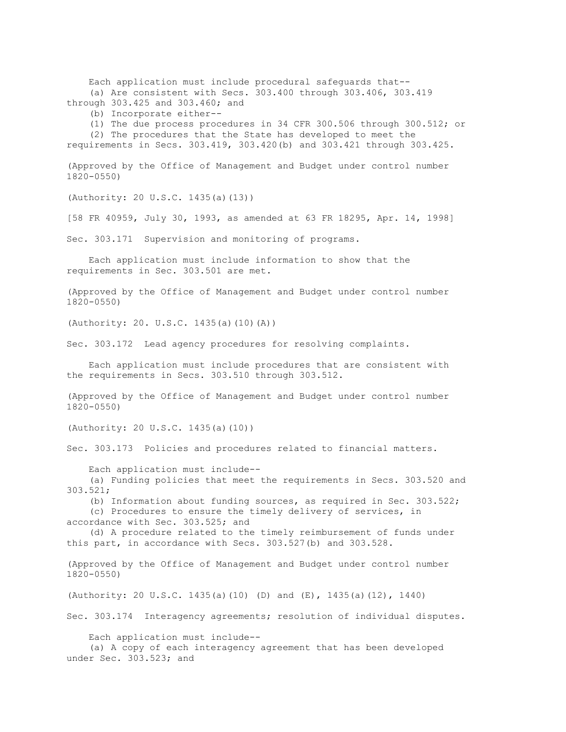Each application must include procedural safeguards that--

(a) Are consistent with Secs. 303.400 through 303.406, 303.419 through 303.425 and 303.460; and

(b) Incorporate either--

(1) The due process procedures in 34 CFR 300.506 through 300.512; or

(2) The procedures that the State has developed to meet the requirements in Secs. 303.419, 303.420(b) and 303.421 through 303.425.

(Approved by the Office of Management and Budget under control number 1820-0550)

(Authority: 20 U.S.C. 1435(a)(13))

[58 FR 40959, July 30, 1993, as amended at 63 FR 18295, Apr. 14, 1998]

Sec. 303.171 Supervision and monitoring of programs.

Each application must include information to show that the requirements in Sec. 303.501 are met.

(Approved by the Office of Management and Budget under control number 1820-0550)

(Authority: 20. U.S.C. 1435(a)(10)(A))

Sec. 303.172 Lead agency procedures for resolving complaints.

Each application must include procedures that are consistent with the requirements in Secs. 303.510 through 303.512.

(Approved by the Office of Management and Budget under control number 1820-0550)

(Authority: 20 U.S.C. 1435(a)(10))

Sec. 303.173 Policies and procedures related to financial matters.

Each application must include--

(a) Funding policies that meet the requirements in Secs. 303.520 and 303.521;

(b) Information about funding sources, as required in Sec. 303.522;

(c) Procedures to ensure the timely delivery of services, in accordance with Sec. 303.525; and

(d) A procedure related to the timely reimbursement of funds under this part, in accordance with Secs. 303.527(b) and 303.528.

(Approved by the Office of Management and Budget under control number 1820-0550)

(Authority: 20 U.S.C. 1435(a)(10) (D) and (E), 1435(a)(12), 1440)

Sec. 303.174 Interagency agreements; resolution of individual disputes.

Each application must include--

(a) A copy of each interagency agreement that has been developed under Sec. 303.523; and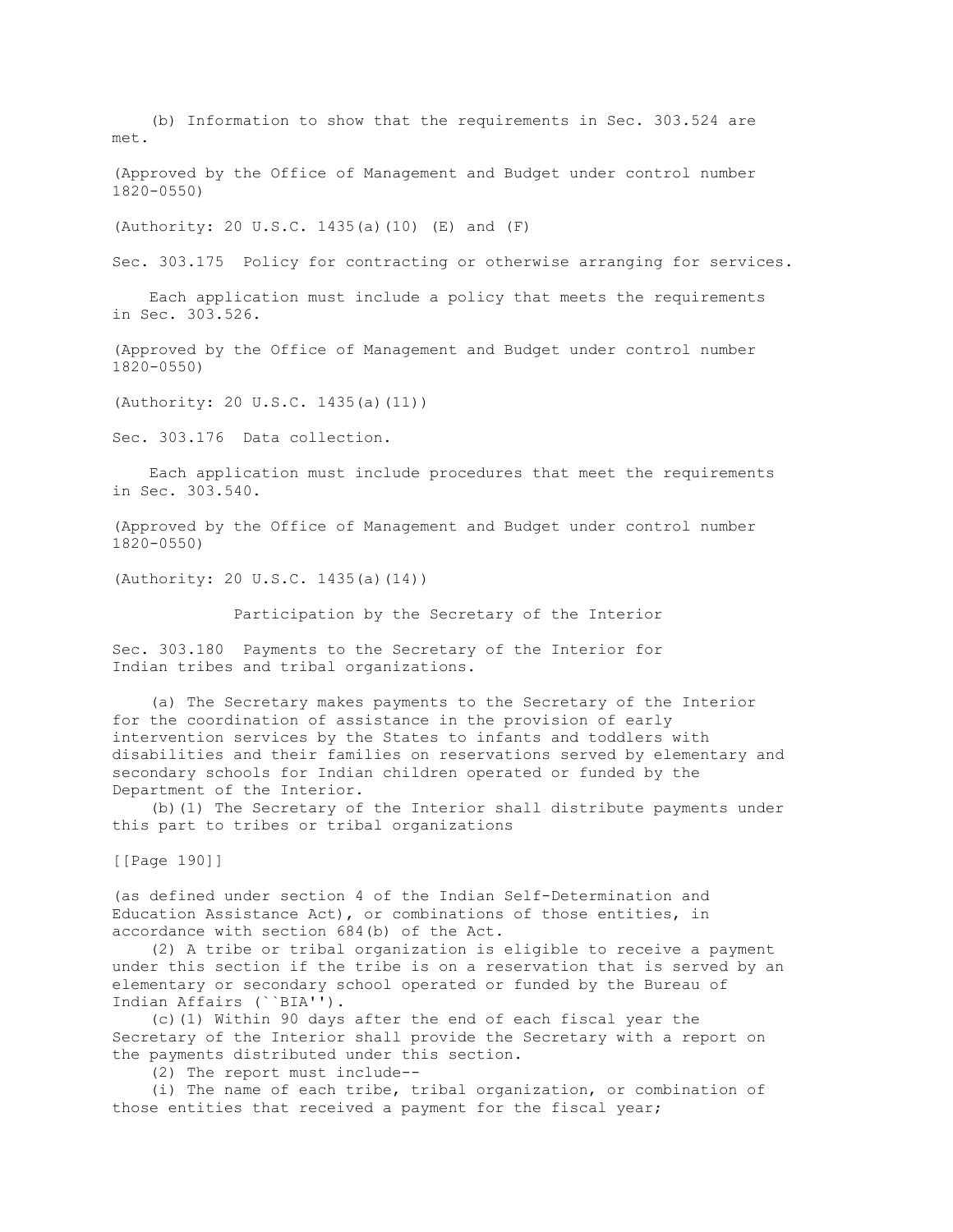(b) Information to show that the requirements in Sec. 303.524 are met.

(Approved by the Office of Management and Budget under control number 1820-0550)

(Authority: 20 U.S.C. 1435(a)(10) (E) and (F)

Sec. 303.175 Policy for contracting or otherwise arranging for services.

Each application must include a policy that meets the requirements in Sec. 303.526.

(Approved by the Office of Management and Budget under control number 1820-0550)

(Authority: 20 U.S.C. 1435(a)(11))

Sec. 303.176 Data collection.

Each application must include procedures that meet the requirements in Sec. 303.540.

(Approved by the Office of Management and Budget under control number 1820-0550)

(Authority: 20 U.S.C. 1435(a)(14))

## Participation by the Secretary of the Interior

Sec. 303.180 Payments to the Secretary of the Interior for Indian tribes and tribal organizations.

(a) The Secretary makes payments to the Secretary of the Interior for the coordination of assistance in the provision of early intervention services by the States to infants and toddlers with disabilities and their families on reservations served by elementary and secondary schools for Indian children operated or funded by the Department of the Interior.

(b)(1) The Secretary of the Interior shall distribute payments under this part to tribes or tribal organizations (as defined under section 4 of the Indian Self-Determination and Education Assistance Act), or combinations of those entities, in accordance with section 684(b) of the Act.

(2) A tribe or tribal organization is eligible to receive a payment under this section if the tribe is on a reservation that is served by an elementary or secondary school operated or funded by the Bureau of Indian Affairs (``BIA'').

(c)(1) Within 90 days after the end of each fiscal year the Secretary of the Interior shall provide the Secretary with a report on the payments distributed under this section.

(2) The report must include--

(i) The name of each tribe, tribal organization, or combination of those entities that received a payment for the fiscal year;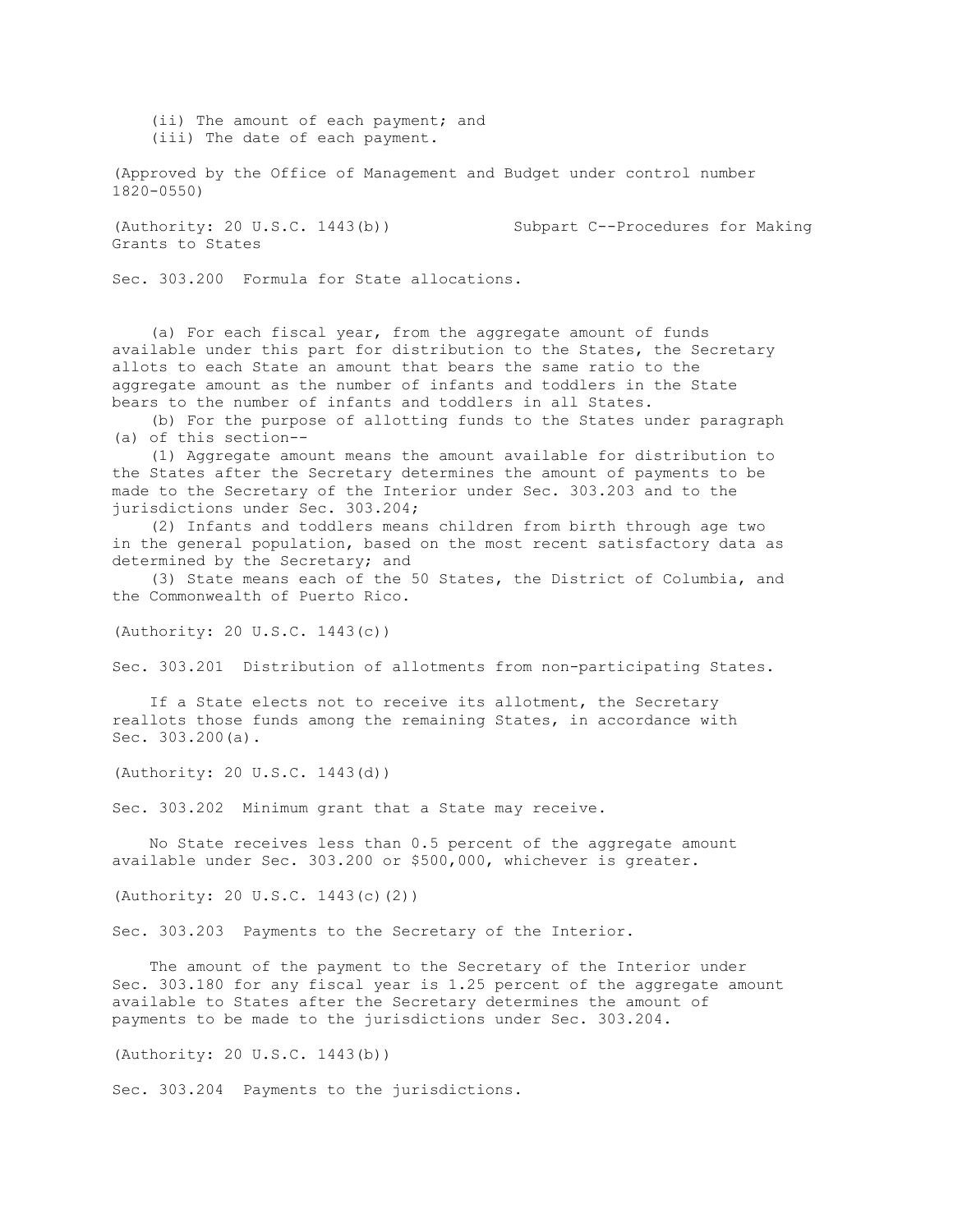(ii) The amount of each payment; and

(iii) The date of each payment.

(Approved by the Office of Management and Budget under control number 1820-0550)

(Authority: 20 U.S.C. 1443(b))

## Subpart C--Procedures for Making Grants to States

### Sec. 303.200 Formula for State allocations.

(a) For each fiscal year, from the aggregate amount of funds available under this part for distribution to the States, the Secretary allots to each State an amount that bears the same ratio to the aggregate amount as the number of infants and toddlers in the State bears to the number of infants and toddlers in all States.

(b) For the purpose of allotting funds to the States under paragraph (a) of this section--

(1) Aggregate amount means the amount available for distribution to the States after the Secretary determines the amount of payments to be made to the Secretary of the Interior under Sec. 303.203 and to the jurisdictions under Sec. 303.204;

(2) Infants and toddlers means children from birth through age two in the general population, based on the most recent satisfactory data as determined by the Secretary; and

(3) State means each of the 50 States, the District of Columbia, and the Commonwealth of Puerto Rico.

(Authority: 20 U.S.C. 1443(c))

### Sec. 303.201 Distribution of allotments from non-participating States.

If a State elects not to receive its allotment, the Secretary reallots those funds among the remaining States, in accordance with Sec. 303.200(a).

(Authority: 20 U.S.C. 1443(d))

### Sec. 303.202 Minimum grant that a State may receive.

No State receives less than 0.5 percent of the aggregate amount available under Sec. 303.200 or $500,000, whichever is greater.

(Authority: 20 U.S.C. 1443(c)(2))

### Sec. 303.203 Payments to the Secretary of the Interior.

The amount of the payment to the Secretary of the Interior under Sec. 303.180 for any fiscal year is 1.25 percent of the aggregate amount available to States after the Secretary determines the amount of payments to be made to the jurisdictions under Sec. 303.204.

(Authority: 20 U.S.C. 1443(b))

### Sec. 303.204 Payments to the jurisdictions.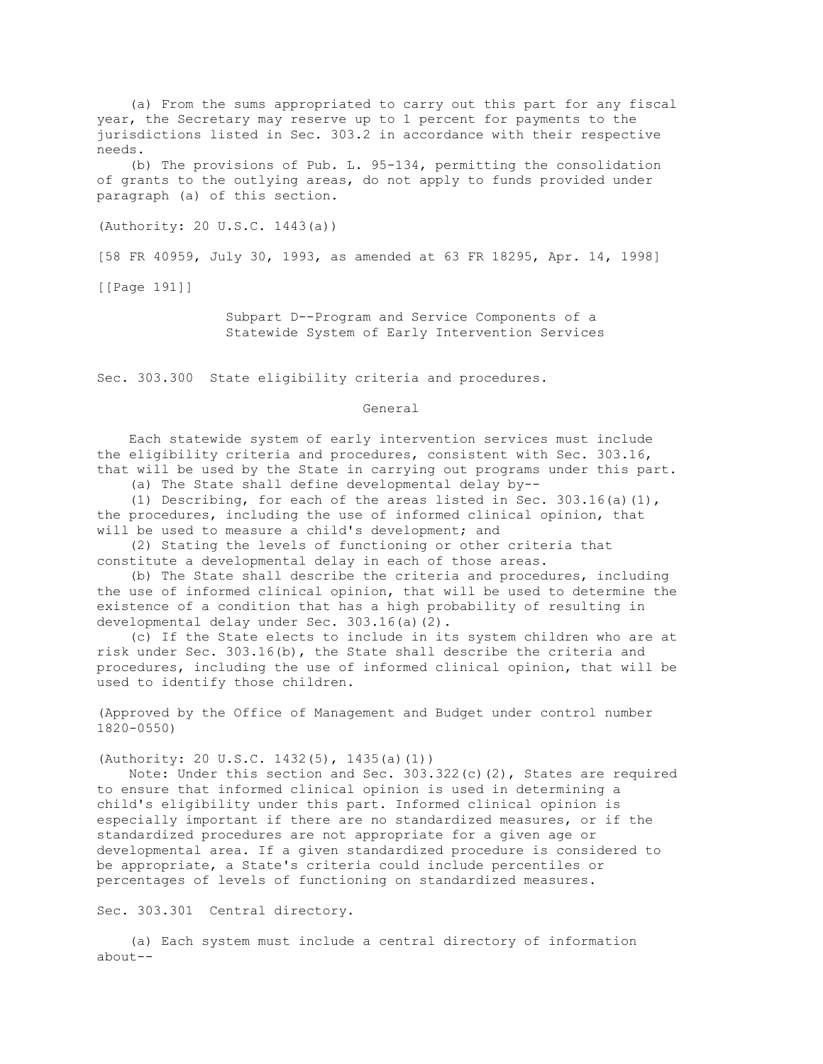(a) From the sums appropriated to carry out this part for any fiscal year, the Secretary may reserve up to 1 percent for payments to the jurisdictions listed in Sec. 303.2 in accordance with their respective needs.

(b) The provisions of Pub. L. 95-134, permitting the consolidation of grants to the outlying areas, do not apply to funds provided under paragraph (a) of this section.

(Authority: 20 U.S.C. 1443(a))

[58 FR 40959, July 30, 1993, as amended at 63 FR 18295, Apr. 14, 1998]

## Subpart D--Program and Service Components of a Statewide System of Early Intervention Services

### Sec. 303.300 State eligibility criteria and procedures.

#### General

Each statewide system of early intervention services must include the eligibility criteria and procedures, consistent with Sec. 303.16, that will be used by the State in carrying out programs under this part.

(a) The State shall define developmental delay by--

(1) Describing, for each of the areas listed in Sec. 303.16(a)(1), the procedures, including the use of informed clinical opinion, that will be used to measure a child's development; and

(2) Stating the levels of functioning or other criteria that constitute a developmental delay in each of those areas.

(b) The State shall describe the criteria and procedures, including the use of informed clinical opinion, that will be used to determine the existence of a condition that has a high probability of resulting in developmental delay under Sec. 303.16(a)(2).

(c) If the State elects to include in its system children who are at risk under Sec. 303.16(b), the State shall describe the criteria and procedures, including the use of informed clinical opinion, that will be used to identify those children.

(Approved by the Office of Management and Budget under control number 1820-0550)

(Authority: 20 U.S.C. 1432(5), 1435(a)(1))

Note: Under this section and Sec. 303.322(c)(2), States are required to ensure that informed clinical opinion is used in determining a child's eligibility under this part. Informed clinical opinion is especially important if there are no standardized measures, or if the standardized procedures are not appropriate for a given age or developmental area. If a given standardized procedure is considered to be appropriate, a State's criteria could include percentiles or percentages of levels of functioning on standardized measures.

### Sec. 303.301 Central directory.

(a) Each system must include a central directory of information about--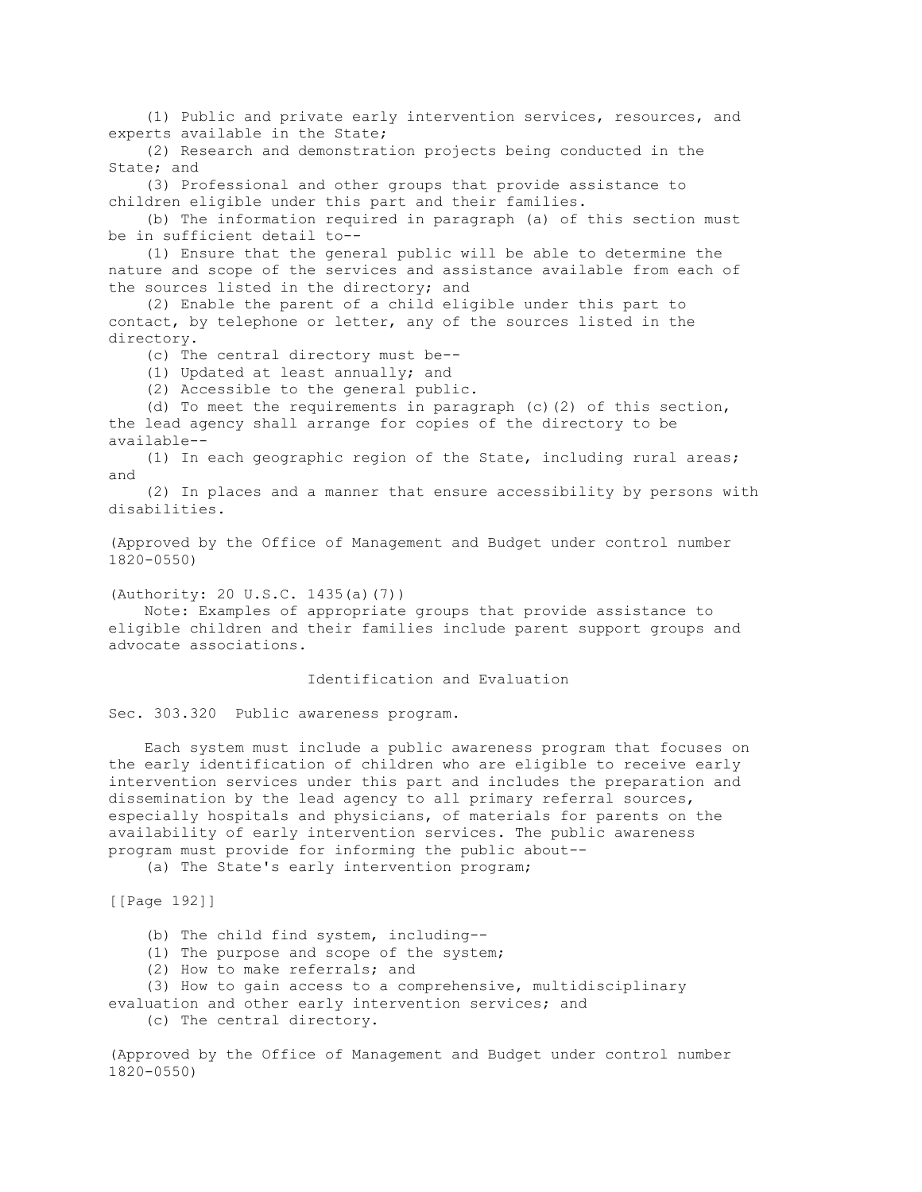(1) Public and private early intervention services, resources, and experts available in the State;

(2) Research and demonstration projects being conducted in the State; and

(3) Professional and other groups that provide assistance to children eligible under this part and their families.

(b) The information required in paragraph (a) of this section must be in sufficient detail to--

(1) Ensure that the general public will be able to determine the nature and scope of the services and assistance available from each of the sources listed in the directory; and

(2) Enable the parent of a child eligible under this part to contact, by telephone or letter, any of the sources listed in the directory.

(c) The central directory must be--

(1) Updated at least annually; and

(2) Accessible to the general public.

(d) To meet the requirements in paragraph (c)(2) of this section, the lead agency shall arrange for copies of the directory to be available--

(1) In each geographic region of the State, including rural areas; and

(2) In places and a manner that ensure accessibility by persons with disabilities.

(Approved by the Office of Management and Budget under control number 1820-0550)

(Authority: 20 U.S.C. 1435(a)(7))

Note: Examples of appropriate groups that provide assistance to eligible children and their families include parent support groups and advocate associations.

## Identification and Evaluation

### Sec. 303.320 Public awareness program.

Each system must include a public awareness program that focuses on the early identification of children who are eligible to receive early intervention services under this part and includes the preparation and dissemination by the lead agency to all primary referral sources, especially hospitals and physicians, of materials for parents on the availability of early intervention services. The public awareness program must provide for informing the public about--

(a) The State's early intervention program;

[[Page 192]]

(b) The child find system, including--

(1) The purpose and scope of the system;

(2) How to make referrals; and

(3) How to gain access to a comprehensive, multidisciplinary evaluation and other early intervention services; and

(c) The central directory.

(Approved by the Office of Management and Budget under control number 1820-0550)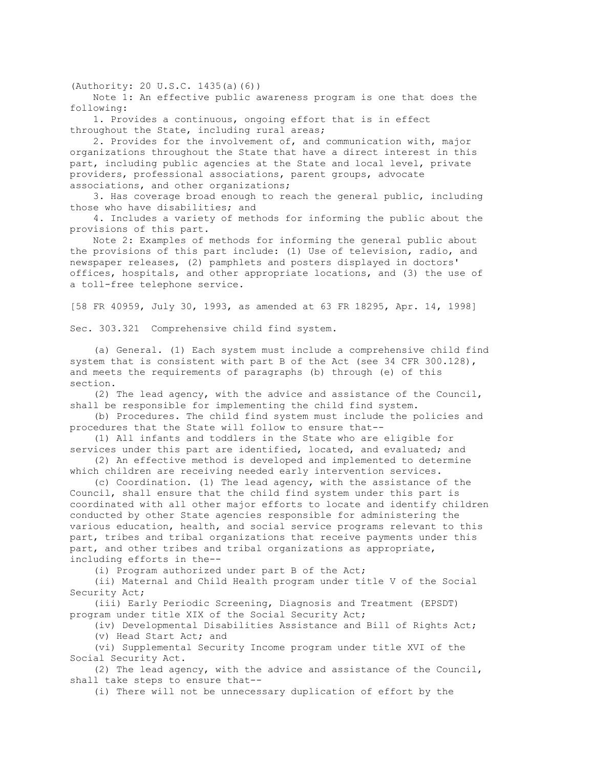(Authority: 20 U.S.C. 1435(a)(6))

Note 1: An effective public awareness program is one that does the following:

1. Provides a continuous, ongoing effort that is in effect throughout the State, including rural areas;
2. Provides for the involvement of, and communication with, major organizations throughout the State that have a direct interest in this part, including public agencies at the State and local level, private providers, professional associations, parent groups, advocate associations, and other organizations;
3. Has coverage broad enough to reach the general public, including those who have disabilities; and
4. Includes a variety of methods for informing the public about the provisions of this part.

Note 2: Examples of methods for informing the general public about the provisions of this part include: (1) Use of television, radio, and newspaper releases, (2) pamphlets and posters displayed in doctors' offices, hospitals, and other appropriate locations, and (3) the use of a toll-free telephone service.

[58 FR 40959, July 30, 1993, as amended at 63 FR 18295, Apr. 14, 1998]

## Sec. 303.321 Comprehensive child find system.

(a) General. (1) Each system must include a comprehensive child find system that is consistent with part B of the Act (see 34 CFR 300.128), and meets the requirements of paragraphs (b) through (e) of this section.

(2) The lead agency, with the advice and assistance of the Council, shall be responsible for implementing the child find system.

(b) Procedures. The child find system must include the policies and procedures that the State will follow to ensure that--

(1) All infants and toddlers in the State who are eligible for services under this part are identified, located, and evaluated; and

(2) An effective method is developed and implemented to determine which children are receiving needed early intervention services.

(c) Coordination. (1) The lead agency, with the assistance of the Council, shall ensure that the child find system under this part is coordinated with all other major efforts to locate and identify children conducted by other State agencies responsible for administering the various education, health, and social service programs relevant to this part, tribes and tribal organizations that receive payments under this part, and other tribes and tribal organizations as appropriate, including efforts in the--

(i) Program authorized under part B of the Act;

(ii) Maternal and Child Health program under title V of the Social Security Act;

(iii) Early Periodic Screening, Diagnosis and Treatment (EPSDT) program under title XIX of the Social Security Act;

(iv) Developmental Disabilities Assistance and Bill of Rights Act;

(v) Head Start Act; and

(vi) Supplemental Security Income program under title XVI of the Social Security Act.

(2) The lead agency, with the advice and assistance of the Council, shall take steps to ensure that--

(i) There will not be unnecessary duplication of effort by the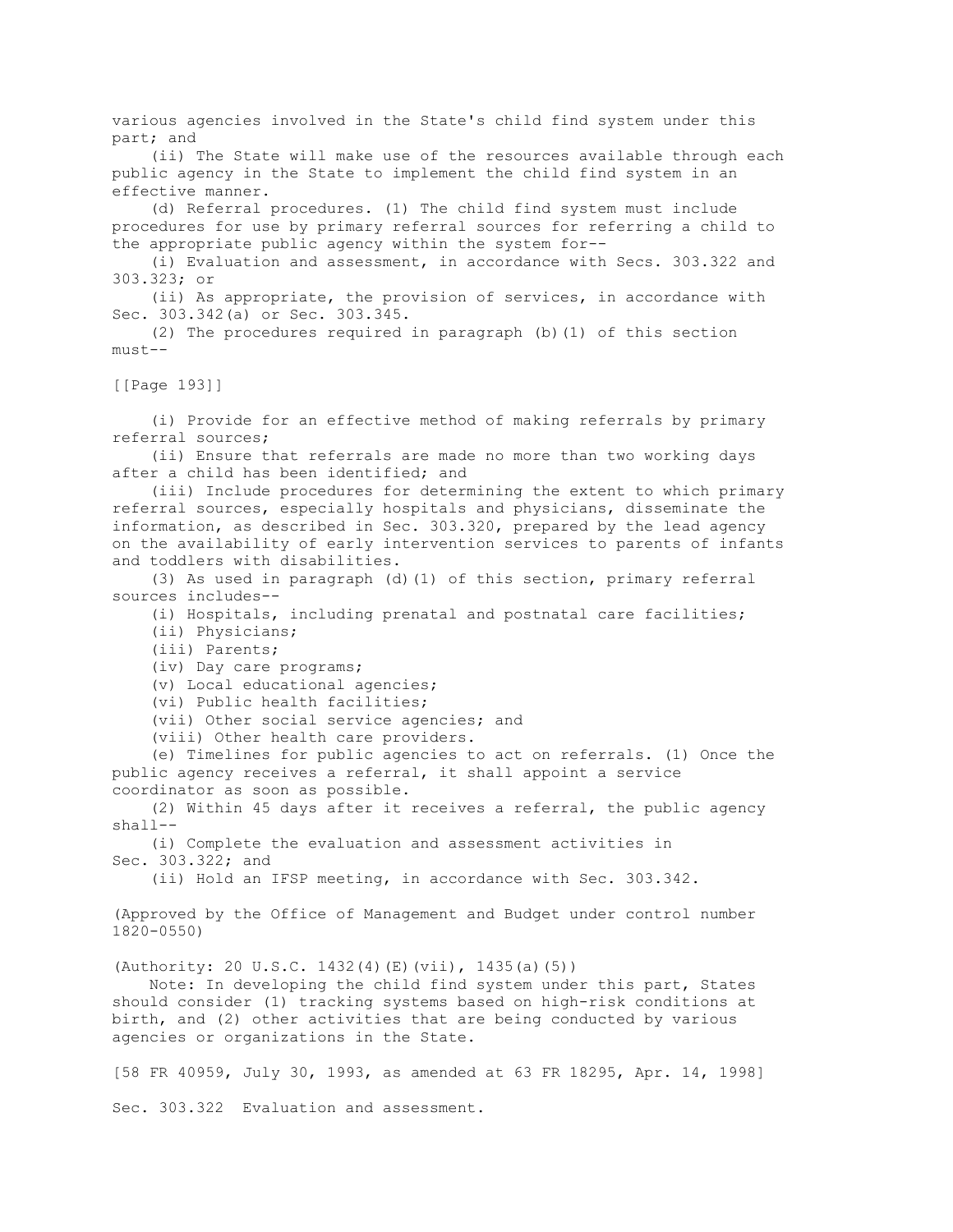various agencies involved in the State's child find system under this part; and

(ii) The State will make use of the resources available through each public agency in the State to implement the child find system in an effective manner.

(d) Referral procedures. (1) The child find system must include procedures for use by primary referral sources for referring a child to the appropriate public agency within the system for--

(i) Evaluation and assessment, in accordance with Secs. 303.322 and 303.323; or

(ii) As appropriate, the provision of services, in accordance with Sec. 303.342(a) or Sec. 303.345.

(2) The procedures required in paragraph (b)(1) of this section must--

[[Page 193]]

(i) Provide for an effective method of making referrals by primary referral sources;

(ii) Ensure that referrals are made no more than two working days after a child has been identified; and

(iii) Include procedures for determining the extent to which primary referral sources, especially hospitals and physicians, disseminate the information, as described in Sec. 303.320, prepared by the lead agency on the availability of early intervention services to parents of infants and toddlers with disabilities.

(3) As used in paragraph (d)(1) of this section, primary referral sources includes--

(i) Hospitals, including prenatal and postnatal care facilities;

(ii) Physicians;

(iii) Parents;

(iv) Day care programs;

(v) Local educational agencies;

(vi) Public health facilities;

(vii) Other social service agencies; and

(viii) Other health care providers.

(e) Timelines for public agencies to act on referrals. (1) Once the public agency receives a referral, it shall appoint a service coordinator as soon as possible.

(2) Within 45 days after it receives a referral, the public agency shall--

(i) Complete the evaluation and assessment activities in Sec. 303.322; and

(ii) Hold an IFSP meeting, in accordance with Sec. 303.342.

(Approved by the Office of Management and Budget under control number 1820-0550)

(Authority: 20 U.S.C. 1432(4)(E)(vii), 1435(a)(5))

Note: In developing the child find system under this part, States should consider (1) tracking systems based on high-risk conditions at birth, and (2) other activities that are being conducted by various agencies or organizations in the State.

[58 FR 40959, July 30, 1993, as amended at 63 FR 18295, Apr. 14, 1998]

Sec. 303.322 Evaluation and assessment.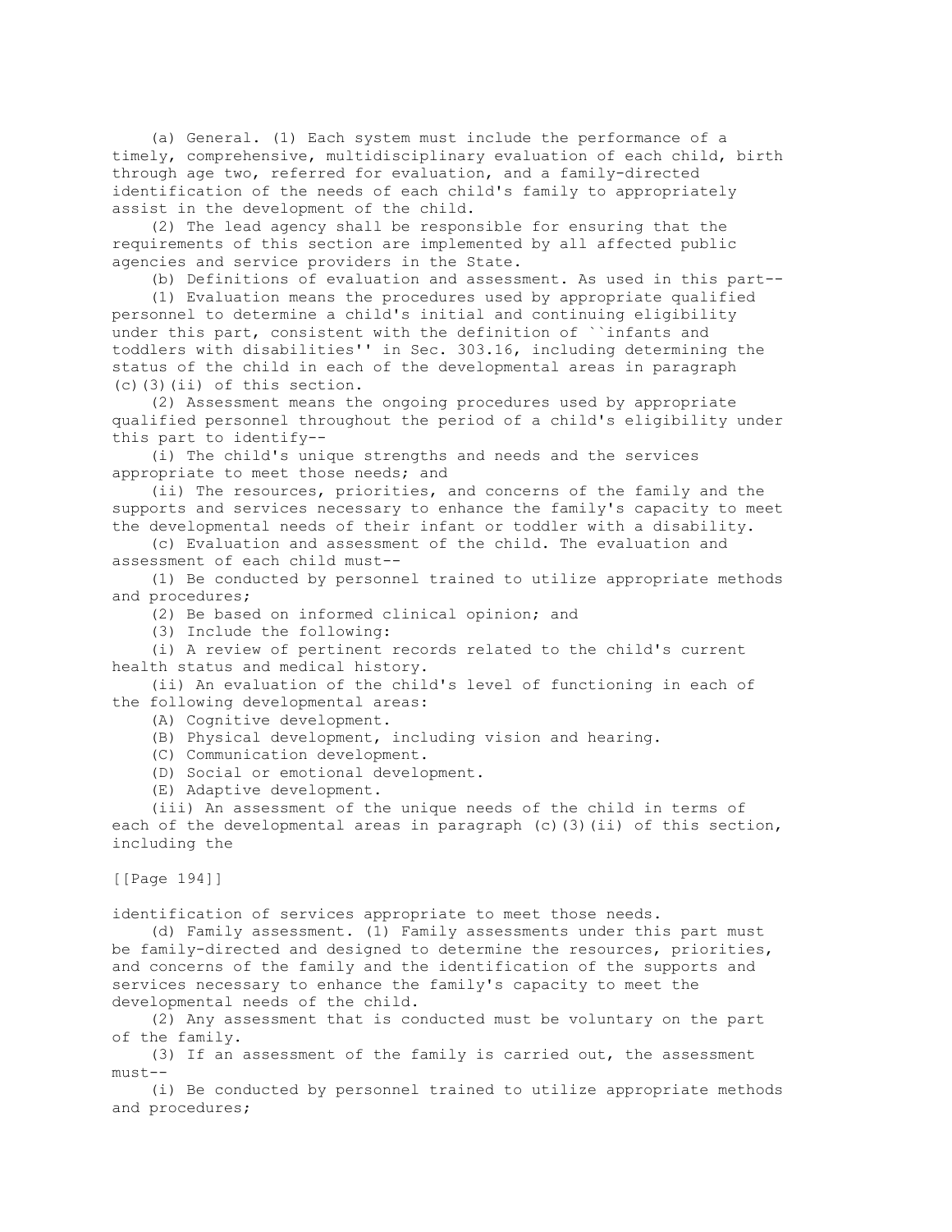(a) General. (1) Each system must include the performance of a timely, comprehensive, multidisciplinary evaluation of each child, birth through age two, referred for evaluation, and a family-directed identification of the needs of each child's family to appropriately assist in the development of the child.

(2) The lead agency shall be responsible for ensuring that the requirements of this section are implemented by all affected public agencies and service providers in the State.

(b) Definitions of evaluation and assessment. As used in this part--

(1) Evaluation means the procedures used by appropriate qualified personnel to determine a child's initial and continuing eligibility under this part, consistent with the definition of ``infants and toddlers with disabilities'' in Sec. 303.16, including determining the status of the child in each of the developmental areas in paragraph (c)(3)(ii) of this section.

(2) Assessment means the ongoing procedures used by appropriate qualified personnel throughout the period of a child's eligibility under this part to identify--

(i) The child's unique strengths and needs and the services appropriate to meet those needs; and

(ii) The resources, priorities, and concerns of the family and the supports and services necessary to enhance the family's capacity to meet the developmental needs of their infant or toddler with a disability.

(c) Evaluation and assessment of the child. The evaluation and assessment of each child must--

(1) Be conducted by personnel trained to utilize appropriate methods and procedures;

(2) Be based on informed clinical opinion; and

(3) Include the following:

(i) A review of pertinent records related to the child's current health status and medical history.

(ii) An evaluation of the child's level of functioning in each of the following developmental areas:

(A) Cognitive development.

(B) Physical development, including vision and hearing.

(C) Communication development.

(D) Social or emotional development.

(E) Adaptive development.

(iii) An assessment of the unique needs of the child in terms of each of the developmental areas in paragraph (c)(3)(ii) of this section, including the identification of services appropriate to meet those needs.

(d) Family assessment. (1) Family assessments under this part must be family-directed and designed to determine the resources, priorities, and concerns of the family and the identification of the supports and services necessary to enhance the family's capacity to meet the developmental needs of the child.

(2) Any assessment that is conducted must be voluntary on the part of the family.

(3) If an assessment of the family is carried out, the assessment must--

(i) Be conducted by personnel trained to utilize appropriate methods and procedures;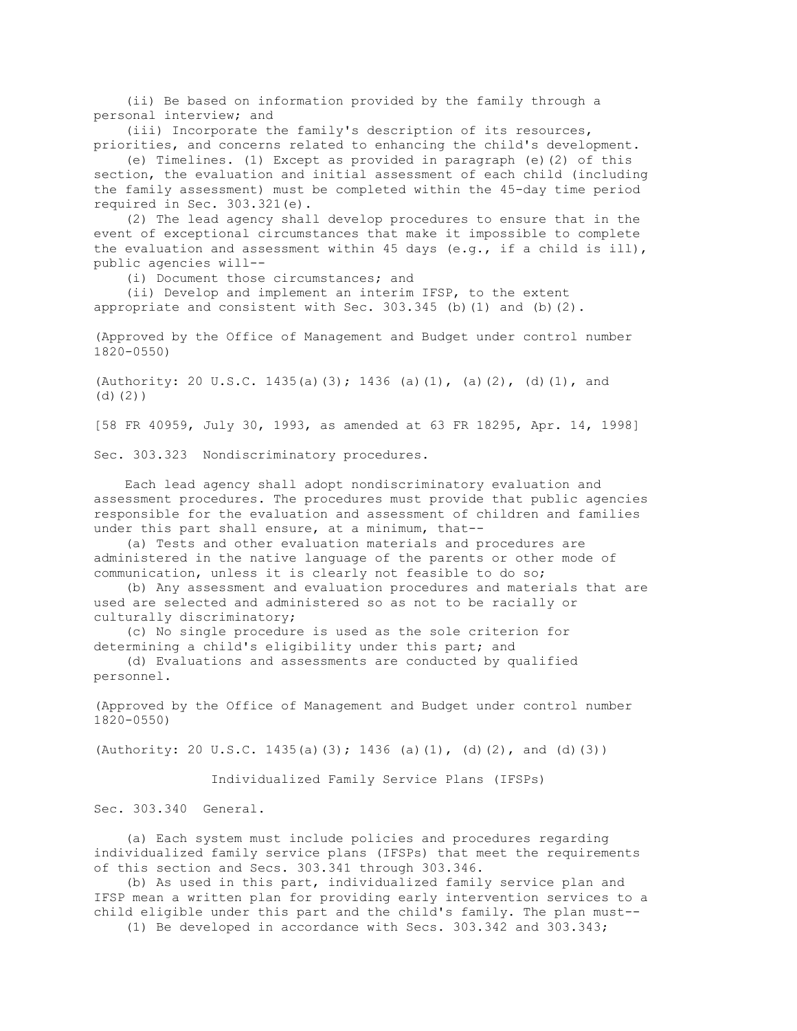(ii) Be based on information provided by the family through a personal interview; and

(iii) Incorporate the family's description of its resources, priorities, and concerns related to enhancing the child's development.

(e) Timelines. (1) Except as provided in paragraph (e)(2) of this section, the evaluation and initial assessment of each child (including the family assessment) must be completed within the 45-day time period required in Sec. 303.321(e).

(2) The lead agency shall develop procedures to ensure that in the event of exceptional circumstances that make it impossible to complete the evaluation and assessment within 45 days (e.g., if a child is ill), public agencies will--

(i) Document those circumstances; and

(ii) Develop and implement an interim IFSP, to the extent appropriate and consistent with Sec. 303.345 (b)(1) and (b)(2).

(Approved by the Office of Management and Budget under control number 1820-0550)

(Authority: 20 U.S.C. 1435(a)(3); 1436 (a)(1), (a)(2), (d)(1), and (d)(2))

[58 FR 40959, July 30, 1993, as amended at 63 FR 18295, Apr. 14, 1998]

Sec. 303.323 Nondiscriminatory procedures.

Each lead agency shall adopt nondiscriminatory evaluation and assessment procedures. The procedures must provide that public agencies responsible for the evaluation and assessment of children and families under this part shall ensure, at a minimum, that--

(a) Tests and other evaluation materials and procedures are administered in the native language of the parents or other mode of communication, unless it is clearly not feasible to do so;

(b) Any assessment and evaluation procedures and materials that are used are selected and administered so as not to be racially or culturally discriminatory;

(c) No single procedure is used as the sole criterion for determining a child's eligibility under this part; and

(d) Evaluations and assessments are conducted by qualified personnel.

(Approved by the Office of Management and Budget under control number 1820-0550)

(Authority: 20 U.S.C. 1435(a)(3); 1436 (a)(1), (d)(2), and (d)(3))

Individualized Family Service Plans (IFSPs)

Sec. 303.340 General.

(a) Each system must include policies and procedures regarding individualized family service plans (IFSPs) that meet the requirements of this section and Secs. 303.341 through 303.346.

(b) As used in this part, individualized family service plan and IFSP mean a written plan for providing early intervention services to a child eligible under this part and the child's family. The plan must--

(1) Be developed in accordance with Secs. 303.342 and 303.343;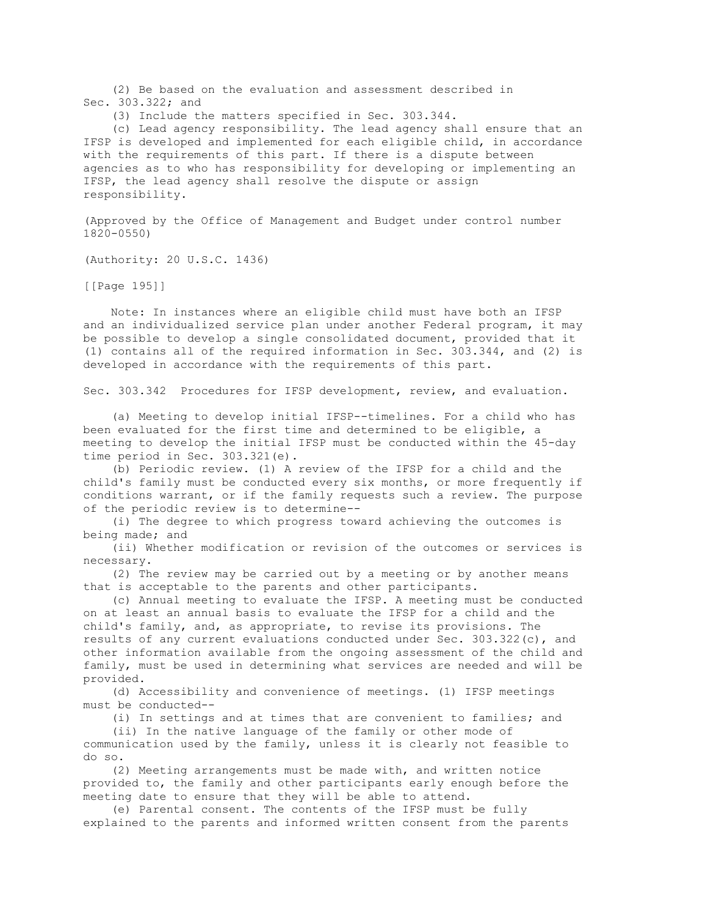(2) Be based on the evaluation and assessment described in Sec. 303.322; and

(3) Include the matters specified in Sec. 303.344.

(c) Lead agency responsibility. The lead agency shall ensure that an IFSP is developed and implemented for each eligible child, in accordance with the requirements of this part. If there is a dispute between agencies as to who has responsibility for developing or implementing an IFSP, the lead agency shall resolve the dispute or assign responsibility.

(Approved by the Office of Management and Budget under control number 1820-0550)

(Authority: 20 U.S.C. 1436)

[[Page 195]]

Note: In instances where an eligible child must have both an IFSP and an individualized service plan under another Federal program, it may be possible to develop a single consolidated document, provided that it (1) contains all of the required information in Sec. 303.344, and (2) is developed in accordance with the requirements of this part.

Sec. 303.342 Procedures for IFSP development, review, and evaluation.

(a) Meeting to develop initial IFSP--timelines. For a child who has been evaluated for the first time and determined to be eligible, a meeting to develop the initial IFSP must be conducted within the 45-day time period in Sec. 303.321(e).

(b) Periodic review. (1) A review of the IFSP for a child and the child's family must be conducted every six months, or more frequently if conditions warrant, or if the family requests such a review. The purpose of the periodic review is to determine--

(i) The degree to which progress toward achieving the outcomes is being made; and

(ii) Whether modification or revision of the outcomes or services is necessary.

(2) The review may be carried out by a meeting or by another means that is acceptable to the parents and other participants.

(c) Annual meeting to evaluate the IFSP. A meeting must be conducted on at least an annual basis to evaluate the IFSP for a child and the child's family, and, as appropriate, to revise its provisions. The results of any current evaluations conducted under Sec. 303.322(c), and other information available from the ongoing assessment of the child and family, must be used in determining what services are needed and will be provided.

(d) Accessibility and convenience of meetings. (1) IFSP meetings must be conducted--

(i) In settings and at times that are convenient to families; and

(ii) In the native language of the family or other mode of communication used by the family, unless it is clearly not feasible to do so.

(2) Meeting arrangements must be made with, and written notice provided to, the family and other participants early enough before the meeting date to ensure that they will be able to attend.

(e) Parental consent. The contents of the IFSP must be fully explained to the parents and informed written consent from the parents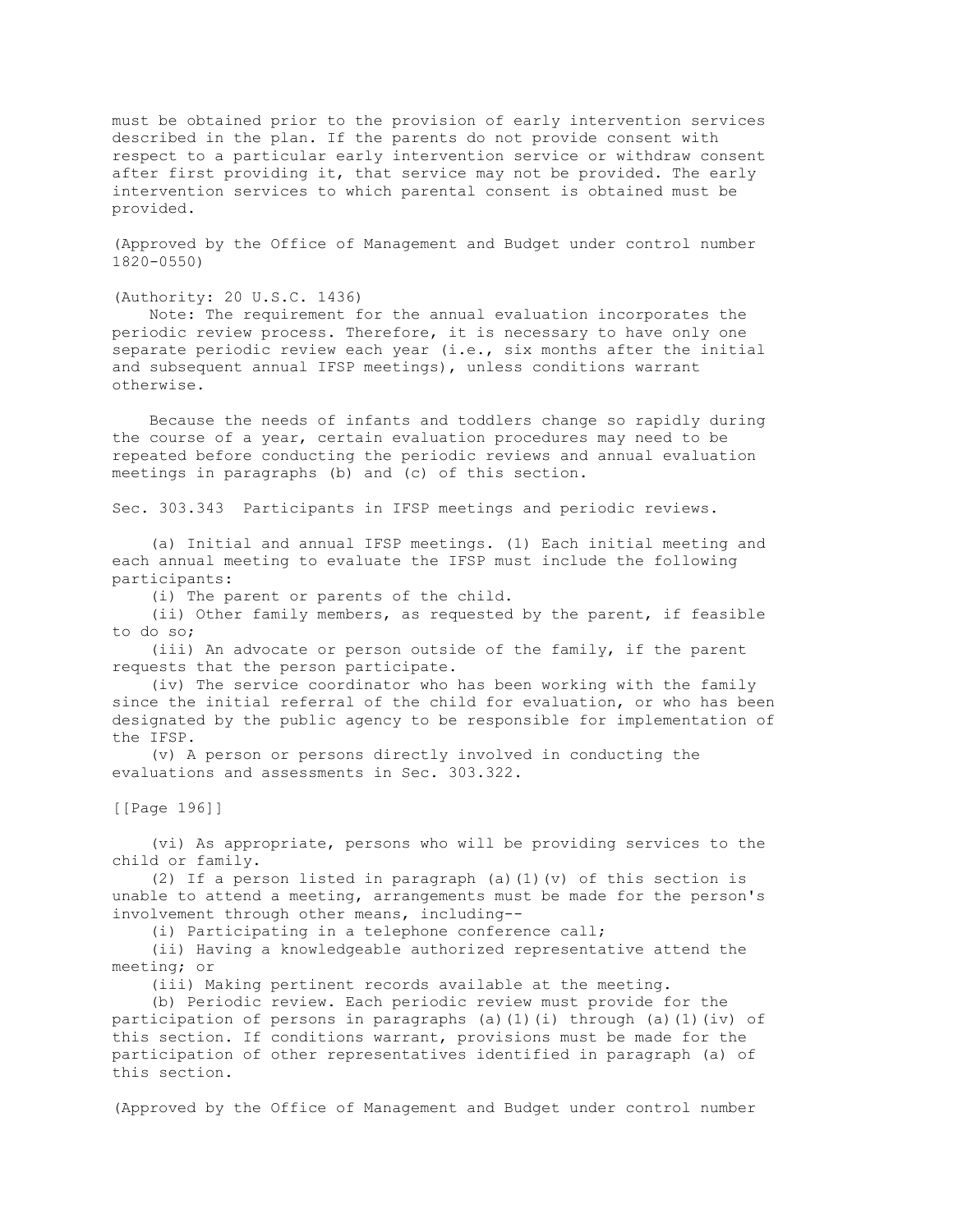must be obtained prior to the provision of early intervention services described in the plan. If the parents do not provide consent with respect to a particular early intervention service or withdraw consent after first providing it, that service may not be provided. The early intervention services to which parental consent is obtained must be provided.

(Approved by the Office of Management and Budget under control number 1820-0550)

(Authority: 20 U.S.C. 1436)

Note: The requirement for the annual evaluation incorporates the periodic review process. Therefore, it is necessary to have only one separate periodic review each year (i.e., six months after the initial and subsequent annual IFSP meetings), unless conditions warrant otherwise.

Because the needs of infants and toddlers change so rapidly during the course of a year, certain evaluation procedures may need to be repeated before conducting the periodic reviews and annual evaluation meetings in paragraphs (b) and (c) of this section.

Sec. 303.343 Participants in IFSP meetings and periodic reviews.

(a) Initial and annual IFSP meetings. (1) Each initial meeting and each annual meeting to evaluate the IFSP must include the following participants:

(i) The parent or parents of the child.

(ii) Other family members, as requested by the parent, if feasible to do so;

(iii) An advocate or person outside of the family, if the parent requests that the person participate.

(iv) The service coordinator who has been working with the family since the initial referral of the child for evaluation, or who has been designated by the public agency to be responsible for implementation of the IFSP.

(v) A person or persons directly involved in conducting the evaluations and assessments in Sec. 303.322.

(vi) As appropriate, persons who will be providing services to the child or family.

(2) If a person listed in paragraph (a)(1)(v) of this section is unable to attend a meeting, arrangements must be made for the person's involvement through other means, including--

(i) Participating in a telephone conference call;

(ii) Having a knowledgeable authorized representative attend the meeting; or

(iii) Making pertinent records available at the meeting.

(b) Periodic review. Each periodic review must provide for the participation of persons in paragraphs (a)(1)(i) through (a)(1)(iv) of this section. If conditions warrant, provisions must be made for the participation of other representatives identified in paragraph (a) of this section.

(Approved by the Office of Management and Budget under control number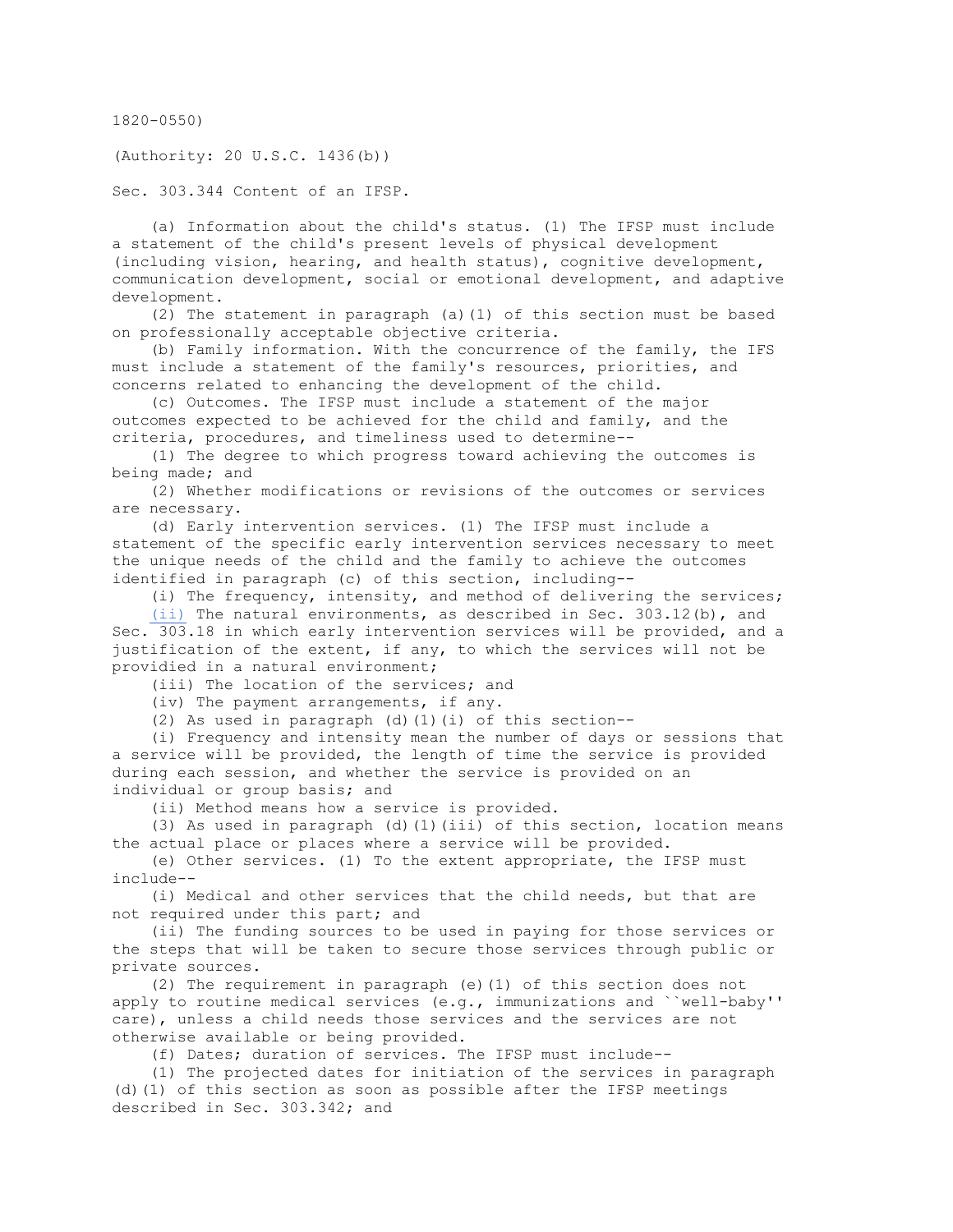1820-0550)

(Authority: 20 U.S.C. 1436(b))

## Sec. 303.344 Content of an IFSP.

(a) Information about the child's status. (1) The IFSP must include a statement of the child's present levels of physical development (including vision, hearing, and health status), cognitive development, communication development, social or emotional development, and adaptive development.

(2) The statement in paragraph (a)(1) of this section must be based on professionally acceptable objective criteria.

(b) Family information. With the concurrence of the family, the IFS must include a statement of the family's resources, priorities, and concerns related to enhancing the development of the child.

(c) Outcomes. The IFSP must include a statement of the major outcomes expected to be achieved for the child and family, and the criteria, procedures, and timeliness used to determine--

(1) The degree to which progress toward achieving the outcomes is being made; and

(2) Whether modifications or revisions of the outcomes or services are necessary.

(d) Early intervention services. (1) The IFSP must include a statement of the specific early intervention services necessary to meet the unique needs of the child and the family to achieve the outcomes identified in paragraph (c) of this section, including--

(i) The frequency, intensity, and method of delivering the services;

(ii) The natural environments, as described in Sec. 303.12(b), and Sec. 303.18 in which early intervention services will be provided, and a justification of the extent, if any, to which the services will not be providied in a natural environment;

(iii) The location of the services; and

(iv) The payment arrangements, if any.

(2) As used in paragraph (d)(1)(i) of this section--

(i) Frequency and intensity mean the number of days or sessions that a service will be provided, the length of time the service is provided during each session, and whether the service is provided on an individual or group basis; and

(ii) Method means how a service is provided.

(3) As used in paragraph (d)(1)(iii) of this section, location means the actual place or places where a service will be provided.

(e) Other services. (1) To the extent appropriate, the IFSP must include--

(i) Medical and other services that the child needs, but that are not required under this part; and

(ii) The funding sources to be used in paying for those services or the steps that will be taken to secure those services through public or private sources.

(2) The requirement in paragraph (e)(1) of this section does not apply to routine medical services (e.g., immunizations and ``well-baby'' care), unless a child needs those services and the services are not otherwise available or being provided.

(f) Dates; duration of services. The IFSP must include--

(1) The projected dates for initiation of the services in paragraph (d)(1) of this section as soon as possible after the IFSP meetings described in Sec. 303.342; and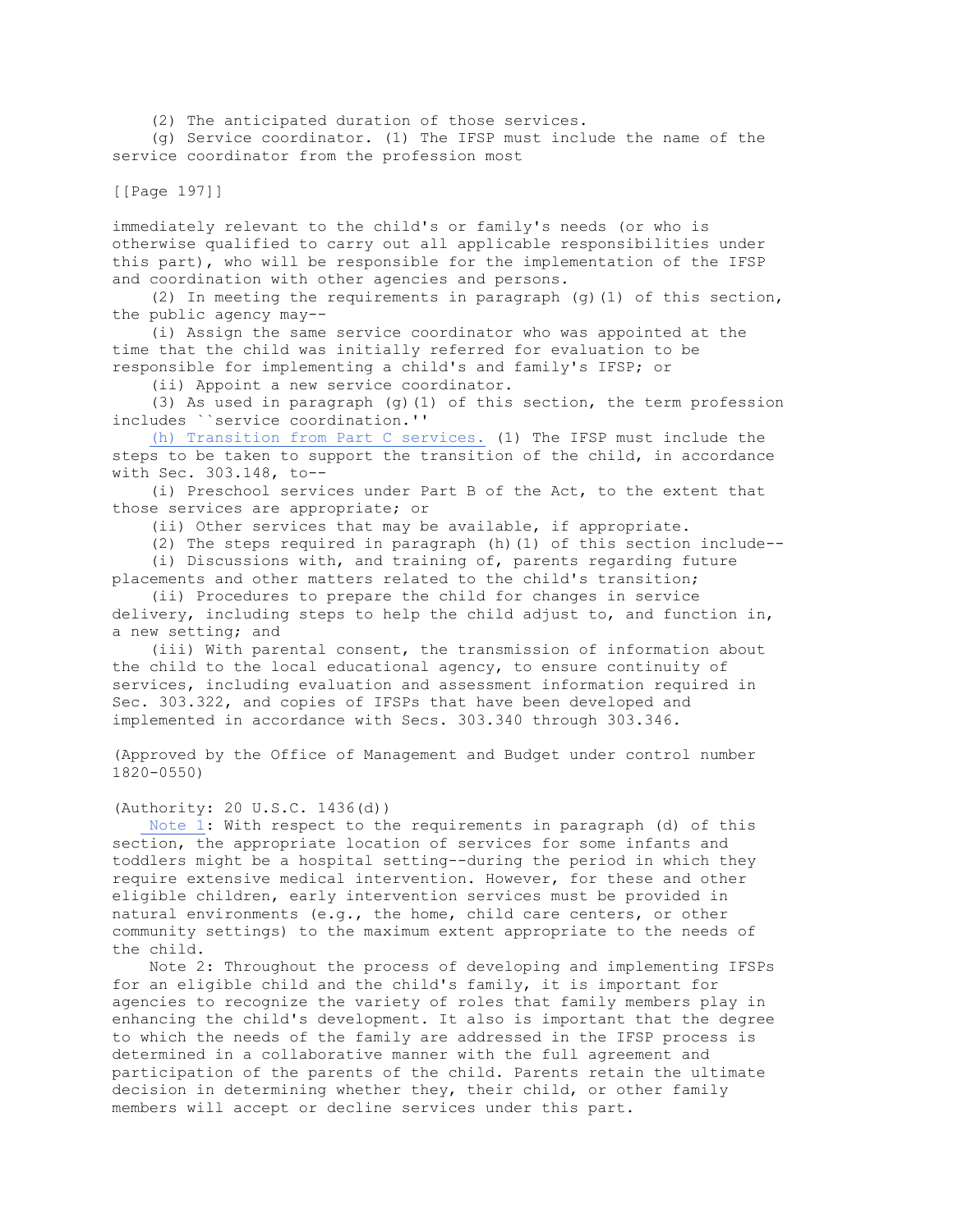(2) The anticipated duration of those services.

(g) Service coordinator. (1) The IFSP must include the name of the service coordinator from the profession most

[[Page 197]]

immediately relevant to the child's or family's needs (or who is otherwise qualified to carry out all applicable responsibilities under this part), who will be responsible for the implementation of the IFSP and coordination with other agencies and persons.

(2) In meeting the requirements in paragraph (g)(1) of this section, the public agency may--

(i) Assign the same service coordinator who was appointed at the time that the child was initially referred for evaluation to be responsible for implementing a child's and family's IFSP; or

(ii) Appoint a new service coordinator.

(3) As used in paragraph (g)(1) of this section, the term profession includes ``service coordination.''

(h) Transition from Part C services. (1) The IFSP must include the steps to be taken to support the transition of the child, in accordance with Sec. 303.148, to--

(i) Preschool services under Part B of the Act, to the extent that those services are appropriate; or

(ii) Other services that may be available, if appropriate.

(2) The steps required in paragraph (h)(1) of this section include--

(i) Discussions with, and training of, parents regarding future placements and other matters related to the child's transition;

(ii) Procedures to prepare the child for changes in service delivery, including steps to help the child adjust to, and function in, a new setting; and

(iii) With parental consent, the transmission of information about the child to the local educational agency, to ensure continuity of services, including evaluation and assessment information required in Sec. 303.322, and copies of IFSPs that have been developed and implemented in accordance with Secs. 303.340 through 303.346.

(Approved by the Office of Management and Budget under control number 1820-0550)

(Authority: 20 U.S.C. 1436(d))

Note 1: With respect to the requirements in paragraph (d) of this section, the appropriate location of services for some infants and toddlers might be a hospital setting--during the period in which they require extensive medical intervention. However, for these and other eligible children, early intervention services must be provided in natural environments (e.g., the home, child care centers, or other community settings) to the maximum extent appropriate to the needs of the child.

Note 2: Throughout the process of developing and implementing IFSPs for an eligible child and the child's family, it is important for agencies to recognize the variety of roles that family members play in enhancing the child's development. It also is important that the degree to which the needs of the family are addressed in the IFSP process is determined in a collaborative manner with the full agreement and participation of the parents of the child. Parents retain the ultimate decision in determining whether they, their child, or other family members will accept or decline services under this part.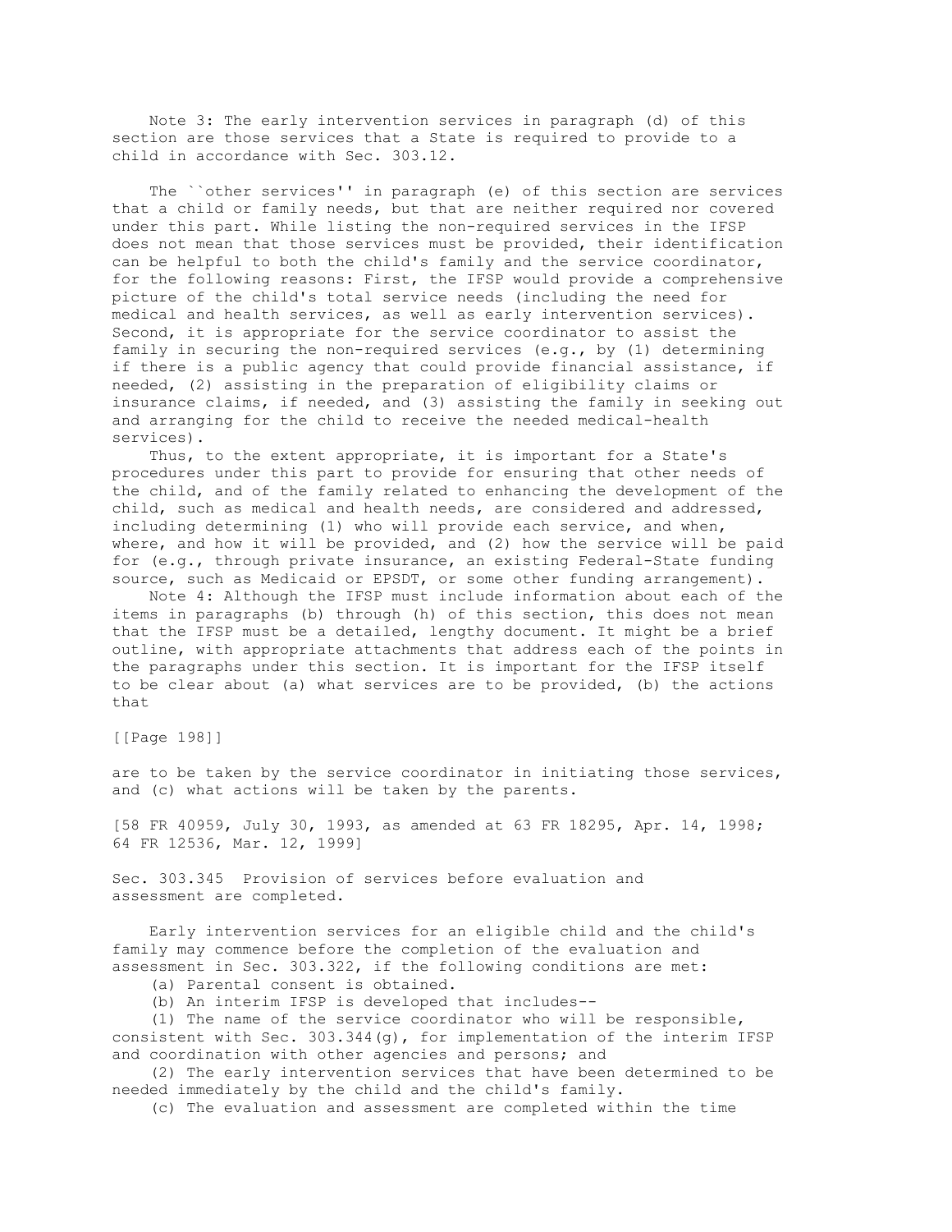Note 3: The early intervention services in paragraph (d) of this section are those services that a State is required to provide to a child in accordance with Sec. 303.12.

The ``other services'' in paragraph (e) of this section are services that a child or family needs, but that are neither required nor covered under this part. While listing the non-required services in the IFSP does not mean that those services must be provided, their identification can be helpful to both the child's family and the service coordinator, for the following reasons: First, the IFSP would provide a comprehensive picture of the child's total service needs (including the need for medical and health services, as well as early intervention services). Second, it is appropriate for the service coordinator to assist the family in securing the non-required services (e.g., by (1) determining if there is a public agency that could provide financial assistance, if needed, (2) assisting in the preparation of eligibility claims or insurance claims, if needed, and (3) assisting the family in seeking out and arranging for the child to receive the needed medical-health services).

Thus, to the extent appropriate, it is important for a State's procedures under this part to provide for ensuring that other needs of the child, and of the family related to enhancing the development of the child, such as medical and health needs, are considered and addressed, including determining (1) who will provide each service, and when, where, and how it will be provided, and (2) how the service will be paid for (e.g., through private insurance, an existing Federal-State funding source, such as Medicaid or EPSDT, or some other funding arrangement).

Note 4: Although the IFSP must include information about each of the items in paragraphs (b) through (h) of this section, this does not mean that the IFSP must be a detailed, lengthy document. It might be a brief outline, with appropriate attachments that address each of the points in the paragraphs under this section. It is important for the IFSP itself to be clear about (a) what services are to be provided, (b) the actions that are to be taken by the service coordinator in initiating those services, and (c) what actions will be taken by the parents.

[58 FR 40959, July 30, 1993, as amended at 63 FR 18295, Apr. 14, 1998; 64 FR 12536, Mar. 12, 1999]

Sec. 303.345 Provision of services before evaluation and assessment are completed.

Early intervention services for an eligible child and the child's family may commence before the completion of the evaluation and assessment in Sec. 303.322, if the following conditions are met:

(a) Parental consent is obtained.

(b) An interim IFSP is developed that includes--

(1) The name of the service coordinator who will be responsible, consistent with Sec. 303.344(g), for implementation of the interim IFSP and coordination with other agencies and persons; and

(2) The early intervention services that have been determined to be needed immediately by the child and the child's family.

(c) The evaluation and assessment are completed within the time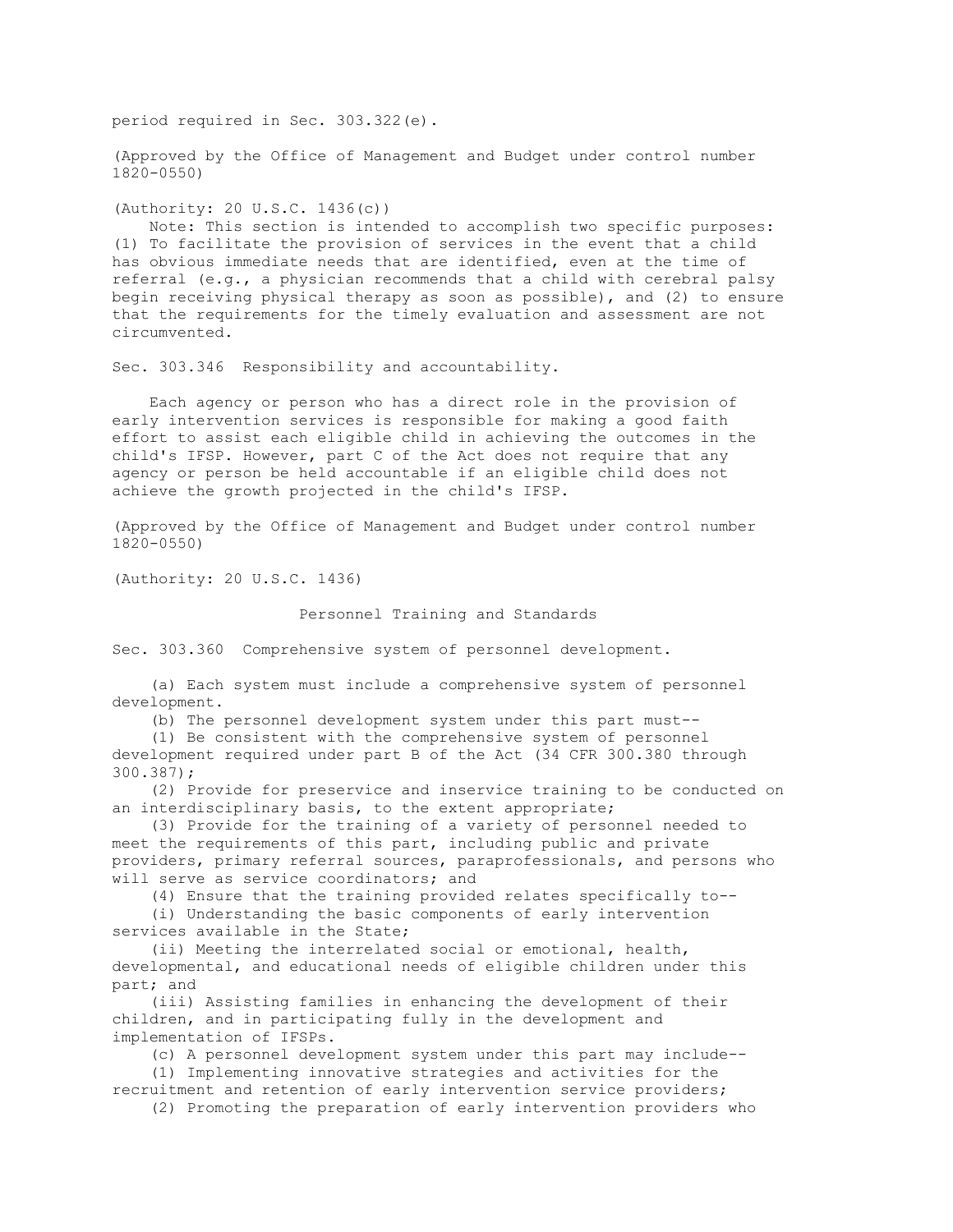period required in Sec. 303.322(e).

(Approved by the Office of Management and Budget under control number 1820-0550)

(Authority: 20 U.S.C. 1436(c))

Note: This section is intended to accomplish two specific purposes: (1) To facilitate the provision of services in the event that a child has obvious immediate needs that are identified, even at the time of referral (e.g., a physician recommends that a child with cerebral palsy begin receiving physical therapy as soon as possible), and (2) to ensure that the requirements for the timely evaluation and assessment are not circumvented.

Sec. 303.346 Responsibility and accountability.

Each agency or person who has a direct role in the provision of early intervention services is responsible for making a good faith effort to assist each eligible child in achieving the outcomes in the child's IFSP. However, part C of the Act does not require that any agency or person be held accountable if an eligible child does not achieve the growth projected in the child's IFSP.

(Approved by the Office of Management and Budget under control number 1820-0550)

(Authority: 20 U.S.C. 1436)

## Personnel Training and Standards

Sec. 303.360 Comprehensive system of personnel development.

(a) Each system must include a comprehensive system of personnel development.

(b) The personnel development system under this part must--

(1) Be consistent with the comprehensive system of personnel development required under part B of the Act (34 CFR 300.380 through 300.387);

(2) Provide for preservice and inservice training to be conducted on an interdisciplinary basis, to the extent appropriate;

(3) Provide for the training of a variety of personnel needed to meet the requirements of this part, including public and private providers, primary referral sources, paraprofessionals, and persons who will serve as service coordinators; and

(4) Ensure that the training provided relates specifically to--

(i) Understanding the basic components of early intervention services available in the State;

(ii) Meeting the interrelated social or emotional, health, developmental, and educational needs of eligible children under this part; and

(iii) Assisting families in enhancing the development of their children, and in participating fully in the development and implementation of IFSPs.

(c) A personnel development system under this part may include--

(1) Implementing innovative strategies and activities for the recruitment and retention of early intervention service providers;

(2) Promoting the preparation of early intervention providers who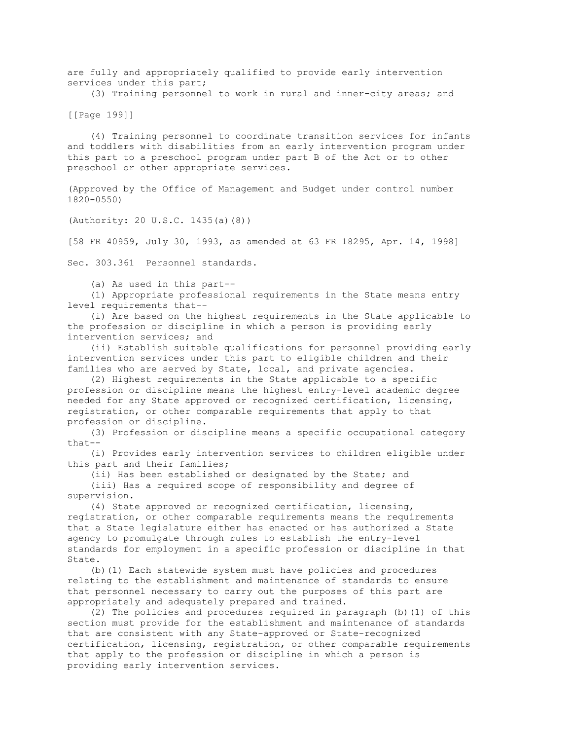are fully and appropriately qualified to provide early intervention services under this part;

(3) Training personnel to work in rural and inner-city areas; and

(4) Training personnel to coordinate transition services for infants and toddlers with disabilities from an early intervention program under this part to a preschool program under part B of the Act or to other preschool or other appropriate services.

(Approved by the Office of Management and Budget under control number 1820-0550)

(Authority: 20 U.S.C. 1435(a)(8))

[58 FR 40959, July 30, 1993, as amended at 63 FR 18295, Apr. 14, 1998]

## Sec. 303.361 Personnel standards.

(a) As used in this part--

(1) Appropriate professional requirements in the State means entry level requirements that--

(i) Are based on the highest requirements in the State applicable to the profession or discipline in which a person is providing early intervention services; and

(ii) Establish suitable qualifications for personnel providing early intervention services under this part to eligible children and their families who are served by State, local, and private agencies.

(2) Highest requirements in the State applicable to a specific profession or discipline means the highest entry-level academic degree needed for any State approved or recognized certification, licensing, registration, or other comparable requirements that apply to that profession or discipline.

(3) Profession or discipline means a specific occupational category that--

(i) Provides early intervention services to children eligible under this part and their families;

(ii) Has been established or designated by the State; and

(iii) Has a required scope of responsibility and degree of supervision.

(4) State approved or recognized certification, licensing, registration, or other comparable requirements means the requirements that a State legislature either has enacted or has authorized a State agency to promulgate through rules to establish the entry-level standards for employment in a specific profession or discipline in that State.

(b)(1) Each statewide system must have policies and procedures relating to the establishment and maintenance of standards to ensure that personnel necessary to carry out the purposes of this part are appropriately and adequately prepared and trained.

(2) The policies and procedures required in paragraph (b)(1) of this section must provide for the establishment and maintenance of standards that are consistent with any State-approved or State-recognized certification, licensing, registration, or other comparable requirements that apply to the profession or discipline in which a person is providing early intervention services.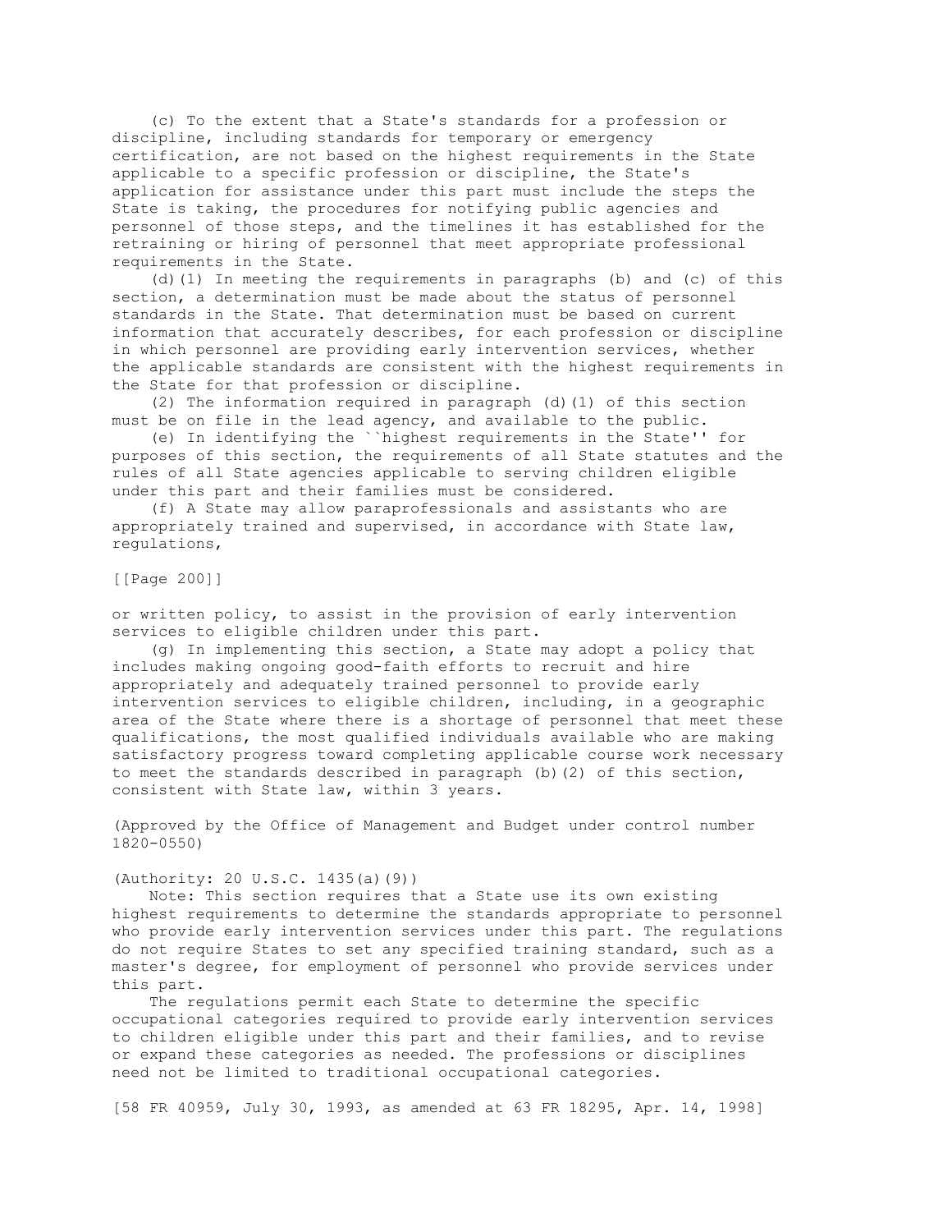(c) To the extent that a State's standards for a profession or discipline, including standards for temporary or emergency certification, are not based on the highest requirements in the State applicable to a specific profession or discipline, the State's application for assistance under this part must include the steps the State is taking, the procedures for notifying public agencies and personnel of those steps, and the timelines it has established for the retraining or hiring of personnel that meet appropriate professional requirements in the State.

(d)(1) In meeting the requirements in paragraphs (b) and (c) of this section, a determination must be made about the status of personnel standards in the State. That determination must be based on current information that accurately describes, for each profession or discipline in which personnel are providing early intervention services, whether the applicable standards are consistent with the highest requirements in the State for that profession or discipline.

(2) The information required in paragraph (d)(1) of this section must be on file in the lead agency, and available to the public.

(e) In identifying the ``highest requirements in the State'' for purposes of this section, the requirements of all State statutes and the rules of all State agencies applicable to serving children eligible under this part and their families must be considered.

(f) A State may allow paraprofessionals and assistants who are appropriately trained and supervised, in accordance with State law, regulations, or written policy, to assist in the provision of early intervention services to eligible children under this part.

(g) In implementing this section, a State may adopt a policy that includes making ongoing good-faith efforts to recruit and hire appropriately and adequately trained personnel to provide early intervention services to eligible children, including, in a geographic area of the State where there is a shortage of personnel that meet these qualifications, the most qualified individuals available who are making satisfactory progress toward completing applicable course work necessary to meet the standards described in paragraph (b)(2) of this section, consistent with State law, within 3 years.

(Approved by the Office of Management and Budget under control number 1820-0550)

(Authority: 20 U.S.C. 1435(a)(9))

Note: This section requires that a State use its own existing highest requirements to determine the standards appropriate to personnel who provide early intervention services under this part. The regulations do not require States to set any specified training standard, such as a master's degree, for employment of personnel who provide services under this part.

The regulations permit each State to determine the specific occupational categories required to provide early intervention services to children eligible under this part and their families, and to revise or expand these categories as needed. The professions or disciplines need not be limited to traditional occupational categories.

[58 FR 40959, July 30, 1993, as amended at 63 FR 18295, Apr. 14, 1998]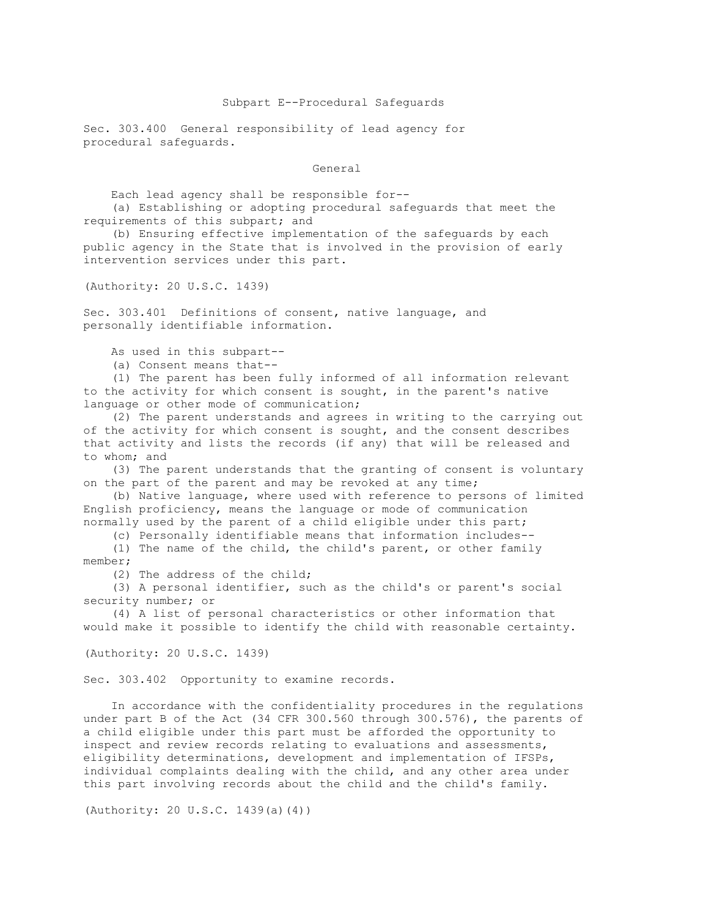## Subpart E--Procedural Safeguards

### Sec. 303.400 General responsibility of lead agency for procedural safeguards.

#### General

Each lead agency shall be responsible for--

(a) Establishing or adopting procedural safeguards that meet the requirements of this subpart; and

(b) Ensuring effective implementation of the safeguards by each public agency in the State that is involved in the provision of early intervention services under this part.

(Authority: 20 U.S.C. 1439)

### Sec. 303.401 Definitions of consent, native language, and personally identifiable information.

As used in this subpart--

(a) Consent means that--

(1) The parent has been fully informed of all information relevant to the activity for which consent is sought, in the parent's native language or other mode of communication;

(2) The parent understands and agrees in writing to the carrying out of the activity for which consent is sought, and the consent describes that activity and lists the records (if any) that will be released and to whom; and

(3) The parent understands that the granting of consent is voluntary on the part of the parent and may be revoked at any time;

(b) Native language, where used with reference to persons of limited English proficiency, means the language or mode of communication normally used by the parent of a child eligible under this part;

(c) Personally identifiable means that information includes--

(1) The name of the child, the child's parent, or other family member;

(2) The address of the child;

(3) A personal identifier, such as the child's or parent's social security number; or

(4) A list of personal characteristics or other information that would make it possible to identify the child with reasonable certainty.

(Authority: 20 U.S.C. 1439)

### Sec. 303.402 Opportunity to examine records.

In accordance with the confidentiality procedures in the regulations under part B of the Act (34 CFR 300.560 through 300.576), the parents of a child eligible under this part must be afforded the opportunity to inspect and review records relating to evaluations and assessments, eligibility determinations, development and implementation of IFSPs, individual complaints dealing with the child, and any other area under this part involving records about the child and the child's family.

(Authority: 20 U.S.C. 1439(a)(4))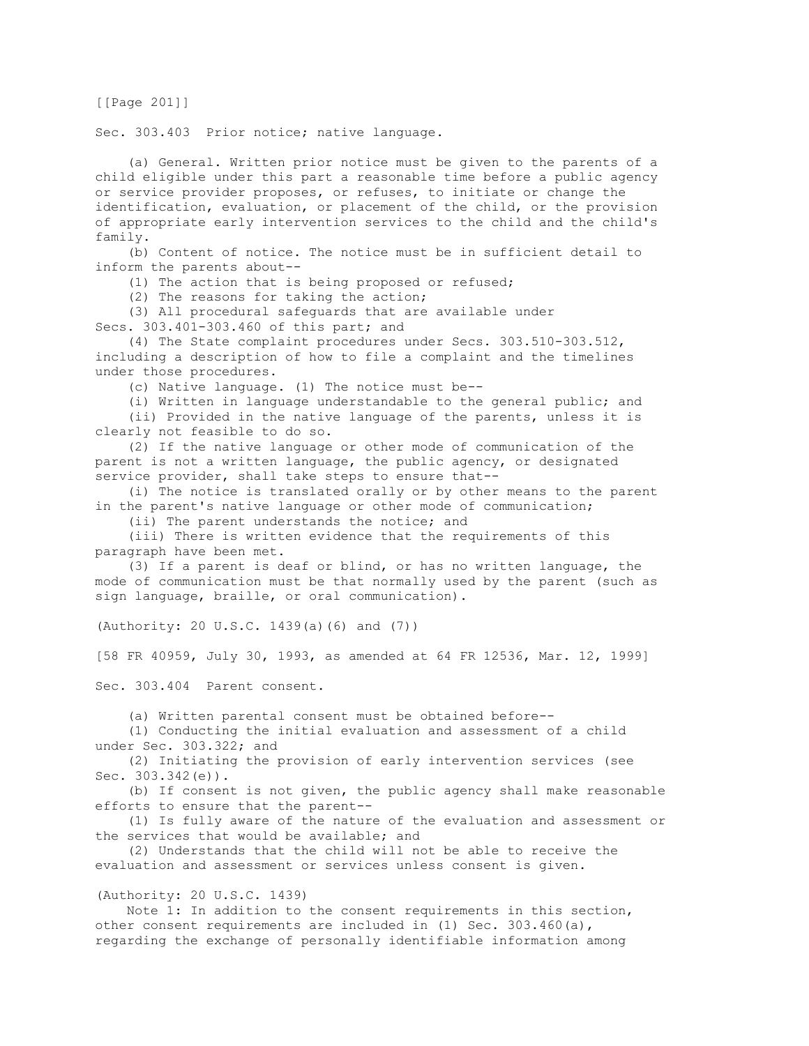Sec. 303.403 Prior notice; native language.

(a) General. Written prior notice must be given to the parents of a child eligible under this part a reasonable time before a public agency or service provider proposes, or refuses, to initiate or change the identification, evaluation, or placement of the child, or the provision of appropriate early intervention services to the child and the child's family.

(b) Content of notice. The notice must be in sufficient detail to inform the parents about--

(1) The action that is being proposed or refused;

(2) The reasons for taking the action;

(3) All procedural safeguards that are available under Secs. 303.401-303.460 of this part; and

(4) The State complaint procedures under Secs. 303.510-303.512, including a description of how to file a complaint and the timelines under those procedures.

(c) Native language. (1) The notice must be--

(i) Written in language understandable to the general public; and

(ii) Provided in the native language of the parents, unless it is clearly not feasible to do so.

(2) If the native language or other mode of communication of the parent is not a written language, the public agency, or designated service provider, shall take steps to ensure that--

(i) The notice is translated orally or by other means to the parent in the parent's native language or other mode of communication;

(ii) The parent understands the notice; and

(iii) There is written evidence that the requirements of this paragraph have been met.

(3) If a parent is deaf or blind, or has no written language, the mode of communication must be that normally used by the parent (such as sign language, braille, or oral communication).

(Authority: 20 U.S.C. 1439(a)(6) and (7))

[58 FR 40959, July 30, 1993, as amended at 64 FR 12536, Mar. 12, 1999]

Sec. 303.404 Parent consent.

(a) Written parental consent must be obtained before--

(1) Conducting the initial evaluation and assessment of a child under Sec. 303.322; and

(2) Initiating the provision of early intervention services (see Sec. 303.342(e)).

(b) If consent is not given, the public agency shall make reasonable efforts to ensure that the parent--

(1) Is fully aware of the nature of the evaluation and assessment or the services that would be available; and

(2) Understands that the child will not be able to receive the evaluation and assessment or services unless consent is given.

(Authority: 20 U.S.C. 1439)

Note 1: In addition to the consent requirements in this section, other consent requirements are included in (1) Sec. 303.460(a), regarding the exchange of personally identifiable information among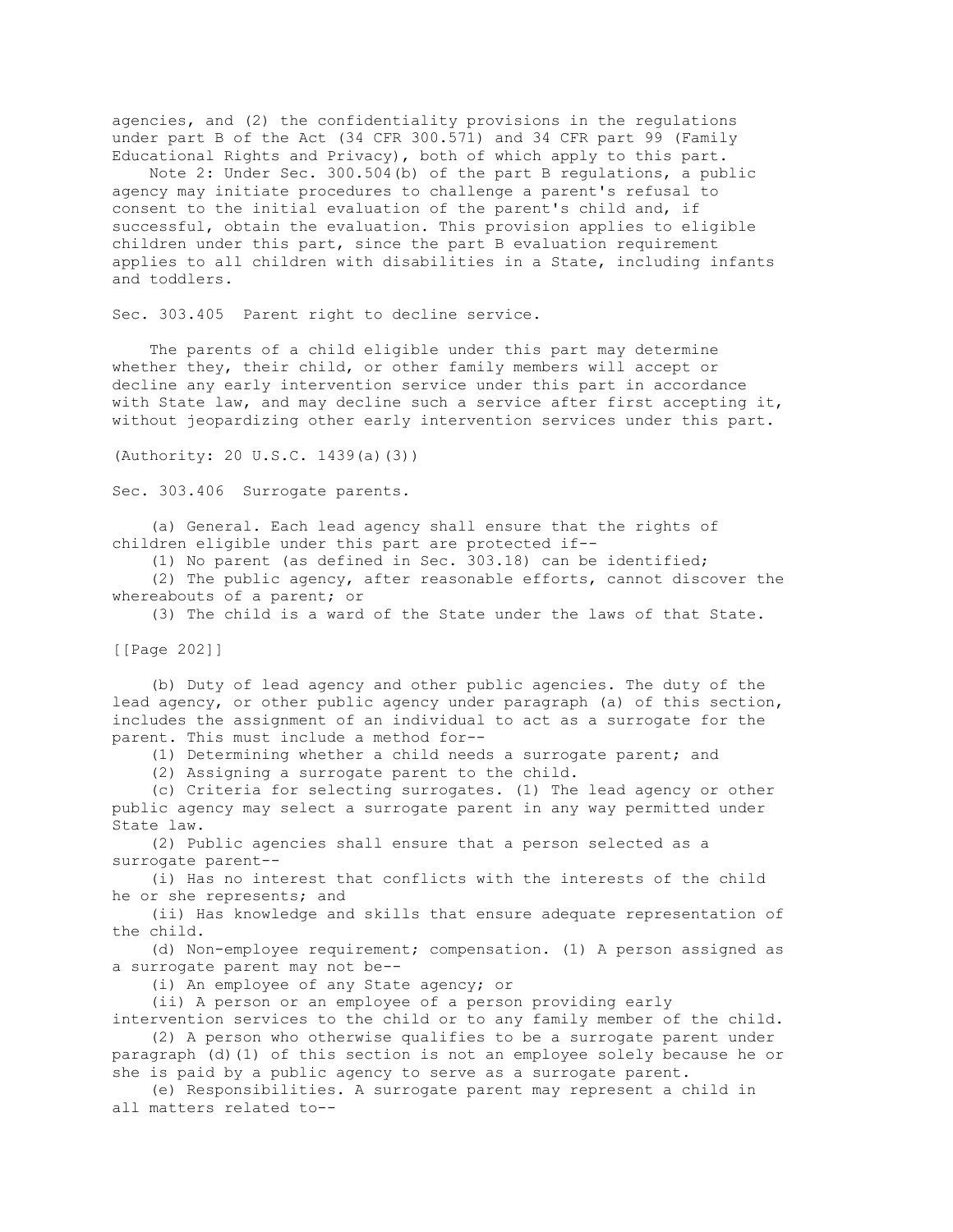agencies, and (2) the confidentiality provisions in the regulations under part B of the Act (34 CFR 300.571) and 34 CFR part 99 (Family Educational Rights and Privacy), both of which apply to this part.

Note 2: Under Sec. 300.504(b) of the part B regulations, a public agency may initiate procedures to challenge a parent's refusal to consent to the initial evaluation of the parent's child and, if successful, obtain the evaluation. This provision applies to eligible children under this part, since the part B evaluation requirement applies to all children with disabilities in a State, including infants and toddlers.

Sec. 303.405 Parent right to decline service.

The parents of a child eligible under this part may determine whether they, their child, or other family members will accept or decline any early intervention service under this part in accordance with State law, and may decline such a service after first accepting it, without jeopardizing other early intervention services under this part.

(Authority: 20 U.S.C. 1439(a)(3))

Sec. 303.406 Surrogate parents.

(a) General. Each lead agency shall ensure that the rights of children eligible under this part are protected if--

(1) No parent (as defined in Sec. 303.18) can be identified;

(2) The public agency, after reasonable efforts, cannot discover the whereabouts of a parent; or

(3) The child is a ward of the State under the laws of that State.

(b) Duty of lead agency and other public agencies. The duty of the lead agency, or other public agency under paragraph (a) of this section, includes the assignment of an individual to act as a surrogate for the parent. This must include a method for--

(1) Determining whether a child needs a surrogate parent; and

(2) Assigning a surrogate parent to the child.

(c) Criteria for selecting surrogates. (1) The lead agency or other public agency may select a surrogate parent in any way permitted under State law.

(2) Public agencies shall ensure that a person selected as a surrogate parent--

(i) Has no interest that conflicts with the interests of the child he or she represents; and

(ii) Has knowledge and skills that ensure adequate representation of the child.

(d) Non-employee requirement; compensation. (1) A person assigned as a surrogate parent may not be--

(i) An employee of any State agency; or

(ii) A person or an employee of a person providing early intervention services to the child or to any family member of the child.

(2) A person who otherwise qualifies to be a surrogate parent under paragraph (d)(1) of this section is not an employee solely because he or she is paid by a public agency to serve as a surrogate parent.

(e) Responsibilities. A surrogate parent may represent a child in all matters related to--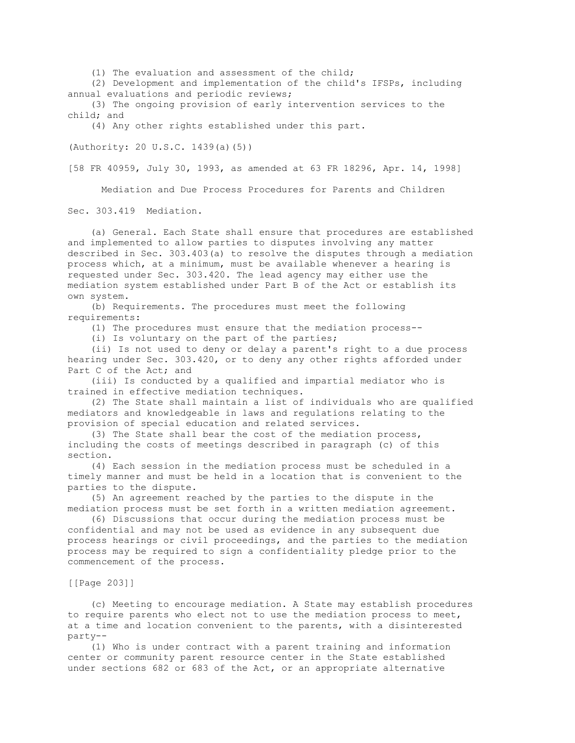(1) The evaluation and assessment of the child;

(2) Development and implementation of the child's IFSPs, including annual evaluations and periodic reviews;

(3) The ongoing provision of early intervention services to the child; and

(4) Any other rights established under this part.

(Authority: 20 U.S.C. 1439(a)(5))

[58 FR 40959, July 30, 1993, as amended at 63 FR 18296, Apr. 14, 1998]

## Mediation and Due Process Procedures for Parents and Children

### Sec. 303.419 Mediation.

(a) General. Each State shall ensure that procedures are established and implemented to allow parties to disputes involving any matter described in Sec. 303.403(a) to resolve the disputes through a mediation process which, at a minimum, must be available whenever a hearing is requested under Sec. 303.420. The lead agency may either use the mediation system established under Part B of the Act or establish its own system.

(b) Requirements. The procedures must meet the following requirements:

(1) The procedures must ensure that the mediation process--

(i) Is voluntary on the part of the parties;

(ii) Is not used to deny or delay a parent's right to a due process hearing under Sec. 303.420, or to deny any other rights afforded under Part C of the Act; and

(iii) Is conducted by a qualified and impartial mediator who is trained in effective mediation techniques.

(2) The State shall maintain a list of individuals who are qualified mediators and knowledgeable in laws and regulations relating to the provision of special education and related services.

(3) The State shall bear the cost of the mediation process, including the costs of meetings described in paragraph (c) of this section.

(4) Each session in the mediation process must be scheduled in a timely manner and must be held in a location that is convenient to the parties to the dispute.

(5) An agreement reached by the parties to the dispute in the mediation process must be set forth in a written mediation agreement.

(6) Discussions that occur during the mediation process must be confidential and may not be used as evidence in any subsequent due process hearings or civil proceedings, and the parties to the mediation process may be required to sign a confidentiality pledge prior to the commencement of the process.

(c) Meeting to encourage mediation. A State may establish procedures to require parents who elect not to use the mediation process to meet, at a time and location convenient to the parents, with a disinterested party--

(1) Who is under contract with a parent training and information center or community parent resource center in the State established under sections 682 or 683 of the Act, or an appropriate alternative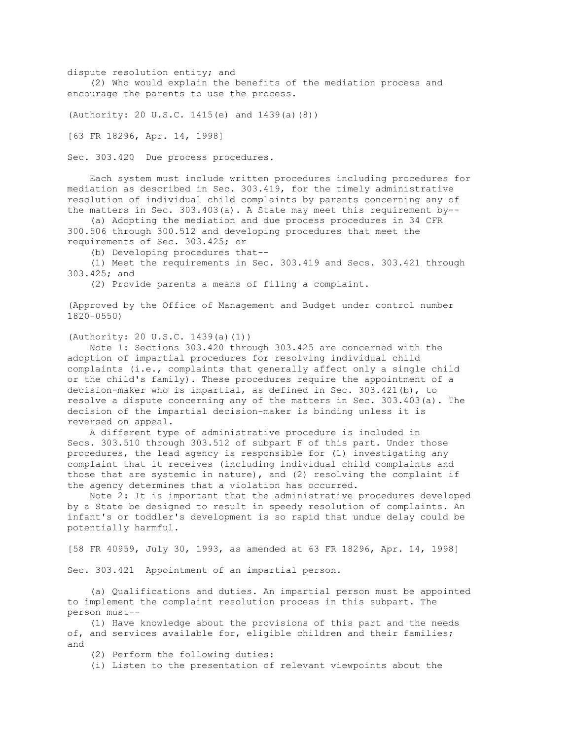dispute resolution entity; and

(2) Who would explain the benefits of the mediation process and encourage the parents to use the process.

(Authority: 20 U.S.C. 1415(e) and 1439(a)(8))

[63 FR 18296, Apr. 14, 1998]

Sec. 303.420 Due process procedures.

Each system must include written procedures including procedures for mediation as described in Sec. 303.419, for the timely administrative resolution of individual child complaints by parents concerning any of the matters in Sec. 303.403(a). A State may meet this requirement by--

(a) Adopting the mediation and due process procedures in 34 CFR 300.506 through 300.512 and developing procedures that meet the requirements of Sec. 303.425; or

(b) Developing procedures that--

(1) Meet the requirements in Sec. 303.419 and Secs. 303.421 through 303.425; and

(2) Provide parents a means of filing a complaint.

(Approved by the Office of Management and Budget under control number 1820-0550)

(Authority: 20 U.S.C. 1439(a)(1))

Note 1: Sections 303.420 through 303.425 are concerned with the adoption of impartial procedures for resolving individual child complaints (i.e., complaints that generally affect only a single child or the child's family). These procedures require the appointment of a decision-maker who is impartial, as defined in Sec. 303.421(b), to resolve a dispute concerning any of the matters in Sec. 303.403(a). The decision of the impartial decision-maker is binding unless it is reversed on appeal.

A different type of administrative procedure is included in Secs. 303.510 through 303.512 of subpart F of this part. Under those procedures, the lead agency is responsible for (1) investigating any complaint that it receives (including individual child complaints and those that are systemic in nature), and (2) resolving the complaint if the agency determines that a violation has occurred.

Note 2: It is important that the administrative procedures developed by a State be designed to result in speedy resolution of complaints. An infant's or toddler's development is so rapid that undue delay could be potentially harmful.

[58 FR 40959, July 30, 1993, as amended at 63 FR 18296, Apr. 14, 1998]

Sec. 303.421 Appointment of an impartial person.

(a) Qualifications and duties. An impartial person must be appointed to implement the complaint resolution process in this subpart. The person must--

(1) Have knowledge about the provisions of this part and the needs of, and services available for, eligible children and their families; and

(2) Perform the following duties:

(i) Listen to the presentation of relevant viewpoints about the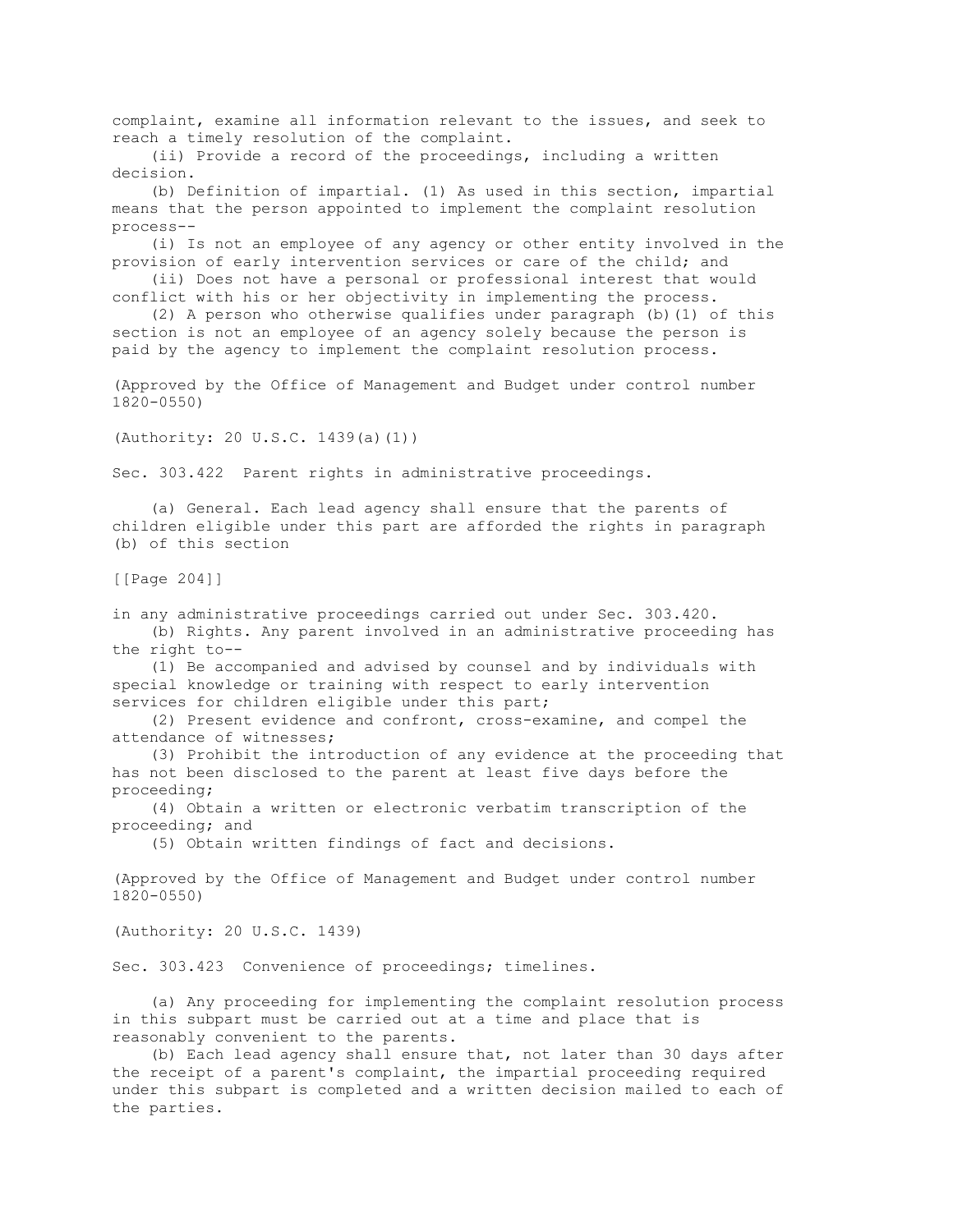complaint, examine all information relevant to the issues, and seek to reach a timely resolution of the complaint.

(ii) Provide a record of the proceedings, including a written decision.

(b) Definition of impartial. (1) As used in this section, impartial means that the person appointed to implement the complaint resolution process--

(i) Is not an employee of any agency or other entity involved in the provision of early intervention services or care of the child; and

(ii) Does not have a personal or professional interest that would conflict with his or her objectivity in implementing the process.

(2) A person who otherwise qualifies under paragraph (b)(1) of this section is not an employee of an agency solely because the person is paid by the agency to implement the complaint resolution process.

(Approved by the Office of Management and Budget under control number 1820-0550)

(Authority: 20 U.S.C. 1439(a)(1))

Sec. 303.422 Parent rights in administrative proceedings.

(a) General. Each lead agency shall ensure that the parents of children eligible under this part are afforded the rights in paragraph (b) of this section

[[Page 204]]

in any administrative proceedings carried out under Sec. 303.420.

(b) Rights. Any parent involved in an administrative proceeding has the right to--

(1) Be accompanied and advised by counsel and by individuals with special knowledge or training with respect to early intervention services for children eligible under this part;

(2) Present evidence and confront, cross-examine, and compel the attendance of witnesses;

(3) Prohibit the introduction of any evidence at the proceeding that has not been disclosed to the parent at least five days before the proceeding;

(4) Obtain a written or electronic verbatim transcription of the proceeding; and

(5) Obtain written findings of fact and decisions.

(Approved by the Office of Management and Budget under control number 1820-0550)

(Authority: 20 U.S.C. 1439)

Sec. 303.423 Convenience of proceedings; timelines.

(a) Any proceeding for implementing the complaint resolution process in this subpart must be carried out at a time and place that is reasonably convenient to the parents.

(b) Each lead agency shall ensure that, not later than 30 days after the receipt of a parent's complaint, the impartial proceeding required under this subpart is completed and a written decision mailed to each of the parties.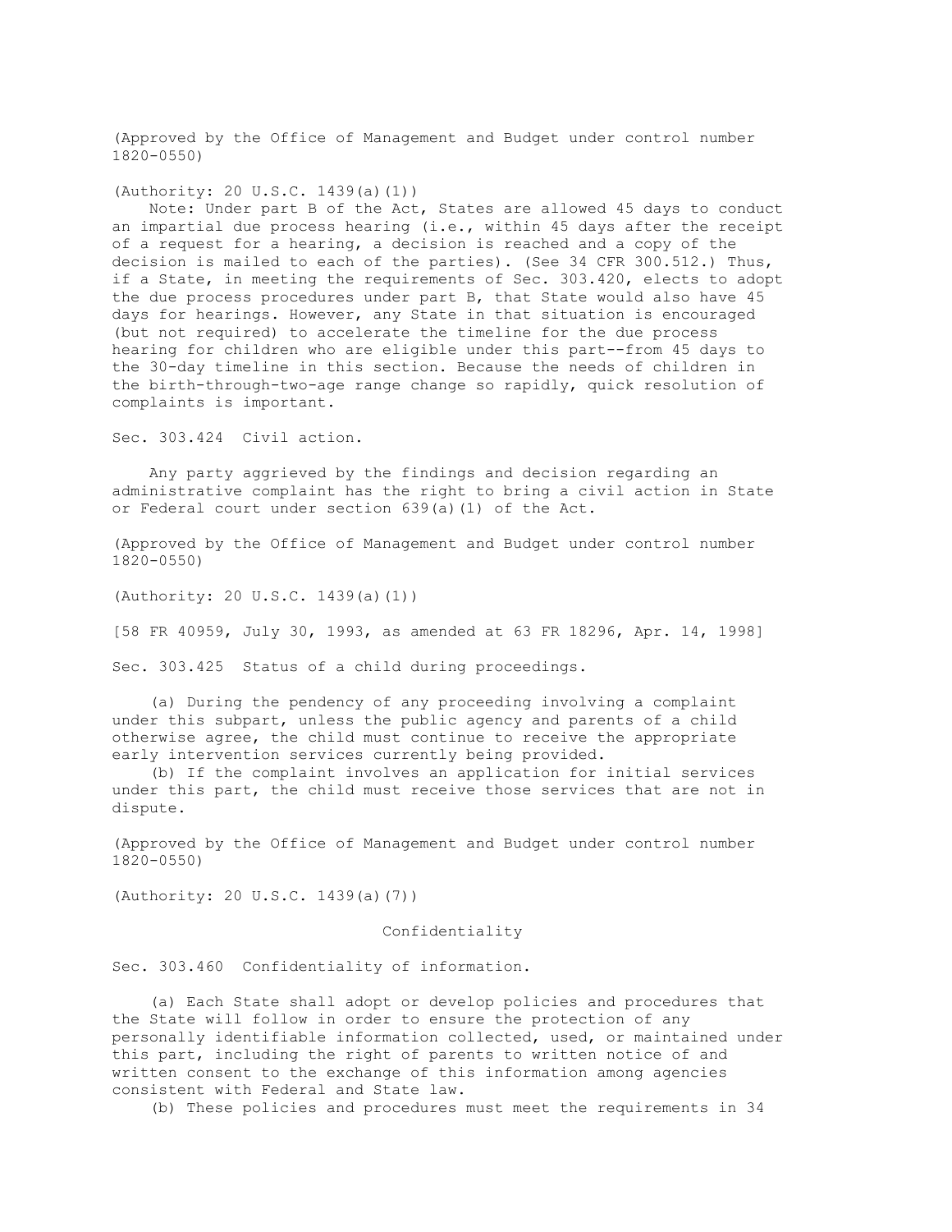(Approved by the Office of Management and Budget under control number 1820-0550)

(Authority: 20 U.S.C. 1439(a)(1))

Note: Under part B of the Act, States are allowed 45 days to conduct an impartial due process hearing (i.e., within 45 days after the receipt of a request for a hearing, a decision is reached and a copy of the decision is mailed to each of the parties). (See 34 CFR 300.512.) Thus, if a State, in meeting the requirements of Sec. 303.420, elects to adopt the due process procedures under part B, that State would also have 45 days for hearings. However, any State in that situation is encouraged (but not required) to accelerate the timeline for the due process hearing for children who are eligible under this part--from 45 days to the 30-day timeline in this section. Because the needs of children in the birth-through-two-age range change so rapidly, quick resolution of complaints is important.

### Sec. 303.424 Civil action.

Any party aggrieved by the findings and decision regarding an administrative complaint has the right to bring a civil action in State or Federal court under section 639(a)(1) of the Act.

(Approved by the Office of Management and Budget under control number 1820-0550)

(Authority: 20 U.S.C. 1439(a)(1))

[58 FR 40959, July 30, 1993, as amended at 63 FR 18296, Apr. 14, 1998]

### Sec. 303.425 Status of a child during proceedings.

(a) During the pendency of any proceeding involving a complaint under this subpart, unless the public agency and parents of a child otherwise agree, the child must continue to receive the appropriate early intervention services currently being provided.

(b) If the complaint involves an application for initial services under this part, the child must receive those services that are not in dispute.

(Approved by the Office of Management and Budget under control number 1820-0550)

(Authority: 20 U.S.C. 1439(a)(7))

## Confidentiality

### Sec. 303.460 Confidentiality of information.

(a) Each State shall adopt or develop policies and procedures that the State will follow in order to ensure the protection of any personally identifiable information collected, used, or maintained under this part, including the right of parents to written notice of and written consent to the exchange of this information among agencies consistent with Federal and State law.

(b) These policies and procedures must meet the requirements in 34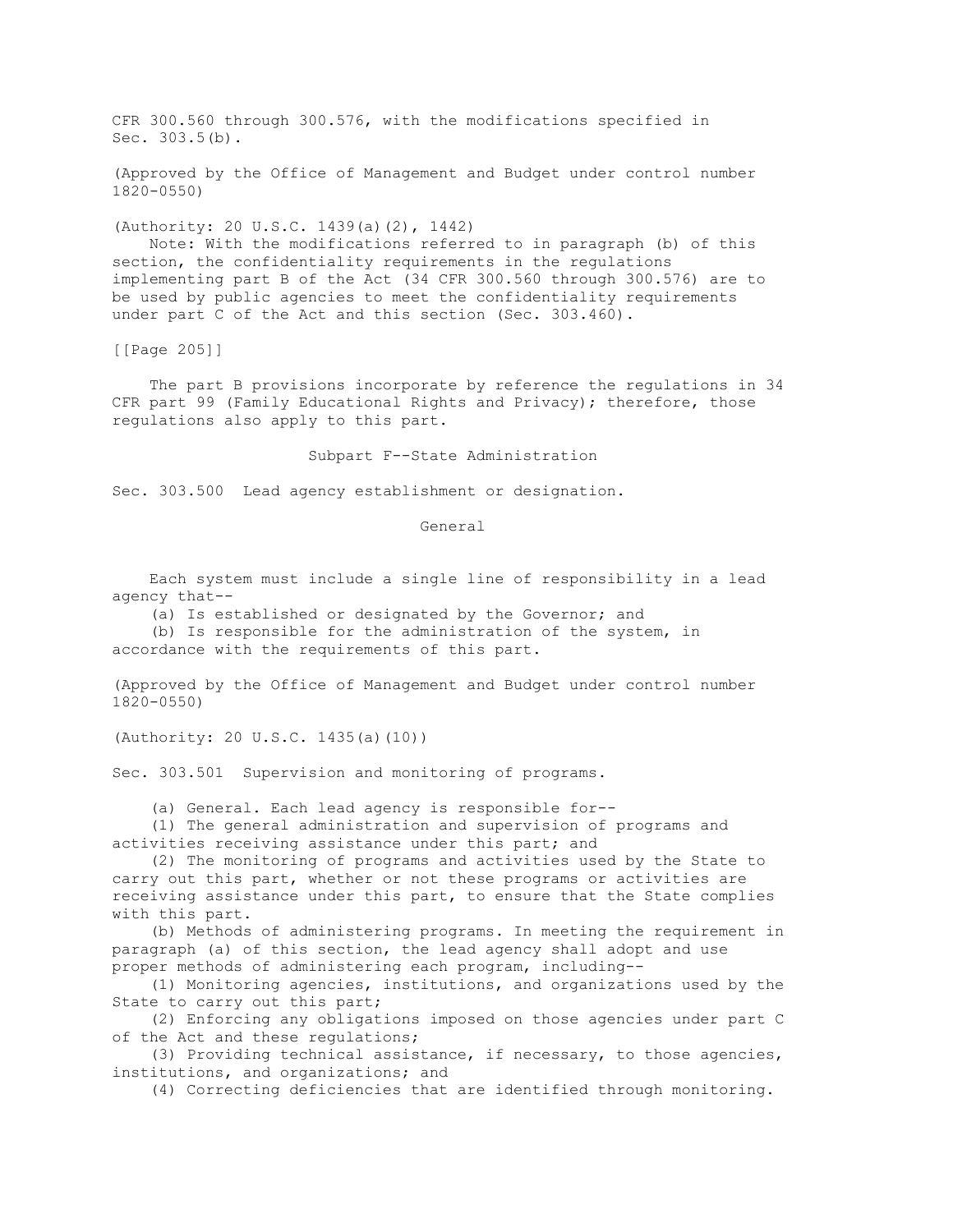CFR 300.560 through 300.576, with the modifications specified in Sec. 303.5(b).

(Approved by the Office of Management and Budget under control number 1820-0550)

(Authority: 20 U.S.C. 1439(a)(2), 1442)

Note: With the modifications referred to in paragraph (b) of this section, the confidentiality requirements in the regulations implementing part B of the Act (34 CFR 300.560 through 300.576) are to be used by public agencies to meet the confidentiality requirements under part C of the Act and this section (Sec. 303.460).

The part B provisions incorporate by reference the regulations in 34 CFR part 99 (Family Educational Rights and Privacy); therefore, those regulations also apply to this part.

## Subpart F--State Administration

### Sec. 303.500 Lead agency establishment or designation.

#### General

Each system must include a single line of responsibility in a lead agency that--

(a) Is established or designated by the Governor; and

(b) Is responsible for the administration of the system, in accordance with the requirements of this part.

(Approved by the Office of Management and Budget under control number 1820-0550)

(Authority: 20 U.S.C. 1435(a)(10))

### Sec. 303.501 Supervision and monitoring of programs.

(a) General. Each lead agency is responsible for--

(1) The general administration and supervision of programs and activities receiving assistance under this part; and

(2) The monitoring of programs and activities used by the State to carry out this part, whether or not these programs or activities are receiving assistance under this part, to ensure that the State complies with this part.

(b) Methods of administering programs. In meeting the requirement in paragraph (a) of this section, the lead agency shall adopt and use proper methods of administering each program, including--

(1) Monitoring agencies, institutions, and organizations used by the State to carry out this part;

(2) Enforcing any obligations imposed on those agencies under part C of the Act and these regulations;

(3) Providing technical assistance, if necessary, to those agencies, institutions, and organizations; and

(4) Correcting deficiencies that are identified through monitoring.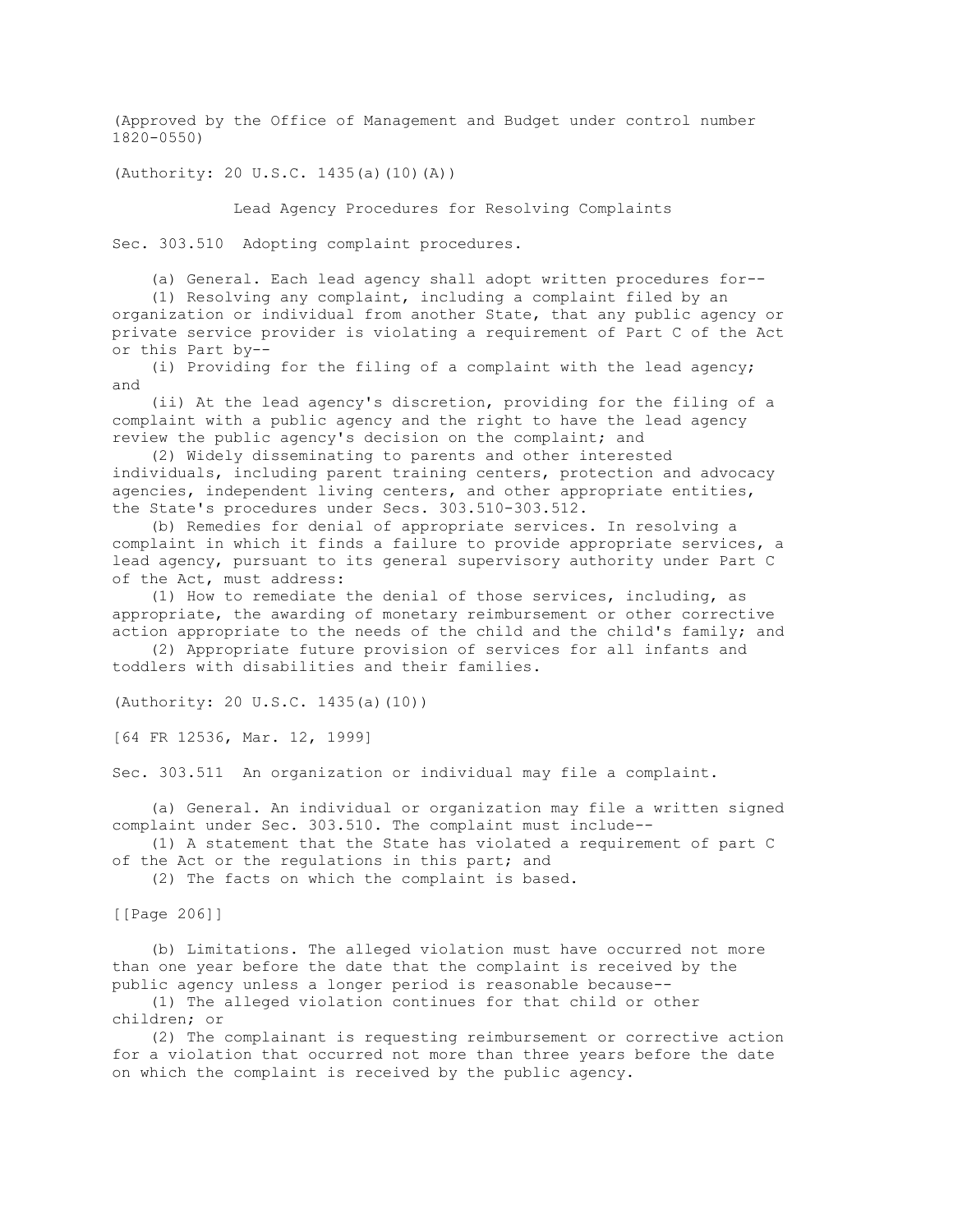(Approved by the Office of Management and Budget under control number 1820-0550)

(Authority: 20 U.S.C. 1435(a)(10)(A))

## Lead Agency Procedures for Resolving Complaints

### Sec. 303.510 Adopting complaint procedures.

(a) General. Each lead agency shall adopt written procedures for--

(1) Resolving any complaint, including a complaint filed by an organization or individual from another State, that any public agency or private service provider is violating a requirement of Part C of the Act or this Part by--

(i) Providing for the filing of a complaint with the lead agency; and

(ii) At the lead agency's discretion, providing for the filing of a complaint with a public agency and the right to have the lead agency review the public agency's decision on the complaint; and

(2) Widely disseminating to parents and other interested individuals, including parent training centers, protection and advocacy agencies, independent living centers, and other appropriate entities, the State's procedures under Secs. 303.510-303.512.

(b) Remedies for denial of appropriate services. In resolving a complaint in which it finds a failure to provide appropriate services, a lead agency, pursuant to its general supervisory authority under Part C of the Act, must address:

(1) How to remediate the denial of those services, including, as appropriate, the awarding of monetary reimbursement or other corrective action appropriate to the needs of the child and the child's family; and

(2) Appropriate future provision of services for all infants and toddlers with disabilities and their families.

(Authority: 20 U.S.C. 1435(a)(10))

[64 FR 12536, Mar. 12, 1999]

### Sec. 303.511 An organization or individual may file a complaint.

(a) General. An individual or organization may file a written signed complaint under Sec. 303.510. The complaint must include--

(1) A statement that the State has violated a requirement of part C of the Act or the regulations in this part; and

(2) The facts on which the complaint is based.

(b) Limitations. The alleged violation must have occurred not more than one year before the date that the complaint is received by the public agency unless a longer period is reasonable because--

(1) The alleged violation continues for that child or other children; or

(2) The complainant is requesting reimbursement or corrective action for a violation that occurred not more than three years before the date on which the complaint is received by the public agency.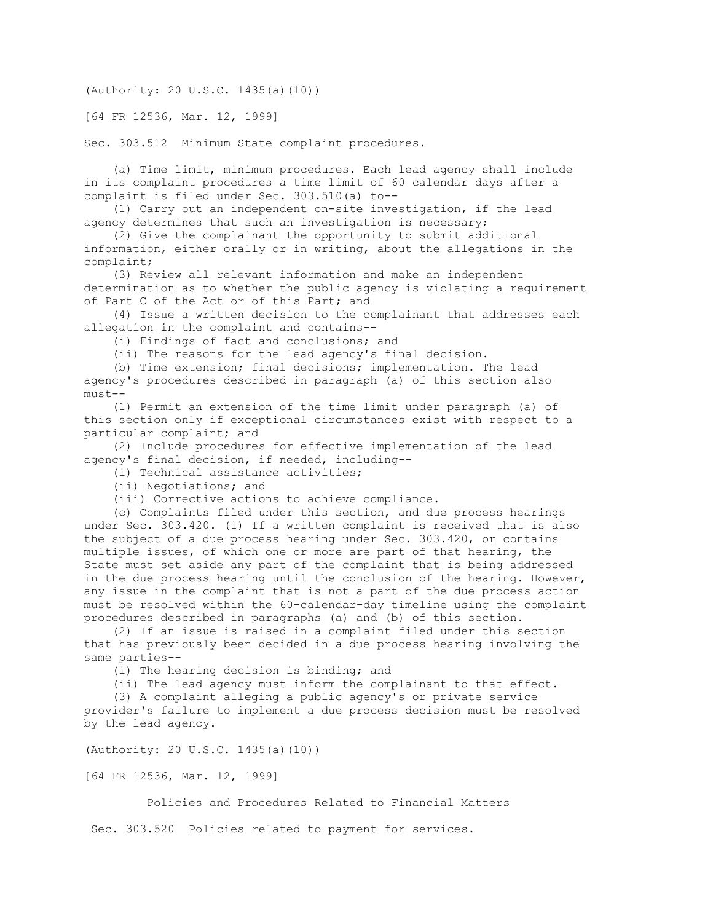(Authority: 20 U.S.C. 1435(a)(10))

[64 FR 12536, Mar. 12, 1999]

Sec. 303.512 Minimum State complaint procedures.

(a) Time limit, minimum procedures. Each lead agency shall include in its complaint procedures a time limit of 60 calendar days after a complaint is filed under Sec. 303.510(a) to--

(1) Carry out an independent on-site investigation, if the lead agency determines that such an investigation is necessary;

(2) Give the complainant the opportunity to submit additional information, either orally or in writing, about the allegations in the complaint;

(3) Review all relevant information and make an independent determination as to whether the public agency is violating a requirement of Part C of the Act or of this Part; and

(4) Issue a written decision to the complainant that addresses each allegation in the complaint and contains--

(i) Findings of fact and conclusions; and

(ii) The reasons for the lead agency's final decision.

(b) Time extension; final decisions; implementation. The lead agency's procedures described in paragraph (a) of this section also must--

(1) Permit an extension of the time limit under paragraph (a) of this section only if exceptional circumstances exist with respect to a particular complaint; and

(2) Include procedures for effective implementation of the lead agency's final decision, if needed, including--

(i) Technical assistance activities;

(ii) Negotiations; and

(iii) Corrective actions to achieve compliance.

(c) Complaints filed under this section, and due process hearings under Sec. 303.420. (1) If a written complaint is received that is also the subject of a due process hearing under Sec. 303.420, or contains multiple issues, of which one or more are part of that hearing, the State must set aside any part of the complaint that is being addressed in the due process hearing until the conclusion of the hearing. However, any issue in the complaint that is not a part of the due process action must be resolved within the 60-calendar-day timeline using the complaint procedures described in paragraphs (a) and (b) of this section.

(2) If an issue is raised in a complaint filed under this section that has previously been decided in a due process hearing involving the same parties--

(i) The hearing decision is binding; and

(ii) The lead agency must inform the complainant to that effect.

(3) A complaint alleging a public agency's or private service provider's failure to implement a due process decision must be resolved by the lead agency.

(Authority: 20 U.S.C. 1435(a)(10))

[64 FR 12536, Mar. 12, 1999]

Policies and Procedures Related to Financial Matters

Sec. 303.520 Policies related to payment for services.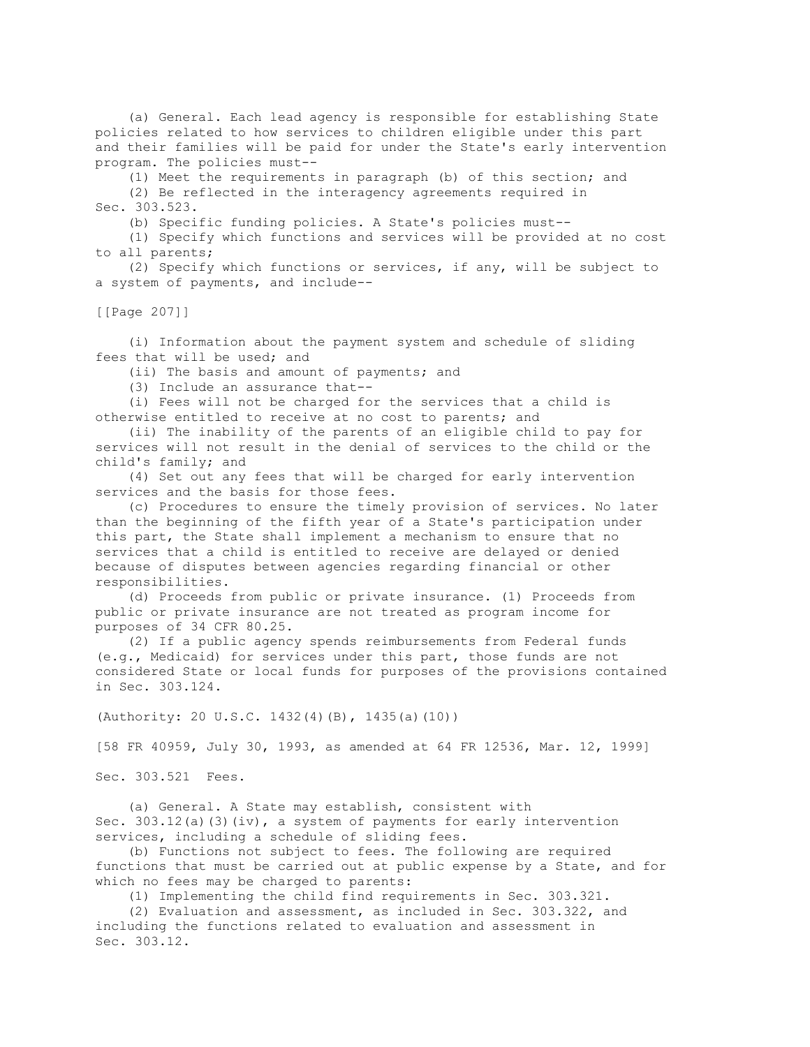(a) General. Each lead agency is responsible for establishing State policies related to how services to children eligible under this part and their families will be paid for under the State's early intervention program. The policies must--

(1) Meet the requirements in paragraph (b) of this section; and

(2) Be reflected in the interagency agreements required in Sec. 303.523.

(b) Specific funding policies. A State's policies must--

(1) Specify which functions and services will be provided at no cost to all parents;

(2) Specify which functions or services, if any, will be subject to a system of payments, and include--

[[Page 207]]

(i) Information about the payment system and schedule of sliding fees that will be used; and

(ii) The basis and amount of payments; and

(3) Include an assurance that--

(i) Fees will not be charged for the services that a child is otherwise entitled to receive at no cost to parents; and

(ii) The inability of the parents of an eligible child to pay for services will not result in the denial of services to the child or the child's family; and

(4) Set out any fees that will be charged for early intervention services and the basis for those fees.

(c) Procedures to ensure the timely provision of services. No later than the beginning of the fifth year of a State's participation under this part, the State shall implement a mechanism to ensure that no services that a child is entitled to receive are delayed or denied because of disputes between agencies regarding financial or other responsibilities.

(d) Proceeds from public or private insurance. (1) Proceeds from public or private insurance are not treated as program income for purposes of 34 CFR 80.25.

(2) If a public agency spends reimbursements from Federal funds (e.g., Medicaid) for services under this part, those funds are not considered State or local funds for purposes of the provisions contained in Sec. 303.124.

(Authority: 20 U.S.C. 1432(4)(B), 1435(a)(10))

[58 FR 40959, July 30, 1993, as amended at 64 FR 12536, Mar. 12, 1999]

Sec. 303.521 Fees.

(a) General. A State may establish, consistent with Sec. 303.12(a)(3)(iv), a system of payments for early intervention services, including a schedule of sliding fees.

(b) Functions not subject to fees. The following are required functions that must be carried out at public expense by a State, and for which no fees may be charged to parents:

(1) Implementing the child find requirements in Sec. 303.321.

(2) Evaluation and assessment, as included in Sec. 303.322, and including the functions related to evaluation and assessment in Sec. 303.12.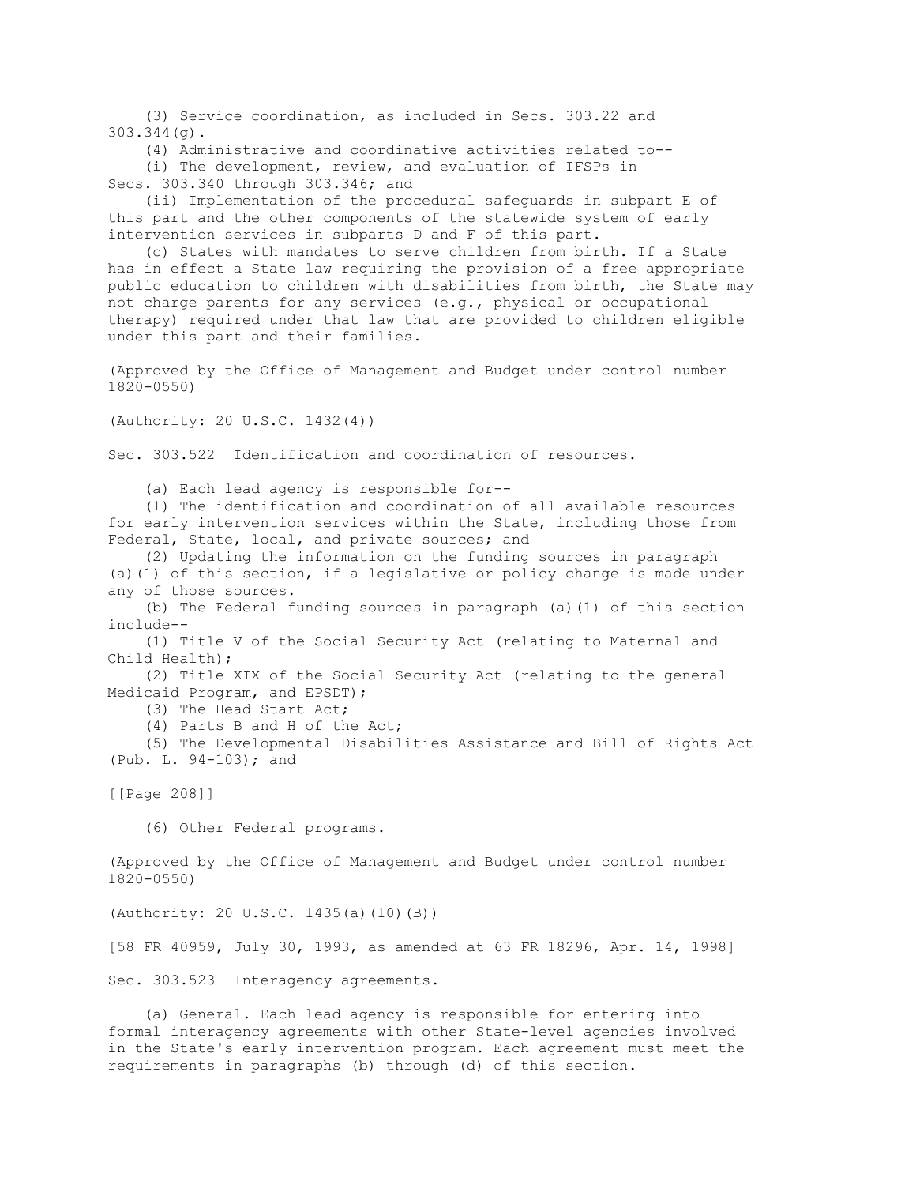(3) Service coordination, as included in Secs. 303.22 and 303.344(g).

(4) Administrative and coordinative activities related to--

(i) The development, review, and evaluation of IFSPs in Secs. 303.340 through 303.346; and

(ii) Implementation of the procedural safeguards in subpart E of this part and the other components of the statewide system of early intervention services in subparts D and F of this part.

(c) States with mandates to serve children from birth. If a State has in effect a State law requiring the provision of a free appropriate public education to children with disabilities from birth, the State may not charge parents for any services (e.g., physical or occupational therapy) required under that law that are provided to children eligible under this part and their families.

(Approved by the Office of Management and Budget under control number 1820-0550)

(Authority: 20 U.S.C. 1432(4))

## Sec. 303.522 Identification and coordination of resources.

(a) Each lead agency is responsible for--

(1) The identification and coordination of all available resources for early intervention services within the State, including those from Federal, State, local, and private sources; and

(2) Updating the information on the funding sources in paragraph (a)(1) of this section, if a legislative or policy change is made under any of those sources.

(b) The Federal funding sources in paragraph (a)(1) of this section include--

(1) Title V of the Social Security Act (relating to Maternal and Child Health);

(2) Title XIX of the Social Security Act (relating to the general Medicaid Program, and EPSDT);

(3) The Head Start Act;

(4) Parts B and H of the Act;

(5) The Developmental Disabilities Assistance and Bill of Rights Act (Pub. L. 94-103); and

(6) Other Federal programs.

(Approved by the Office of Management and Budget under control number 1820-0550)

(Authority: 20 U.S.C. 1435(a)(10)(B))

[58 FR 40959, July 30, 1993, as amended at 63 FR 18296, Apr. 14, 1998]

## Sec. 303.523 Interagency agreements.

(a) General. Each lead agency is responsible for entering into formal interagency agreements with other State-level agencies involved in the State's early intervention program. Each agreement must meet the requirements in paragraphs (b) through (d) of this section.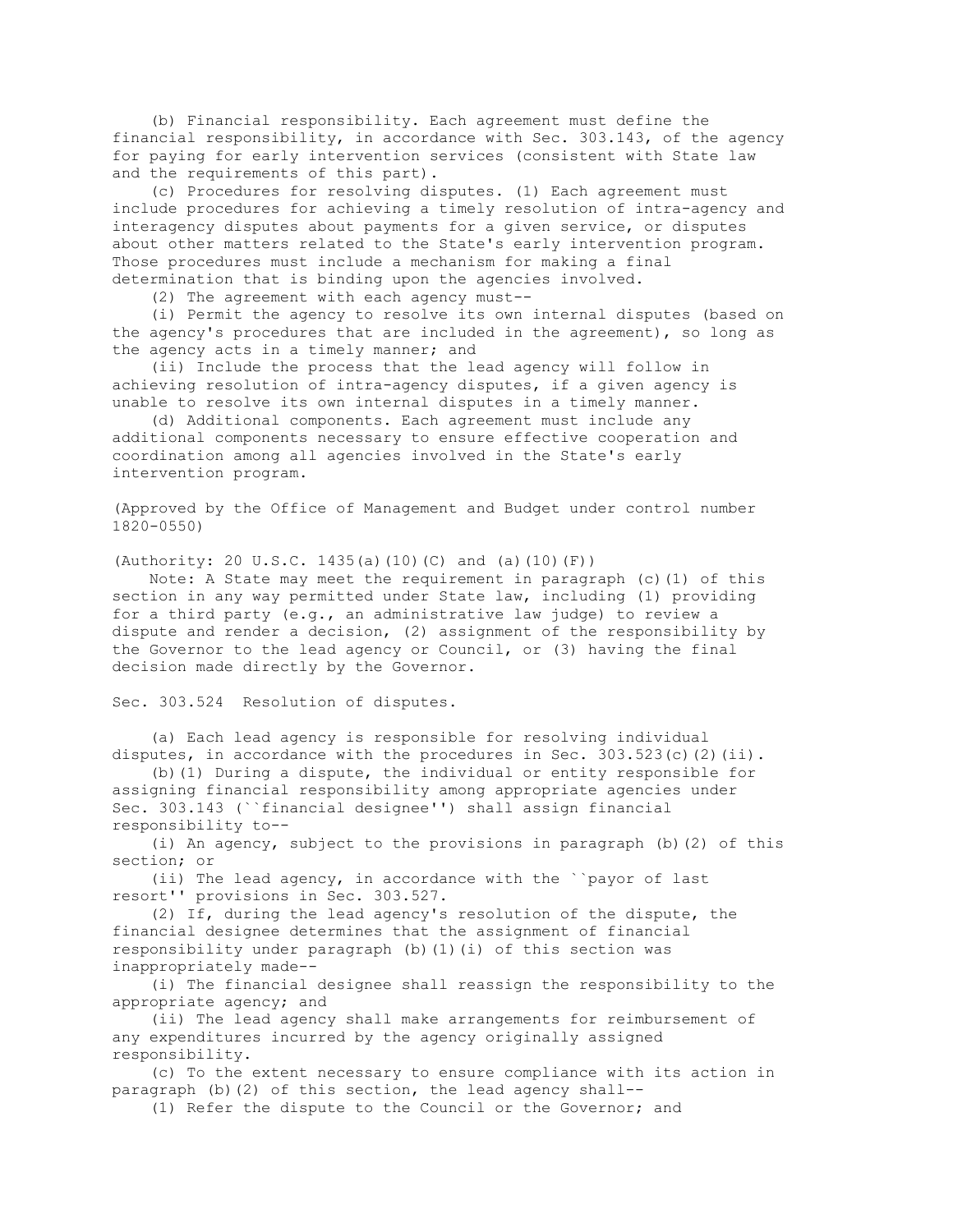(b) Financial responsibility. Each agreement must define the financial responsibility, in accordance with Sec. 303.143, of the agency for paying for early intervention services (consistent with State law and the requirements of this part).

(c) Procedures for resolving disputes. (1) Each agreement must include procedures for achieving a timely resolution of intra-agency and interagency disputes about payments for a given service, or disputes about other matters related to the State's early intervention program. Those procedures must include a mechanism for making a final determination that is binding upon the agencies involved.

(2) The agreement with each agency must--

(i) Permit the agency to resolve its own internal disputes (based on the agency's procedures that are included in the agreement), so long as the agency acts in a timely manner; and

(ii) Include the process that the lead agency will follow in achieving resolution of intra-agency disputes, if a given agency is unable to resolve its own internal disputes in a timely manner.

(d) Additional components. Each agreement must include any additional components necessary to ensure effective cooperation and coordination among all agencies involved in the State's early intervention program.

(Approved by the Office of Management and Budget under control number 1820-0550)

(Authority: 20 U.S.C. 1435(a)(10)(C) and (a)(10)(F))

Note: A State may meet the requirement in paragraph (c)(1) of this section in any way permitted under State law, including (1) providing for a third party (e.g., an administrative law judge) to review a dispute and render a decision, (2) assignment of the responsibility by the Governor to the lead agency or Council, or (3) having the final decision made directly by the Governor.

Sec. 303.524 Resolution of disputes.

(a) Each lead agency is responsible for resolving individual disputes, in accordance with the procedures in Sec. 303.523(c)(2)(ii).

(b)(1) During a dispute, the individual or entity responsible for assigning financial responsibility among appropriate agencies under Sec. 303.143 (``financial designee'') shall assign financial responsibility to--

(i) An agency, subject to the provisions in paragraph (b)(2) of this section; or

(ii) The lead agency, in accordance with the ``payor of last resort'' provisions in Sec. 303.527.

(2) If, during the lead agency's resolution of the dispute, the financial designee determines that the assignment of financial responsibility under paragraph (b)(1)(i) of this section was inappropriately made--

(i) The financial designee shall reassign the responsibility to the appropriate agency; and

(ii) The lead agency shall make arrangements for reimbursement of any expenditures incurred by the agency originally assigned responsibility.

(c) To the extent necessary to ensure compliance with its action in paragraph (b)(2) of this section, the lead agency shall--

(1) Refer the dispute to the Council or the Governor; and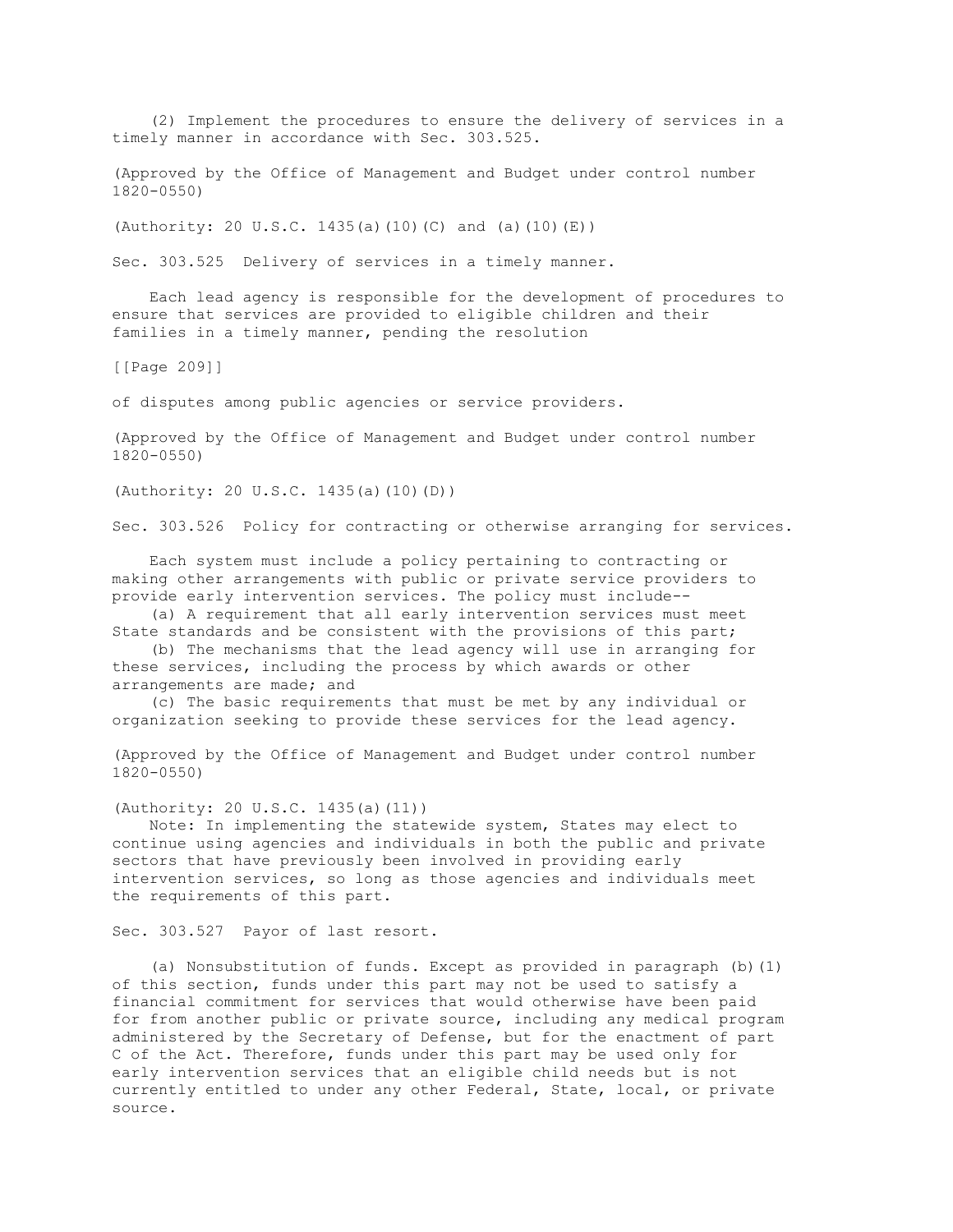(2) Implement the procedures to ensure the delivery of services in a timely manner in accordance with Sec. 303.525.

(Approved by the Office of Management and Budget under control number 1820-0550)

(Authority: 20 U.S.C. 1435(a)(10)(C) and (a)(10)(E))

Sec. 303.525 Delivery of services in a timely manner.

Each lead agency is responsible for the development of procedures to ensure that services are provided to eligible children and their families in a timely manner, pending the resolution

[[Page 209]]

of disputes among public agencies or service providers.

(Approved by the Office of Management and Budget under control number 1820-0550)

(Authority: 20 U.S.C. 1435(a)(10)(D))

Sec. 303.526 Policy for contracting or otherwise arranging for services.

Each system must include a policy pertaining to contracting or making other arrangements with public or private service providers to provide early intervention services. The policy must include--

(a) A requirement that all early intervention services must meet State standards and be consistent with the provisions of this part;

(b) The mechanisms that the lead agency will use in arranging for these services, including the process by which awards or other arrangements are made; and

(c) The basic requirements that must be met by any individual or organization seeking to provide these services for the lead agency.

(Approved by the Office of Management and Budget under control number 1820-0550)

(Authority: 20 U.S.C. 1435(a)(11))

Note: In implementing the statewide system, States may elect to continue using agencies and individuals in both the public and private sectors that have previously been involved in providing early intervention services, so long as those agencies and individuals meet the requirements of this part.

Sec. 303.527 Payor of last resort.

(a) Nonsubstitution of funds. Except as provided in paragraph (b)(1) of this section, funds under this part may not be used to satisfy a financial commitment for services that would otherwise have been paid for from another public or private source, including any medical program administered by the Secretary of Defense, but for the enactment of part C of the Act. Therefore, funds under this part may be used only for early intervention services that an eligible child needs but is not currently entitled to under any other Federal, State, local, or private source.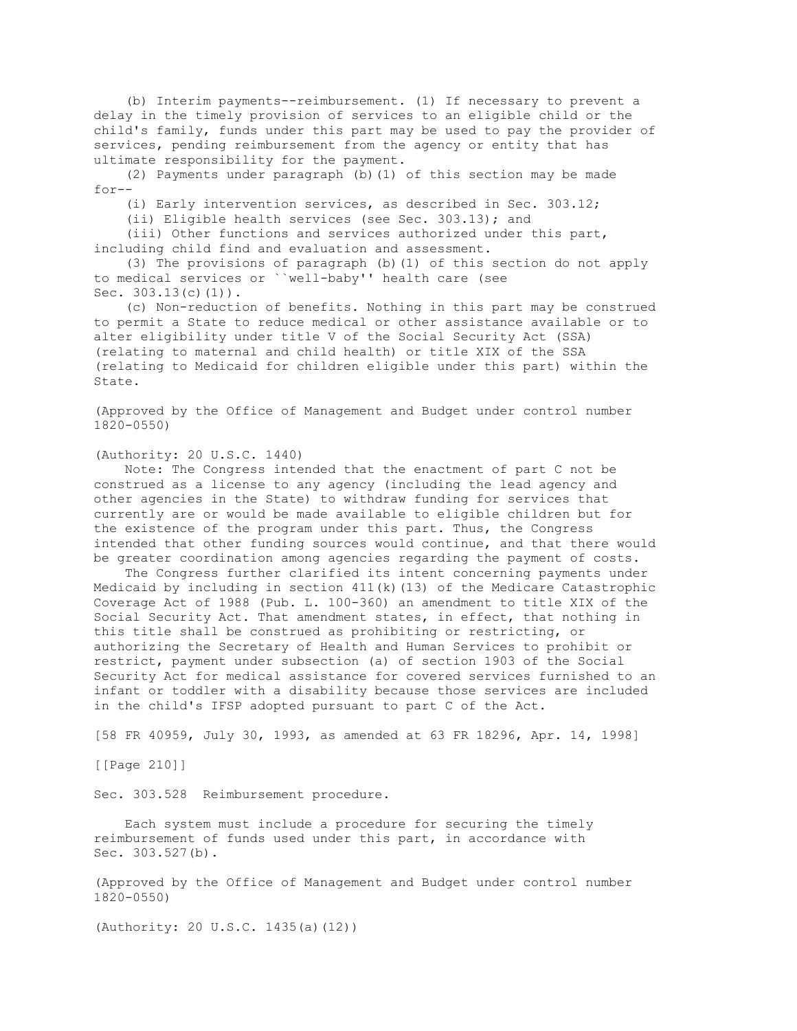(b) Interim payments--reimbursement. (1) If necessary to prevent a delay in the timely provision of services to an eligible child or the child's family, funds under this part may be used to pay the provider of services, pending reimbursement from the agency or entity that has ultimate responsibility for the payment.

(2) Payments under paragraph (b)(1) of this section may be made for--

(i) Early intervention services, as described in Sec. 303.12;

(ii) Eligible health services (see Sec. 303.13); and

(iii) Other functions and services authorized under this part, including child find and evaluation and assessment.

(3) The provisions of paragraph (b)(1) of this section do not apply to medical services or ``well-baby'' health care (see Sec. 303.13(c)(1)).

(c) Non-reduction of benefits. Nothing in this part may be construed to permit a State to reduce medical or other assistance available or to alter eligibility under title V of the Social Security Act (SSA) (relating to maternal and child health) or title XIX of the SSA (relating to Medicaid for children eligible under this part) within the State.

(Approved by the Office of Management and Budget under control number 1820-0550)

(Authority: 20 U.S.C. 1440)

Note: The Congress intended that the enactment of part C not be construed as a license to any agency (including the lead agency and other agencies in the State) to withdraw funding for services that currently are or would be made available to eligible children but for the existence of the program under this part. Thus, the Congress intended that other funding sources would continue, and that there would be greater coordination among agencies regarding the payment of costs.

The Congress further clarified its intent concerning payments under Medicaid by including in section 411(k)(13) of the Medicare Catastrophic Coverage Act of 1988 (Pub. L. 100-360) an amendment to title XIX of the Social Security Act. That amendment states, in effect, that nothing in this title shall be construed as prohibiting or restricting, or authorizing the Secretary of Health and Human Services to prohibit or restrict, payment under subsection (a) of section 1903 of the Social Security Act for medical assistance for covered services furnished to an infant or toddler with a disability because those services are included in the child's IFSP adopted pursuant to part C of the Act.

[58 FR 40959, July 30, 1993, as amended at 63 FR 18296, Apr. 14, 1998]

Sec. 303.528 Reimbursement procedure.

Each system must include a procedure for securing the timely reimbursement of funds used under this part, in accordance with Sec. 303.527(b).

(Approved by the Office of Management and Budget under control number 1820-0550)

(Authority: 20 U.S.C. 1435(a)(12))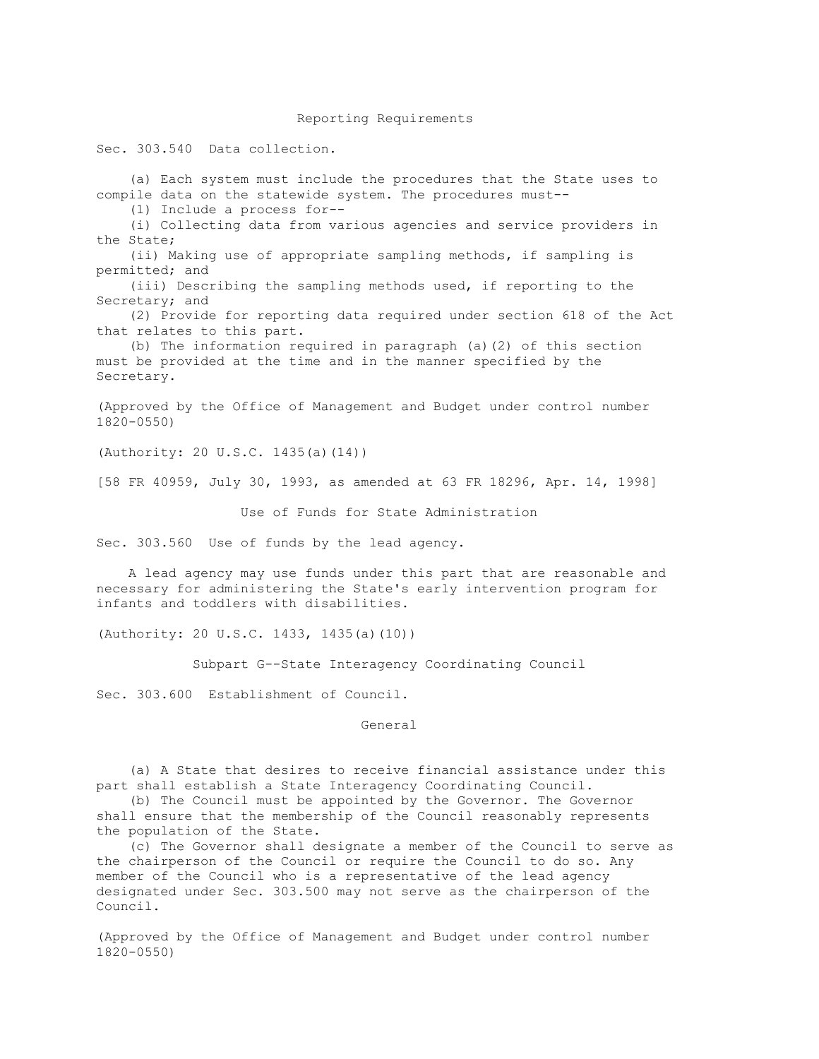## Reporting Requirements

### Sec. 303.540 Data collection.

(a) Each system must include the procedures that the State uses to compile data on the statewide system. The procedures must--

(1) Include a process for--

(i) Collecting data from various agencies and service providers in the State;

(ii) Making use of appropriate sampling methods, if sampling is permitted; and

(iii) Describing the sampling methods used, if reporting to the Secretary; and

(2) Provide for reporting data required under section 618 of the Act that relates to this part.

(b) The information required in paragraph (a)(2) of this section must be provided at the time and in the manner specified by the Secretary.

(Approved by the Office of Management and Budget under control number 1820-0550)

(Authority: 20 U.S.C. 1435(a)(14))

[58 FR 40959, July 30, 1993, as amended at 63 FR 18296, Apr. 14, 1998]

## Use of Funds for State Administration

### Sec. 303.560 Use of funds by the lead agency.

A lead agency may use funds under this part that are reasonable and necessary for administering the State's early intervention program for infants and toddlers with disabilities.

(Authority: 20 U.S.C. 1433, 1435(a)(10))

## Subpart G--State Interagency Coordinating Council

### Sec. 303.600 Establishment of Council.

#### General

(a) A State that desires to receive financial assistance under this part shall establish a State Interagency Coordinating Council.

(b) The Council must be appointed by the Governor. The Governor shall ensure that the membership of the Council reasonably represents the population of the State.

(c) The Governor shall designate a member of the Council to serve as the chairperson of the Council or require the Council to do so. Any member of the Council who is a representative of the lead agency designated under Sec. 303.500 may not serve as the chairperson of the Council.

(Approved by the Office of Management and Budget under control number 1820-0550)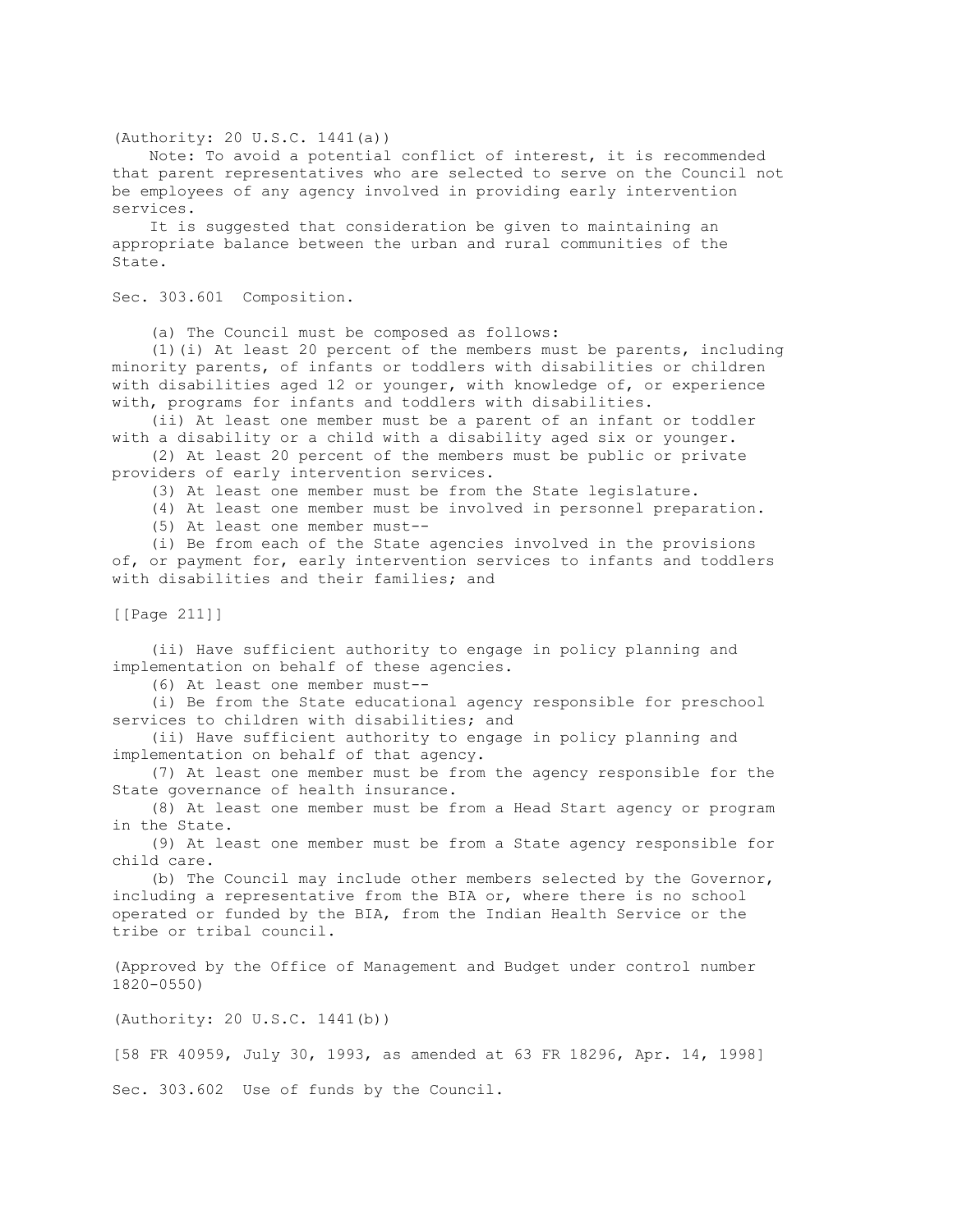(Authority: 20 U.S.C. 1441(a))

Note: To avoid a potential conflict of interest, it is recommended that parent representatives who are selected to serve on the Council not be employees of any agency involved in providing early intervention services.

It is suggested that consideration be given to maintaining an appropriate balance between the urban and rural communities of the State.

Sec. 303.601 Composition.

(a) The Council must be composed as follows:

(1)(i) At least 20 percent of the members must be parents, including minority parents, of infants or toddlers with disabilities or children with disabilities aged 12 or younger, with knowledge of, or experience with, programs for infants and toddlers with disabilities.

(ii) At least one member must be a parent of an infant or toddler with a disability or a child with a disability aged six or younger.

(2) At least 20 percent of the members must be public or private providers of early intervention services.

(3) At least one member must be from the State legislature.

(4) At least one member must be involved in personnel preparation.

(5) At least one member must--

(i) Be from each of the State agencies involved in the provisions of, or payment for, early intervention services to infants and toddlers with disabilities and their families; and

[[Page 211]]

(ii) Have sufficient authority to engage in policy planning and implementation on behalf of these agencies.

(6) At least one member must--

(i) Be from the State educational agency responsible for preschool services to children with disabilities; and

(ii) Have sufficient authority to engage in policy planning and implementation on behalf of that agency.

(7) At least one member must be from the agency responsible for the State governance of health insurance.

(8) At least one member must be from a Head Start agency or program in the State.

(9) At least one member must be from a State agency responsible for child care.

(b) The Council may include other members selected by the Governor, including a representative from the BIA or, where there is no school operated or funded by the BIA, from the Indian Health Service or the tribe or tribal council.

(Approved by the Office of Management and Budget under control number 1820-0550)

(Authority: 20 U.S.C. 1441(b))

[58 FR 40959, July 30, 1993, as amended at 63 FR 18296, Apr. 14, 1998]

Sec. 303.602 Use of funds by the Council.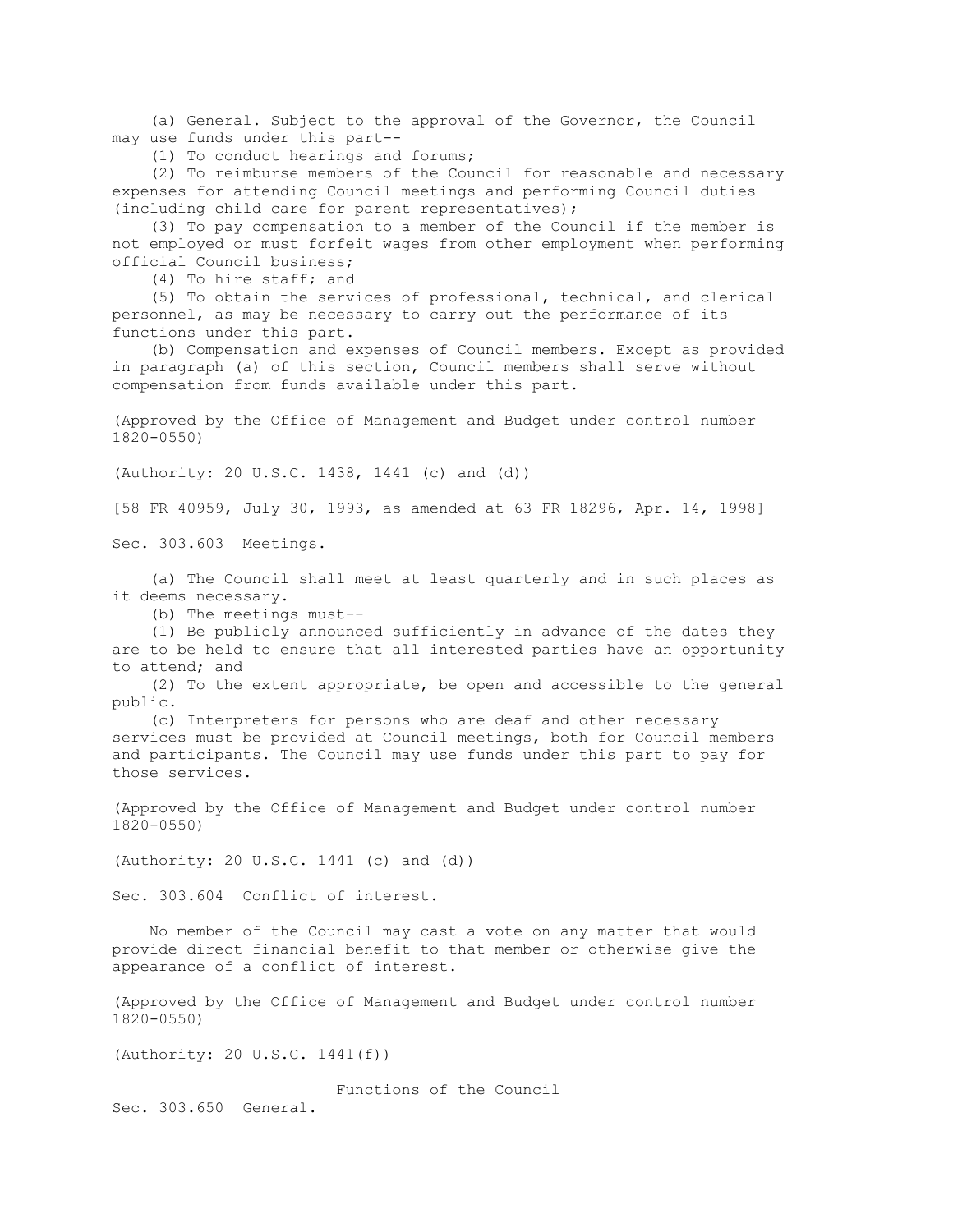(a) General. Subject to the approval of the Governor, the Council may use funds under this part--

(1) To conduct hearings and forums;

(2) To reimburse members of the Council for reasonable and necessary expenses for attending Council meetings and performing Council duties (including child care for parent representatives);

(3) To pay compensation to a member of the Council if the member is not employed or must forfeit wages from other employment when performing official Council business;

(4) To hire staff; and

(5) To obtain the services of professional, technical, and clerical personnel, as may be necessary to carry out the performance of its functions under this part.

(b) Compensation and expenses of Council members. Except as provided in paragraph (a) of this section, Council members shall serve without compensation from funds available under this part.

(Approved by the Office of Management and Budget under control number 1820-0550)

(Authority: 20 U.S.C. 1438, 1441 (c) and (d))

[58 FR 40959, July 30, 1993, as amended at 63 FR 18296, Apr. 14, 1998]

### Sec. 303.603 Meetings.

(a) The Council shall meet at least quarterly and in such places as it deems necessary.

(b) The meetings must--

(1) Be publicly announced sufficiently in advance of the dates they are to be held to ensure that all interested parties have an opportunity to attend; and

(2) To the extent appropriate, be open and accessible to the general public.

(c) Interpreters for persons who are deaf and other necessary services must be provided at Council meetings, both for Council members and participants. The Council may use funds under this part to pay for those services.

(Approved by the Office of Management and Budget under control number 1820-0550)

(Authority: 20 U.S.C. 1441 (c) and (d))

### Sec. 303.604 Conflict of interest.

No member of the Council may cast a vote on any matter that would provide direct financial benefit to that member or otherwise give the appearance of a conflict of interest.

(Approved by the Office of Management and Budget under control number 1820-0550)

(Authority: 20 U.S.C. 1441(f))

## Functions of the Council

### Sec. 303.650 General.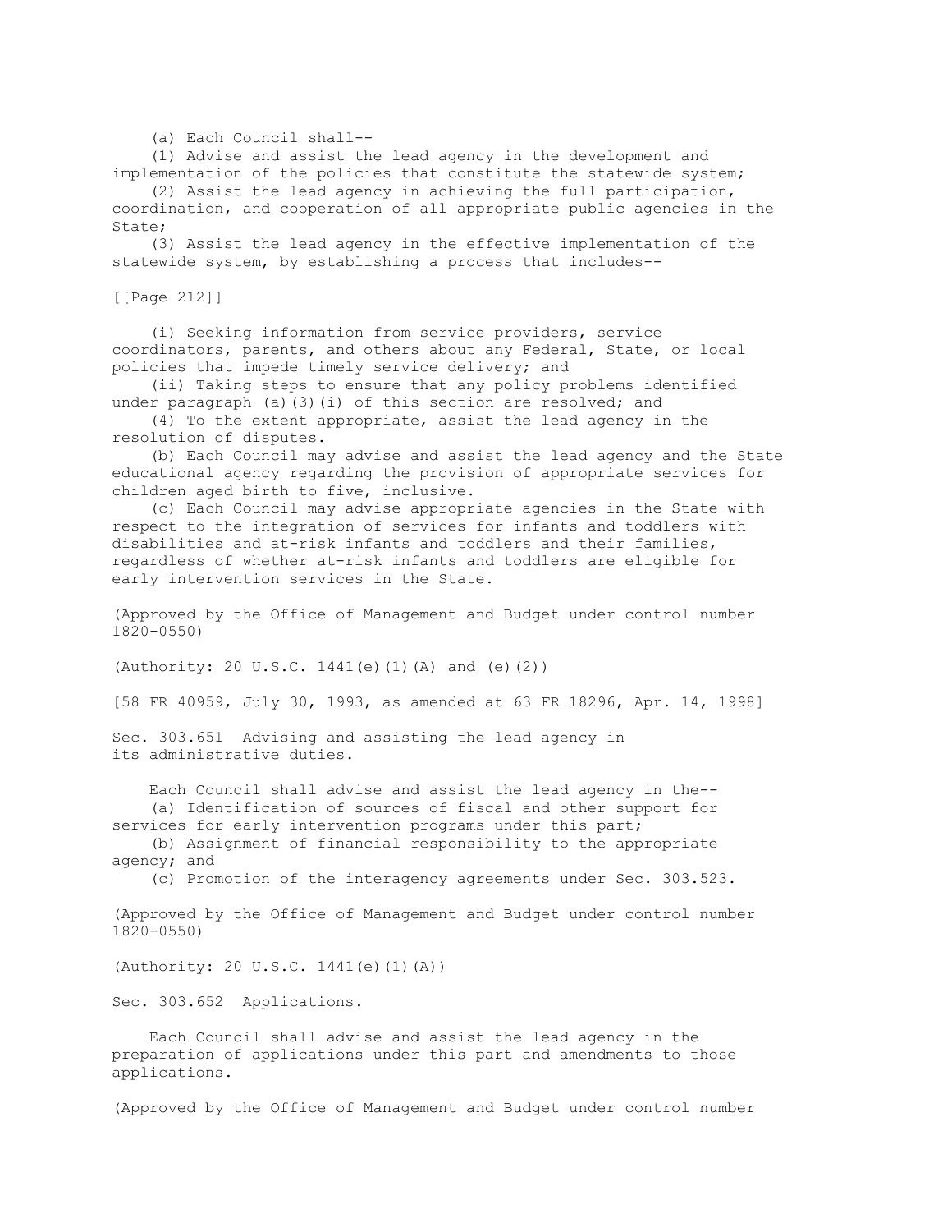(a) Each Council shall--

(1) Advise and assist the lead agency in the development and implementation of the policies that constitute the statewide system;

(2) Assist the lead agency in achieving the full participation, coordination, and cooperation of all appropriate public agencies in the State;

(3) Assist the lead agency in the effective implementation of the statewide system, by establishing a process that includes--

(i) Seeking information from service providers, service coordinators, parents, and others about any Federal, State, or local policies that impede timely service delivery; and

(ii) Taking steps to ensure that any policy problems identified under paragraph (a)(3)(i) of this section are resolved; and

(4) To the extent appropriate, assist the lead agency in the resolution of disputes.

(b) Each Council may advise and assist the lead agency and the State educational agency regarding the provision of appropriate services for children aged birth to five, inclusive.

(c) Each Council may advise appropriate agencies in the State with respect to the integration of services for infants and toddlers with disabilities and at-risk infants and toddlers and their families, regardless of whether at-risk infants and toddlers are eligible for early intervention services in the State.

(Approved by the Office of Management and Budget under control number 1820-0550)

(Authority: 20 U.S.C. 1441(e)(1)(A) and (e)(2))

[58 FR 40959, July 30, 1993, as amended at 63 FR 18296, Apr. 14, 1998]

## Sec. 303.651 Advising and assisting the lead agency in its administrative duties.

Each Council shall advise and assist the lead agency in the--

(a) Identification of sources of fiscal and other support for services for early intervention programs under this part;

(b) Assignment of financial responsibility to the appropriate agency; and

(c) Promotion of the interagency agreements under Sec. 303.523.

(Approved by the Office of Management and Budget under control number 1820-0550)

(Authority: 20 U.S.C. 1441(e)(1)(A))

## Sec. 303.652 Applications.

Each Council shall advise and assist the lead agency in the preparation of applications under this part and amendments to those applications.

(Approved by the Office of Management and Budget under control number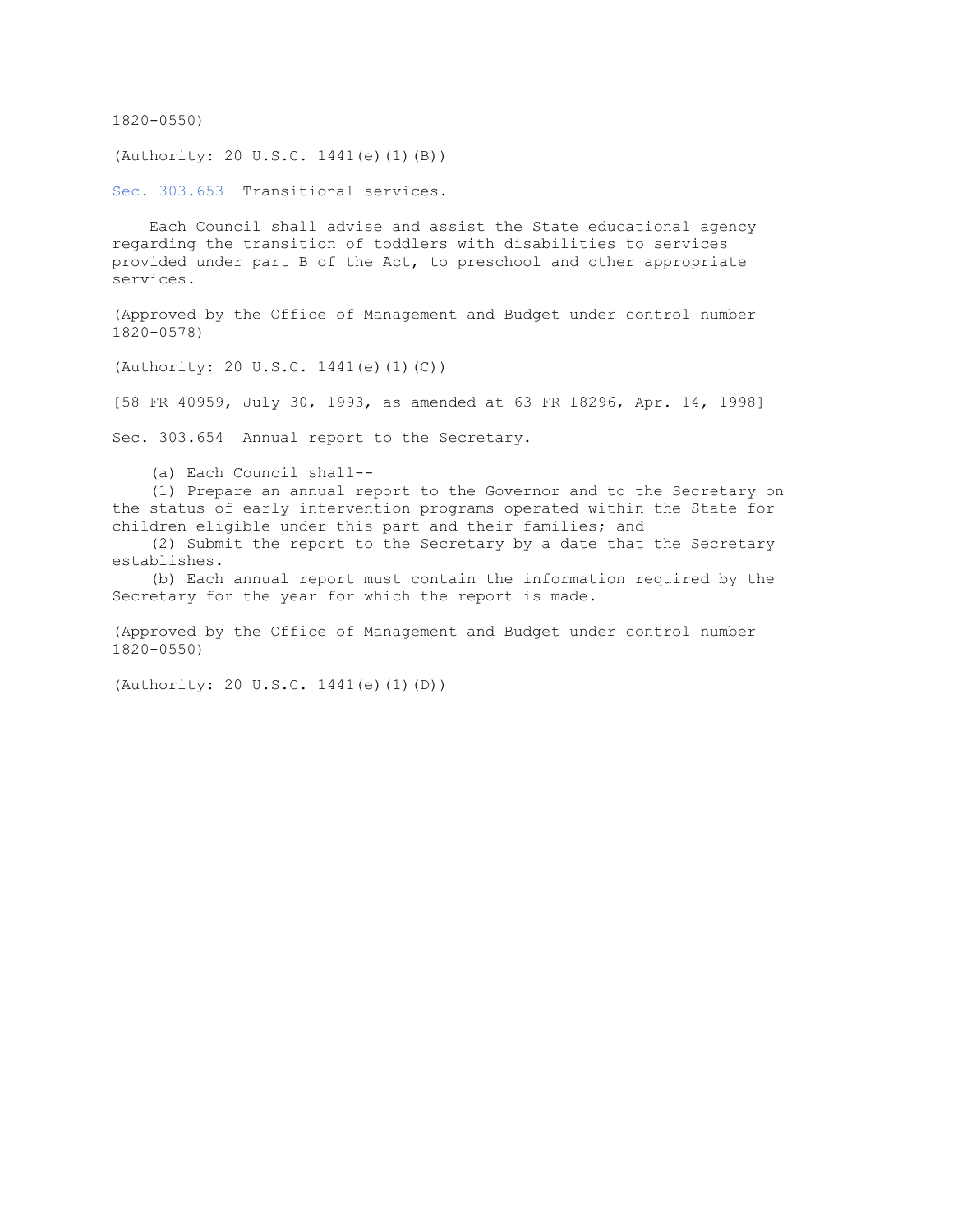1820-0550)

(Authority: 20 U.S.C. 1441(e)(1)(B))

Sec. 303.653 Transitional services.

Each Council shall advise and assist the State educational agency regarding the transition of toddlers with disabilities to services provided under part B of the Act, to preschool and other appropriate services.

(Approved by the Office of Management and Budget under control number 1820-0578)

(Authority: 20 U.S.C. 1441(e)(1)(C))

[58 FR 40959, July 30, 1993, as amended at 63 FR 18296, Apr. 14, 1998]

Sec. 303.654 Annual report to the Secretary.

(a) Each Council shall--

(1) Prepare an annual report to the Governor and to the Secretary on the status of early intervention programs operated within the State for children eligible under this part and their families; and

(2) Submit the report to the Secretary by a date that the Secretary establishes.

(b) Each annual report must contain the information required by the Secretary for the year for which the report is made.

(Approved by the Office of Management and Budget under control number 1820-0550)

(Authority: 20 U.S.C. 1441(e)(1)(D))